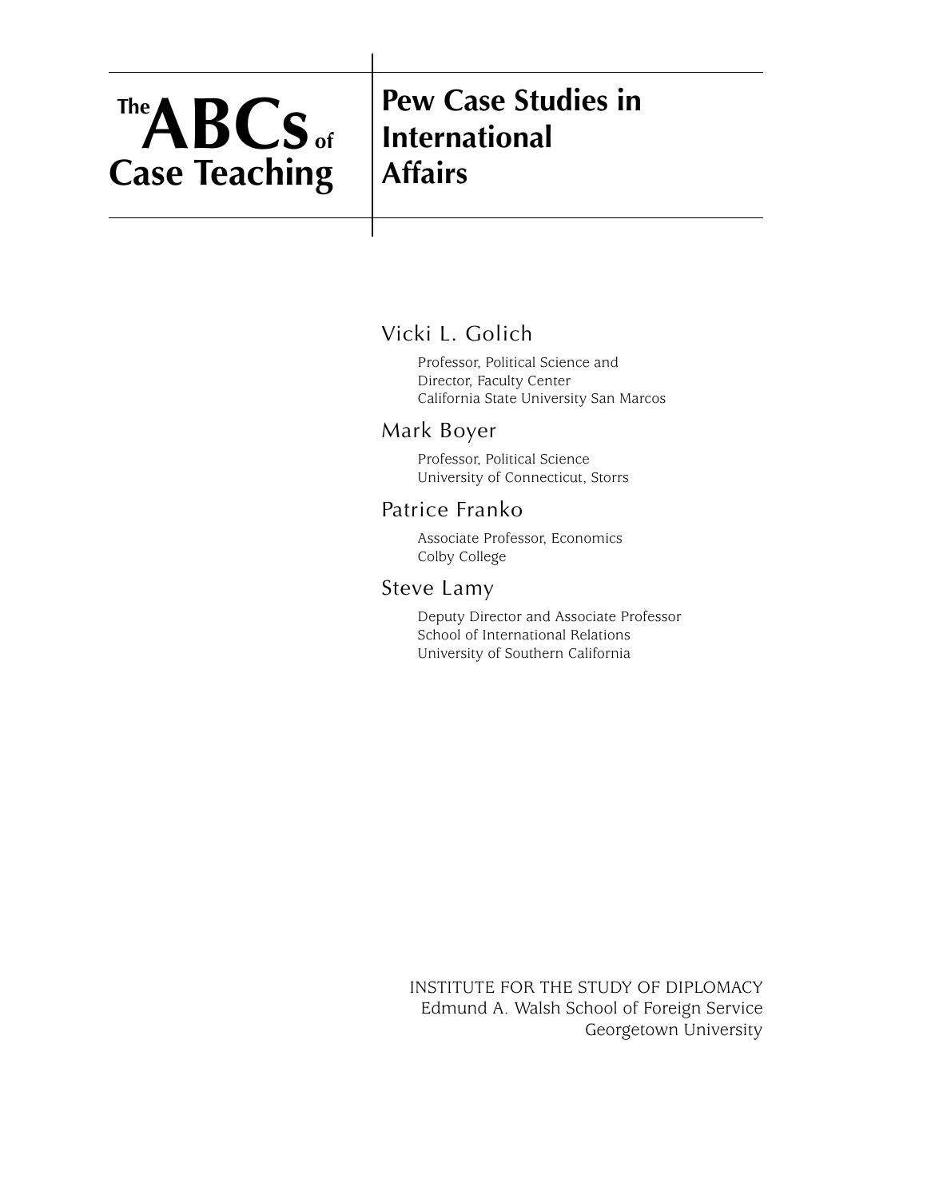# The ABCs of Case Teaching

## Pew Case Studies in International Affairs

**Vicki L. Golich**

Professor, Political Science and
Director, Faculty Center
California State University San Marcos

**Mark Boyer**

Professor, Political Science
University of Connecticut, Storrs

**Patrice Franko**

Associate Professor, Economics
Colby College

**Steve Lamy**

Deputy Director and Associate Professor
School of International Relations
University of Southern California

INSTITUTE FOR THE STUDY OF DIPLOMACY
Edmund A. Walsh School of Foreign Service
Georgetown University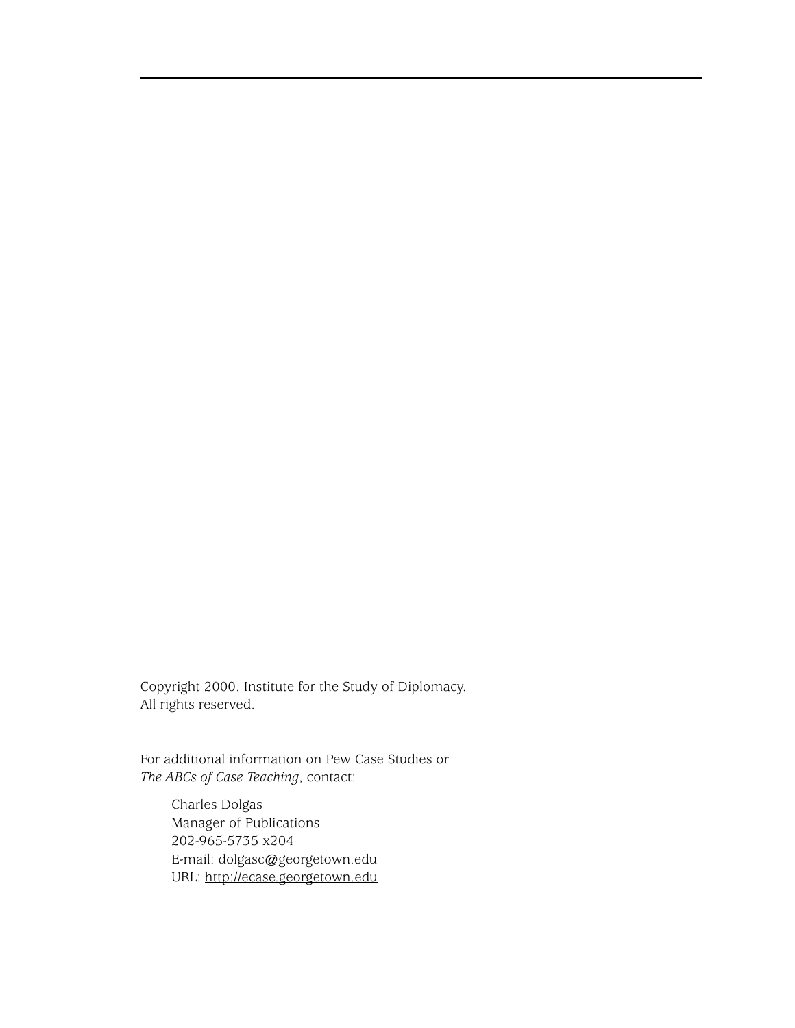Copyright 2000. Institute for the Study of Diplomacy.
All rights reserved.

For additional information on Pew Case Studies or
*The ABCs of Case Teaching*, contact:

Charles Dolgas
Manager of Publications
202-965-5735 x204
E-mail: dolgasc@georgetown.edu
URL: http://ecase.georgetown.edu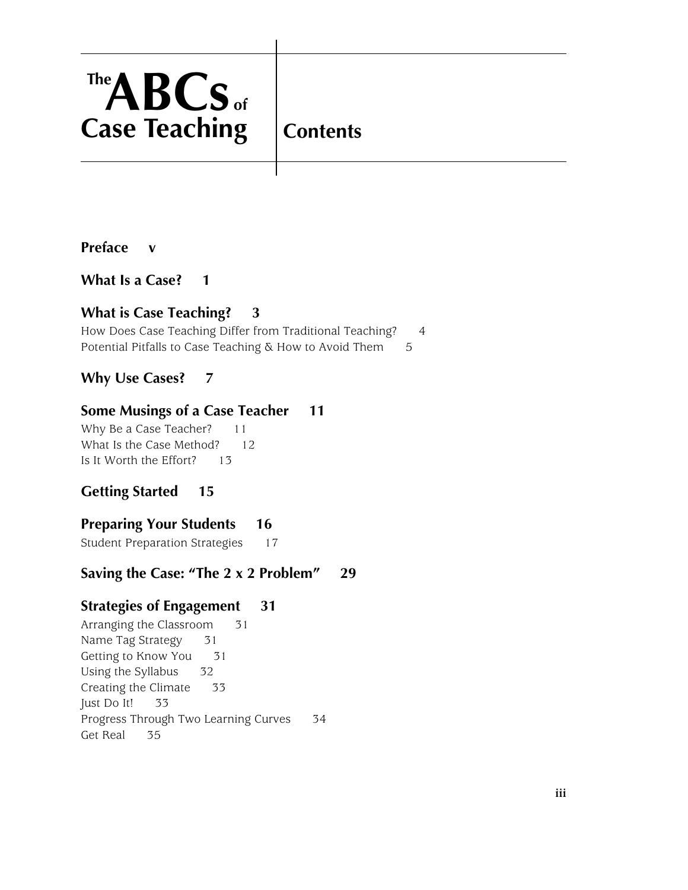# The ABCs of Case Teaching

# Contents

**Preface v**

**What Is a Case? 1**

**What is Case Teaching? 3**

How Does Case Teaching Differ from Traditional Teaching? 4
Potential Pitfalls to Case Teaching & How to Avoid Them 5

**Why Use Cases? 7**

**Some Musings of a Case Teacher 11**

Why Be a Case Teacher? 11
What Is the Case Method? 12
Is It Worth the Effort? 13

**Getting Started 15**

**Preparing Your Students 16**

Student Preparation Strategies 17

**Saving the Case: "The 2 x 2 Problem" 29**

**Strategies of Engagement 31**

Arranging the Classroom 31
Name Tag Strategy 31
Getting to Know You 31
Using the Syllabus 32
Creating the Climate 33
Just Do It! 33
Progress Through Two Learning Curves 34
Get Real 35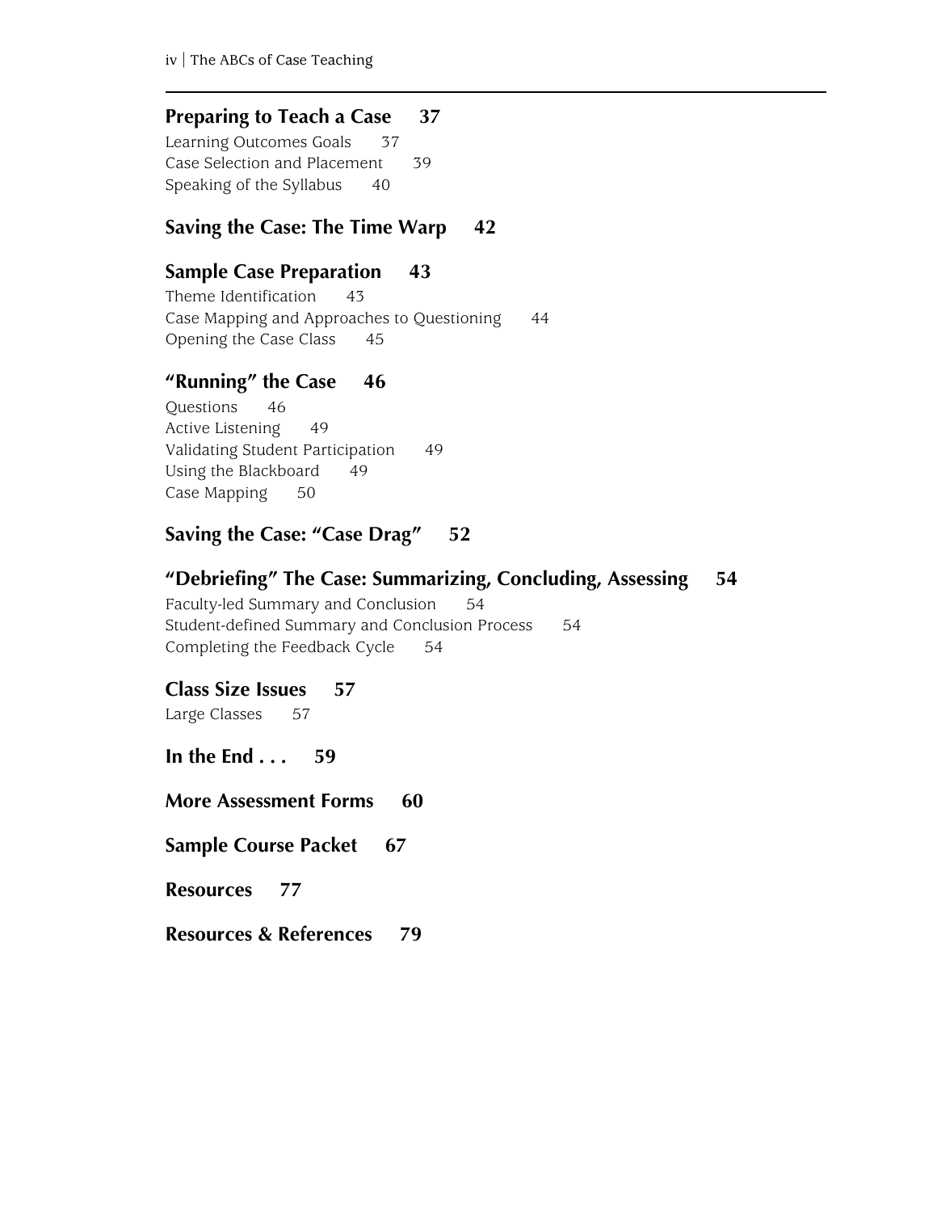**Preparing to Teach a Case 37**

Learning Outcomes Goals 37

Case Selection and Placement 39

Speaking of the Syllabus 40

**Saving the Case: The Time Warp 42**

**Sample Case Preparation 43**

Theme Identification 43

Case Mapping and Approaches to Questioning 44

Opening the Case Class 45

**"Running" the Case 46**

Questions 46

Active Listening 49

Validating Student Participation 49

Using the Blackboard 49

Case Mapping 50

**Saving the Case: "Case Drag" 52**

**"Debriefing" The Case: Summarizing, Concluding, Assessing 54**

Faculty-led Summary and Conclusion 54

Student-defined Summary and Conclusion Process 54

Completing the Feedback Cycle 54

**Class Size Issues 57**

Large Classes 57

**In the End . . . 59**

**More Assessment Forms 60**

**Sample Course Packet 67**

**Resources 77**

**Resources & References 79**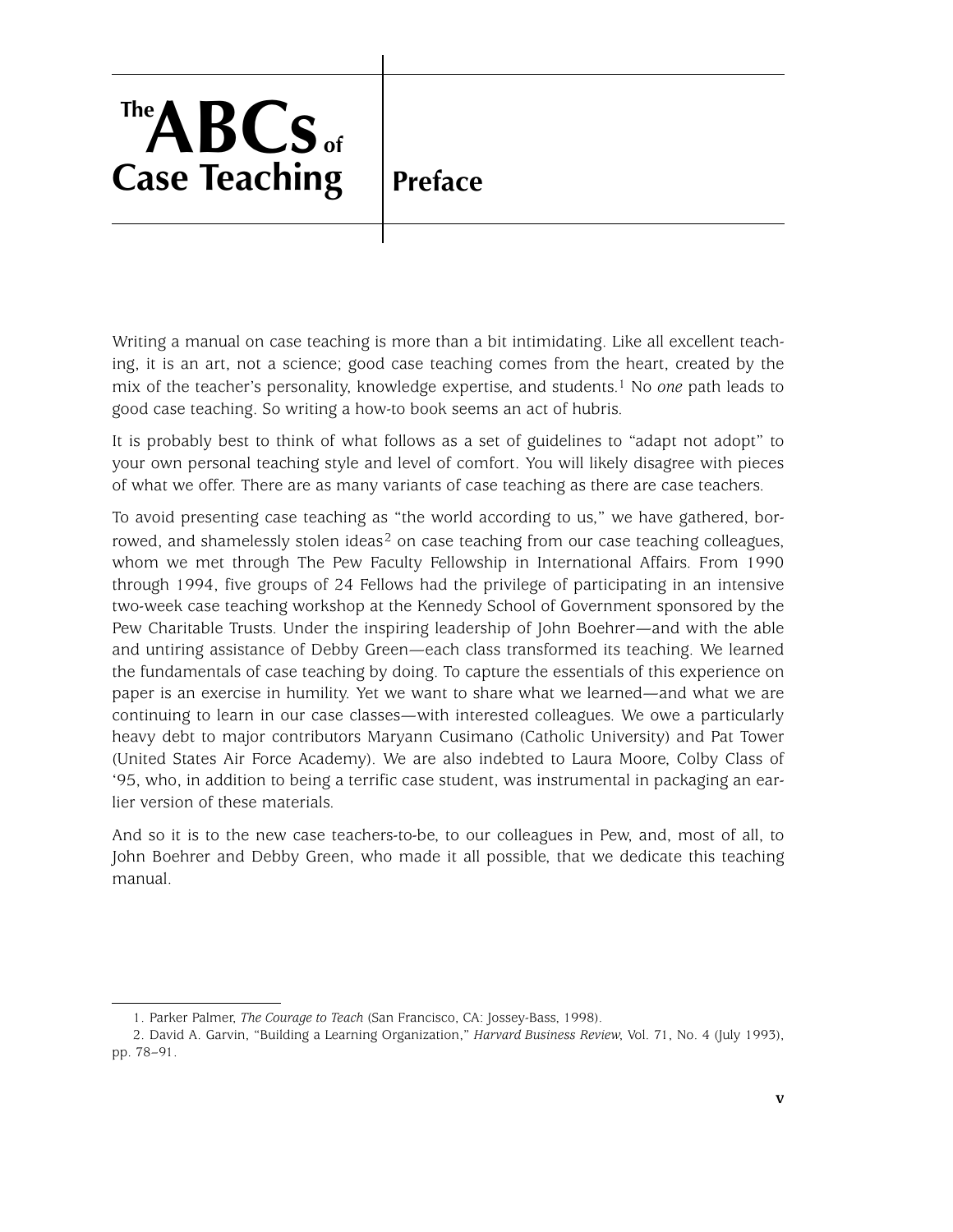# Preface

Writing a manual on case teaching is more than a bit intimidating. Like all excellent teaching, it is an art, not a science; good case teaching comes from the heart, created by the mix of the teacher's personality, knowledge expertise, and students.[1] No *one* path leads to good case teaching. So writing a how-to book seems an act of hubris.

It is probably best to think of what follows as a set of guidelines to "adapt not adopt" to your own personal teaching style and level of comfort. You will likely disagree with pieces of what we offer. There are as many variants of case teaching as there are case teachers.

To avoid presenting case teaching as "the world according to us," we have gathered, borrowed, and shamelessly stolen ideas[2] on case teaching from our case teaching colleagues, whom we met through The Pew Faculty Fellowship in International Affairs. From 1990 through 1994, five groups of 24 Fellows had the privilege of participating in an intensive two-week case teaching workshop at the Kennedy School of Government sponsored by the Pew Charitable Trusts. Under the inspiring leadership of John Boehrer—and with the able and untiring assistance of Debby Green—each class transformed its teaching. We learned the fundamentals of case teaching by doing. To capture the essentials of this experience on paper is an exercise in humility. Yet we want to share what we learned—and what we are continuing to learn in our case classes—with interested colleagues. We owe a particularly heavy debt to major contributors Maryann Cusimano (Catholic University) and Pat Tower (United States Air Force Academy). We are also indebted to Laura Moore, Colby Class of '95, who, in addition to being a terrific case student, was instrumental in packaging an earlier version of these materials.

And so it is to the new case teachers-to-be, to our colleagues in Pew, and, most of all, to John Boehrer and Debby Green, who made it all possible, that we dedicate this teaching manual.

---

1. Parker Palmer, *The Courage to Teach* (San Francisco, CA: Jossey-Bass, 1998).

2. David A. Garvin, "Building a Learning Organization," *Harvard Business Review*, Vol. 71, No. 4 (July 1993), pp. 78–91.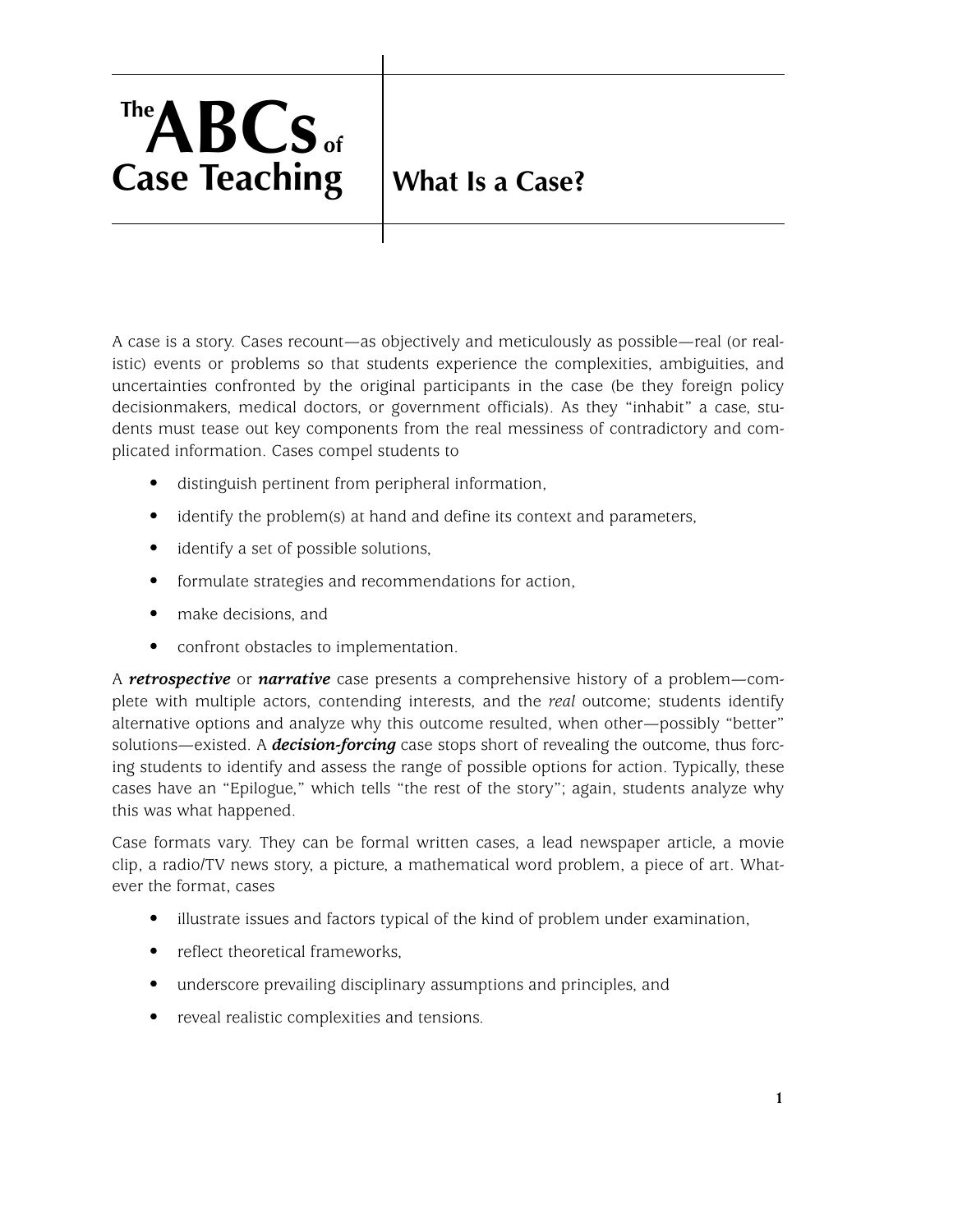# The ABCs of Case Teaching

## What Is a Case?

A case is a story. Cases recount—as objectively and meticulously as possible—real (or realistic) events or problems so that students experience the complexities, ambiguities, and uncertainties confronted by the original participants in the case (be they foreign policy decisionmakers, medical doctors, or government officials). As they "inhabit" a case, students must tease out key components from the real messiness of contradictory and complicated information. Cases compel students to

- distinguish pertinent from peripheral information,
- identify the problem(s) at hand and define its context and parameters,
- identify a set of possible solutions,
- formulate strategies and recommendations for action,
- make decisions, and
- confront obstacles to implementation.

A ***retrospective*** or ***narrative*** case presents a comprehensive history of a problem—complete with multiple actors, contending interests, and the *real* outcome; students identify alternative options and analyze why this outcome resulted, when other—possibly "better" solutions—existed. A ***decision-forcing*** case stops short of revealing the outcome, thus forcing students to identify and assess the range of possible options for action. Typically, these cases have an "Epilogue," which tells "the rest of the story"; again, students analyze why this was what happened.

Case formats vary. They can be formal written cases, a lead newspaper article, a movie clip, a radio/TV news story, a picture, a mathematical word problem, a piece of art. Whatever the format, cases

- illustrate issues and factors typical of the kind of problem under examination,
- reflect theoretical frameworks,
- underscore prevailing disciplinary assumptions and principles, and
- reveal realistic complexities and tensions.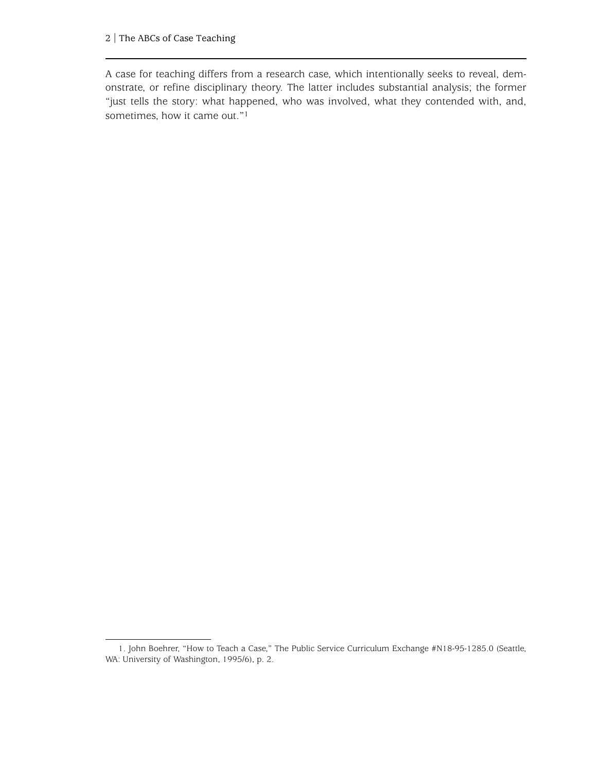A case for teaching differs from a research case, which intentionally seeks to reveal, demonstrate, or refine disciplinary theory. The latter includes substantial analysis; the former "just tells the story: what happened, who was involved, what they contended with, and, sometimes, how it came out."[1]

---

1. John Boehrer, "How to Teach a Case," The Public Service Curriculum Exchange #N18-95-1285.0 (Seattle, WA: University of Washington, 1995/6), p. 2.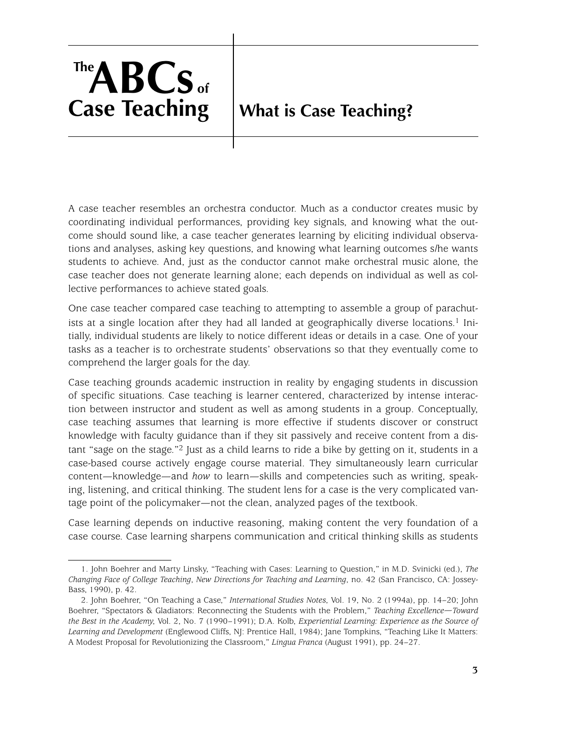# The ABCs of Case Teaching

## What is Case Teaching?

A case teacher resembles an orchestra conductor. Much as a conductor creates music by coordinating individual performances, providing key signals, and knowing what the outcome should sound like, a case teacher generates learning by eliciting individual observations and analyses, asking key questions, and knowing what learning outcomes s/he wants students to achieve. And, just as the conductor cannot make orchestral music alone, the case teacher does not generate learning alone; each depends on individual as well as collective performances to achieve stated goals.

One case teacher compared case teaching to attempting to assemble a group of parachutists at a single location after they had all landed at geographically diverse locations.[1] Initially, individual students are likely to notice different ideas or details in a case. One of your tasks as a teacher is to orchestrate students' observations so that they eventually come to comprehend the larger goals for the day.

Case teaching grounds academic instruction in reality by engaging students in discussion of specific situations. Case teaching is learner centered, characterized by intense interaction between instructor and student as well as among students in a group. Conceptually, case teaching assumes that learning is more effective if students discover or construct knowledge with faculty guidance than if they sit passively and receive content from a distant "sage on the stage."[2] Just as a child learns to ride a bike by getting on it, students in a case-based course actively engage course material. They simultaneously learn curricular content—knowledge—and *how* to learn—skills and competencies such as writing, speaking, listening, and critical thinking. The student lens for a case is the very complicated vantage point of the policymaker—not the clean, analyzed pages of the textbook.

Case learning depends on inductive reasoning, making content the very foundation of a case course. Case learning sharpens communication and critical thinking skills as students

---

1. John Boehrer and Marty Linsky, "Teaching with Cases: Learning to Question," in M.D. Svinicki (ed.), *The Changing Face of College Teaching*, *New Directions for Teaching and Learning*, no. 42 (San Francisco, CA: Jossey-Bass, 1990), p. 42.

2. John Boehrer, "On Teaching a Case," *International Studies Notes*, Vol. 19, No. 2 (1994a), pp. 14–20; John Boehrer, "Spectators & Gladiators: Reconnecting the Students with the Problem," *Teaching Excellence—Toward the Best in the Academy*, Vol. 2, No. 7 (1990–1991); D.A. Kolb, *Experiential Learning: Experience as the Source of Learning and Development* (Englewood Cliffs, NJ: Prentice Hall, 1984); Jane Tompkins, "Teaching Like It Matters: A Modest Proposal for Revolutionizing the Classroom," *Lingua Franca* (August 1991), pp. 24–27.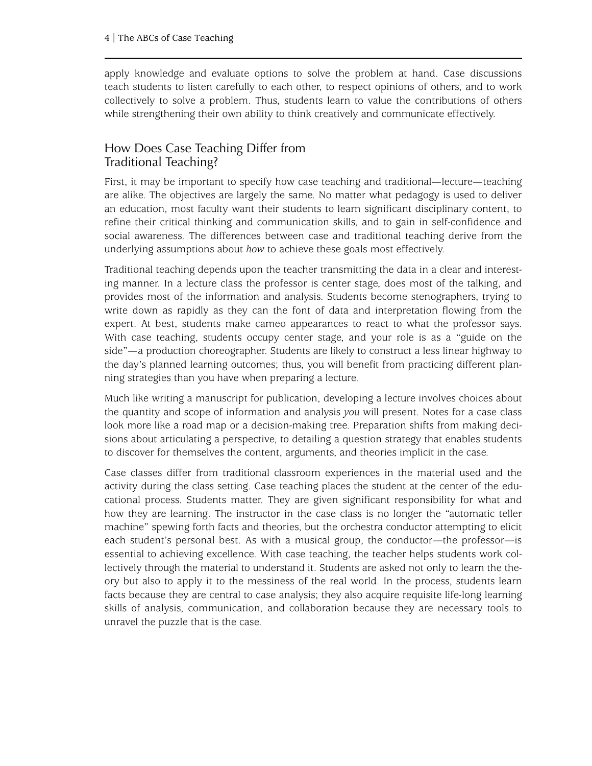apply knowledge and evaluate options to solve the problem at hand. Case discussions teach students to listen carefully to each other, to respect opinions of others, and to work collectively to solve a problem. Thus, students learn to value the contributions of others while strengthening their own ability to think creatively and communicate effectively.

## How Does Case Teaching Differ from Traditional Teaching?

First, it may be important to specify how case teaching and traditional—lecture—teaching are alike. The objectives are largely the same. No matter what pedagogy is used to deliver an education, most faculty want their students to learn significant disciplinary content, to refine their critical thinking and communication skills, and to gain in self-confidence and social awareness. The differences between case and traditional teaching derive from the underlying assumptions about *how* to achieve these goals most effectively.

Traditional teaching depends upon the teacher transmitting the data in a clear and interesting manner. In a lecture class the professor is center stage, does most of the talking, and provides most of the information and analysis. Students become stenographers, trying to write down as rapidly as they can the font of data and interpretation flowing from the expert. At best, students make cameo appearances to react to what the professor says. With case teaching, students occupy center stage, and your role is as a "guide on the side"—a production choreographer. Students are likely to construct a less linear highway to the day's planned learning outcomes; thus, you will benefit from practicing different planning strategies than you have when preparing a lecture.

Much like writing a manuscript for publication, developing a lecture involves choices about the quantity and scope of information and analysis *you* will present. Notes for a case class look more like a road map or a decision-making tree. Preparation shifts from making decisions about articulating a perspective, to detailing a question strategy that enables students to discover for themselves the content, arguments, and theories implicit in the case.

Case classes differ from traditional classroom experiences in the material used and the activity during the class setting. Case teaching places the student at the center of the educational process. Students matter. They are given significant responsibility for what and how they are learning. The instructor in the case class is no longer the "automatic teller machine" spewing forth facts and theories, but the orchestra conductor attempting to elicit each student's personal best. As with a musical group, the conductor—the professor—is essential to achieving excellence. With case teaching, the teacher helps students work collectively through the material to understand it. Students are asked not only to learn the theory but also to apply it to the messiness of the real world. In the process, students learn facts because they are central to case analysis; they also acquire requisite life-long learning skills of analysis, communication, and collaboration because they are necessary tools to unravel the puzzle that is the case.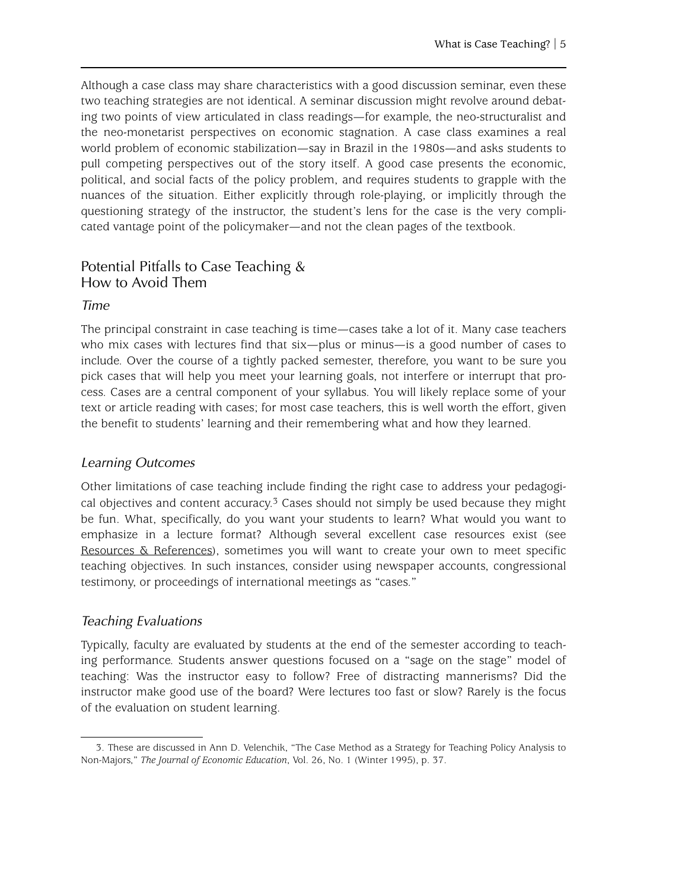Although a case class may share characteristics with a good discussion seminar, even these two teaching strategies are not identical. A seminar discussion might revolve around debating two points of view articulated in class readings—for example, the neo-structuralist and the neo-monetarist perspectives on economic stagnation. A case class examines a real world problem of economic stabilization—say in Brazil in the 1980s—and asks students to pull competing perspectives out of the story itself. A good case presents the economic, political, and social facts of the policy problem, and requires students to grapple with the nuances of the situation. Either explicitly through role-playing, or implicitly through the questioning strategy of the instructor, the student's lens for the case is the very complicated vantage point of the policymaker—and not the clean pages of the textbook.

## Potential Pitfalls to Case Teaching & How to Avoid Them

### *Time*

The principal constraint in case teaching is time—cases take a lot of it. Many case teachers who mix cases with lectures find that six—plus or minus—is a good number of cases to include. Over the course of a tightly packed semester, therefore, you want to be sure you pick cases that will help you meet your learning goals, not interfere or interrupt that process. Cases are a central component of your syllabus. You will likely replace some of your text or article reading with cases; for most case teachers, this is well worth the effort, given the benefit to students' learning and their remembering what and how they learned.

### *Learning Outcomes*

Other limitations of case teaching include finding the right case to address your pedagogical objectives and content accuracy.[3] Cases should not simply be used because they might be fun. What, specifically, do you want your students to learn? What would you want to emphasize in a lecture format? Although several excellent case resources exist (see Resources & References), sometimes you will want to create your own to meet specific teaching objectives. In such instances, consider using newspaper accounts, congressional testimony, or proceedings of international meetings as "cases."

### *Teaching Evaluations*

Typically, faculty are evaluated by students at the end of the semester according to teaching performance. Students answer questions focused on a "sage on the stage" model of teaching: Was the instructor easy to follow? Free of distracting mannerisms? Did the instructor make good use of the board? Were lectures too fast or slow? Rarely is the focus of the evaluation on student learning.

---

3. These are discussed in Ann D. Velenchik, "The Case Method as a Strategy for Teaching Policy Analysis to Non-Majors," *The Journal of Economic Education*, Vol. 26, No. 1 (Winter 1995), p. 37.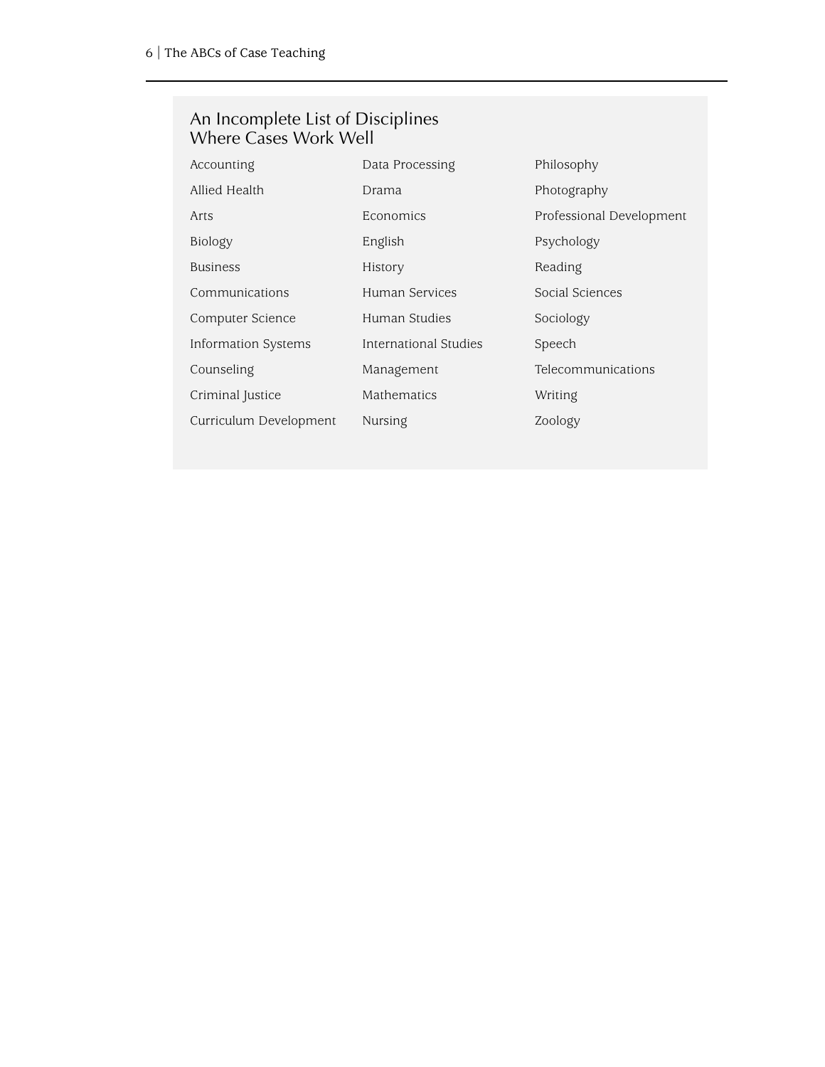### An Incomplete List of Disciplines Where Cases Work Well

- Accounting
- Allied Health
- Arts
- Biology
- Business
- Communications
- Computer Science
- Information Systems
- Counseling
- Criminal Justice
- Curriculum Development
- Data Processing
- Drama
- Economics
- English
- History
- Human Services
- Human Studies
- International Studies
- Management
- Mathematics
- Nursing
- Philosophy
- Photography
- Professional Development
- Psychology
- Reading
- Social Sciences
- Sociology
- Speech
- Telecommunications
- Writing
- Zoology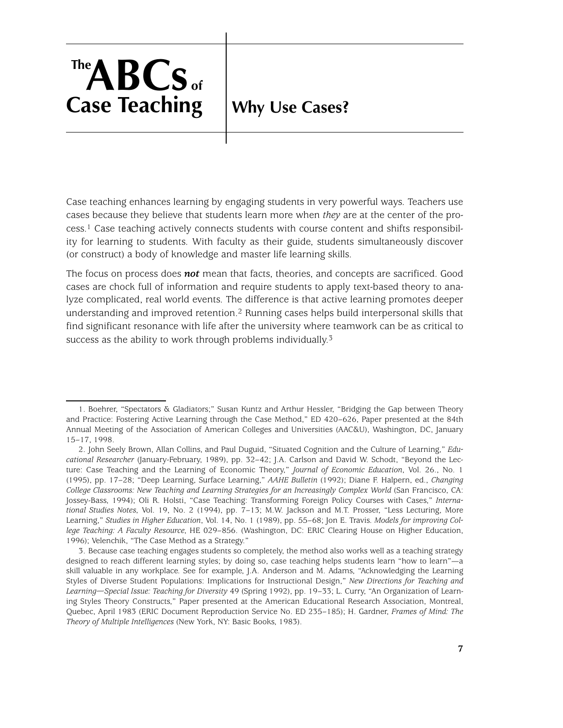# The ABCs of Case Teaching

## Why Use Cases?

Case teaching enhances learning by engaging students in very powerful ways. Teachers use cases because they believe that students learn more when *they* are at the center of the process.[1] Case teaching actively connects students with course content and shifts responsibility for learning to students. With faculty as their guide, students simultaneously discover (or construct) a body of knowledge and master life learning skills.

The focus on process does ***not*** mean that facts, theories, and concepts are sacrificed. Good cases are chock full of information and require students to apply text-based theory to analyze complicated, real world events. The difference is that active learning promotes deeper understanding and improved retention.[2] Running cases helps build interpersonal skills that find significant resonance with life after the university where teamwork can be as critical to success as the ability to work through problems individually.[3]

---

1. Boehrer, "Spectators & Gladiators;" Susan Kuntz and Arthur Hessler, "Bridging the Gap between Theory and Practice: Fostering Active Learning through the Case Method," ED 420–626, Paper presented at the 84th Annual Meeting of the Association of American Colleges and Universities (AAC&U), Washington, DC, January 15–17, 1998.

2. John Seely Brown, Allan Collins, and Paul Duguid, "Situated Cognition and the Culture of Learning," *Educational Researcher* (January-February, 1989), pp. 32–42; J.A. Carlson and David W. Schodt, "Beyond the Lecture: Case Teaching and the Learning of Economic Theory," *Journal of Economic Education*, Vol. 26., No. 1 (1995), pp. 17–28; "Deep Learning, Surface Learning," *AAHE Bulletin* (1992); Diane F. Halpern, ed., *Changing College Classrooms: New Teaching and Learning Strategies for an Increasingly Complex World* (San Francisco, CA: Jossey-Bass, 1994); Oli R. Holsti, "Case Teaching: Transforming Foreign Policy Courses with Cases," *International Studies Notes*, Vol. 19, No. 2 (1994), pp. 7–13; M.W. Jackson and M.T. Prosser, "Less Lecturing, More Learning," *Studies in Higher Education*, Vol. 14, No. 1 (1989), pp. 55–68; Jon E. Travis. *Models for improving College Teaching: A Faculty Resource*, HE 029–856. (Washington, DC: ERIC Clearing House on Higher Education, 1996); Velenchik, "The Case Method as a Strategy."

3. Because case teaching engages students so completely, the method also works well as a teaching strategy designed to reach different learning styles; by doing so, case teaching helps students learn "how to learn"—a skill valuable in any workplace. See for example, J.A. Anderson and M. Adams, "Acknowledging the Learning Styles of Diverse Student Populations: Implications for Instructional Design," *New Directions for Teaching and Learning—Special Issue: Teaching for Diversity* 49 (Spring 1992), pp. 19–33; L. Curry, "An Organization of Learning Styles Theory Constructs," Paper presented at the American Educational Research Association, Montreal, Quebec, April 1983 (ERIC Document Reproduction Service No. ED 235–185); H. Gardner, *Frames of Mind: The Theory of Multiple Intelligences* (New York, NY: Basic Books, 1983).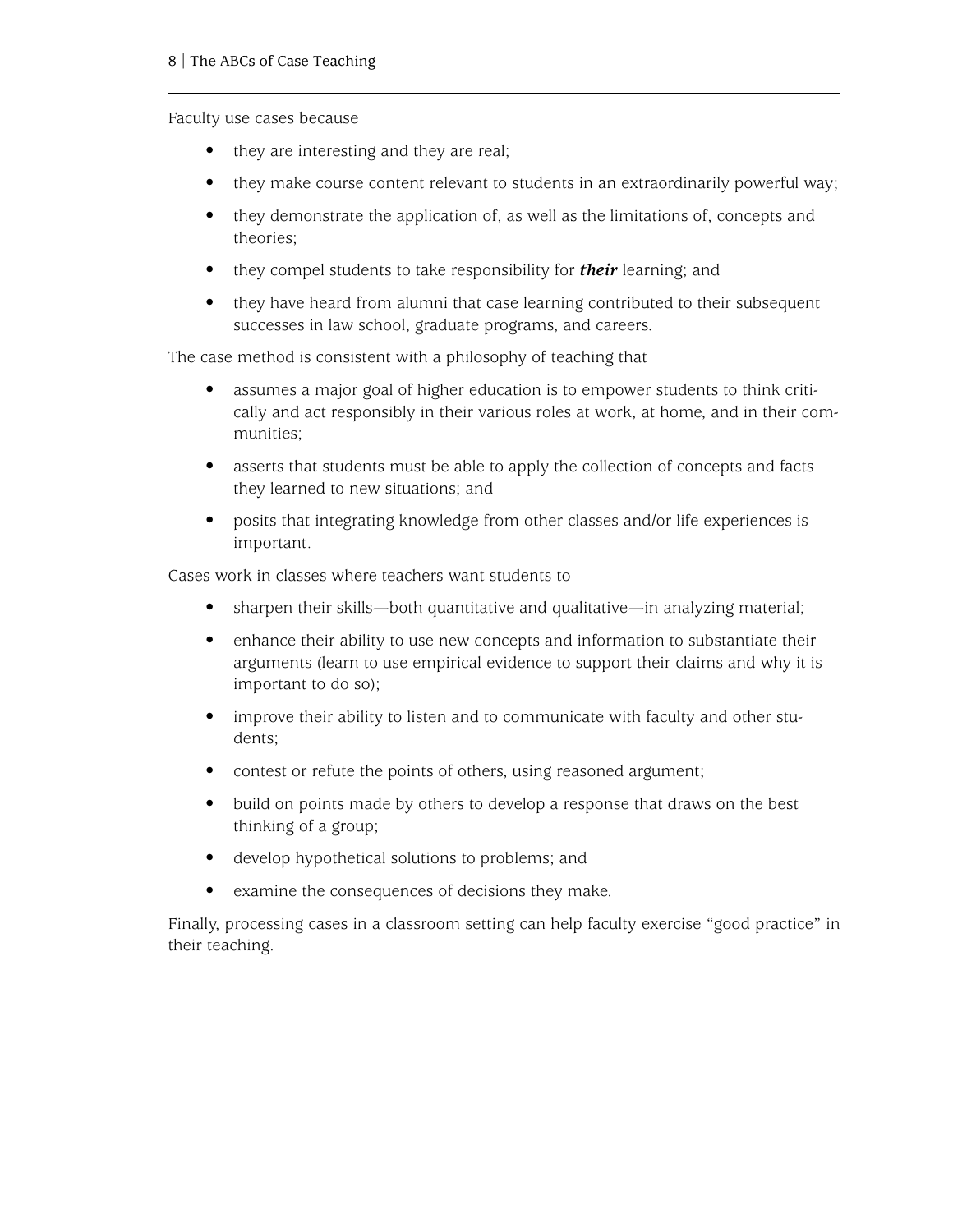Faculty use cases because

- they are interesting and they are real;
- they make course content relevant to students in an extraordinarily powerful way;
- they demonstrate the application of, as well as the limitations of, concepts and theories;
- they compel students to take responsibility for ***their*** learning; and
- they have heard from alumni that case learning contributed to their subsequent successes in law school, graduate programs, and careers.

The case method is consistent with a philosophy of teaching that

- assumes a major goal of higher education is to empower students to think critically and act responsibly in their various roles at work, at home, and in their communities;
- asserts that students must be able to apply the collection of concepts and facts they learned to new situations; and
- posits that integrating knowledge from other classes and/or life experiences is important.

Cases work in classes where teachers want students to

- sharpen their skills—both quantitative and qualitative—in analyzing material;
- enhance their ability to use new concepts and information to substantiate their arguments (learn to use empirical evidence to support their claims and why it is important to do so);
- improve their ability to listen and to communicate with faculty and other students;
- contest or refute the points of others, using reasoned argument;
- build on points made by others to develop a response that draws on the best thinking of a group;
- develop hypothetical solutions to problems; and
- examine the consequences of decisions they make.

Finally, processing cases in a classroom setting can help faculty exercise "good practice" in their teaching.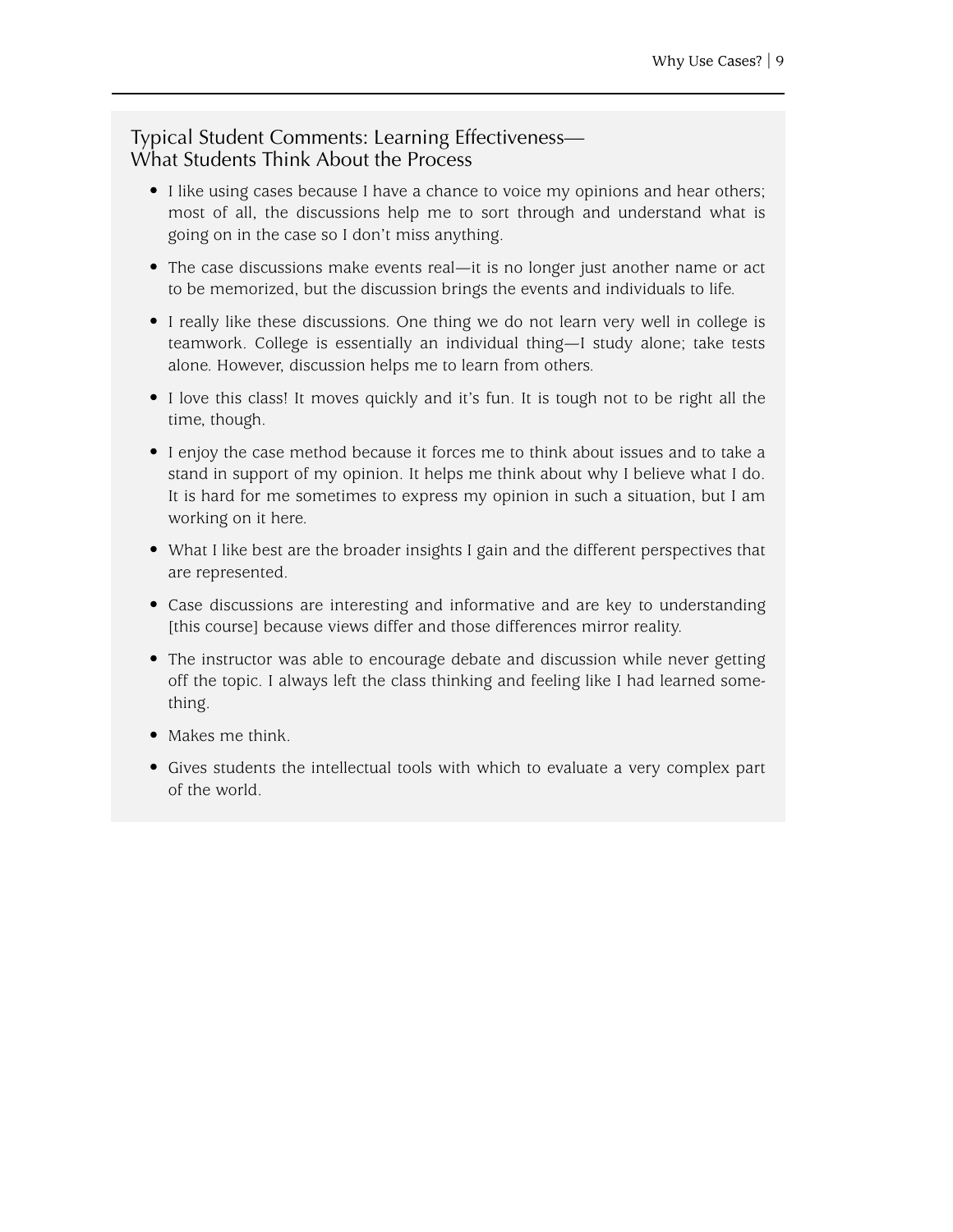### Typical Student Comments: Learning Effectiveness—What Students Think About the Process

- I like using cases because I have a chance to voice my opinions and hear others; most of all, the discussions help me to sort through and understand what is going on in the case so I don't miss anything.
- The case discussions make events real—it is no longer just another name or act to be memorized, but the discussion brings the events and individuals to life.
- I really like these discussions. One thing we do not learn very well in college is teamwork. College is essentially an individual thing—I study alone; take tests alone. However, discussion helps me to learn from others.
- I love this class! It moves quickly and it's fun. It is tough not to be right all the time, though.
- I enjoy the case method because it forces me to think about issues and to take a stand in support of my opinion. It helps me think about why I believe what I do. It is hard for me sometimes to express my opinion in such a situation, but I am working on it here.
- What I like best are the broader insights I gain and the different perspectives that are represented.
- Case discussions are interesting and informative and are key to understanding [this course] because views differ and those differences mirror reality.
- The instructor was able to encourage debate and discussion while never getting off the topic. I always left the class thinking and feeling like I had learned something.
- Makes me think.
- Gives students the intellectual tools with which to evaluate a very complex part of the world.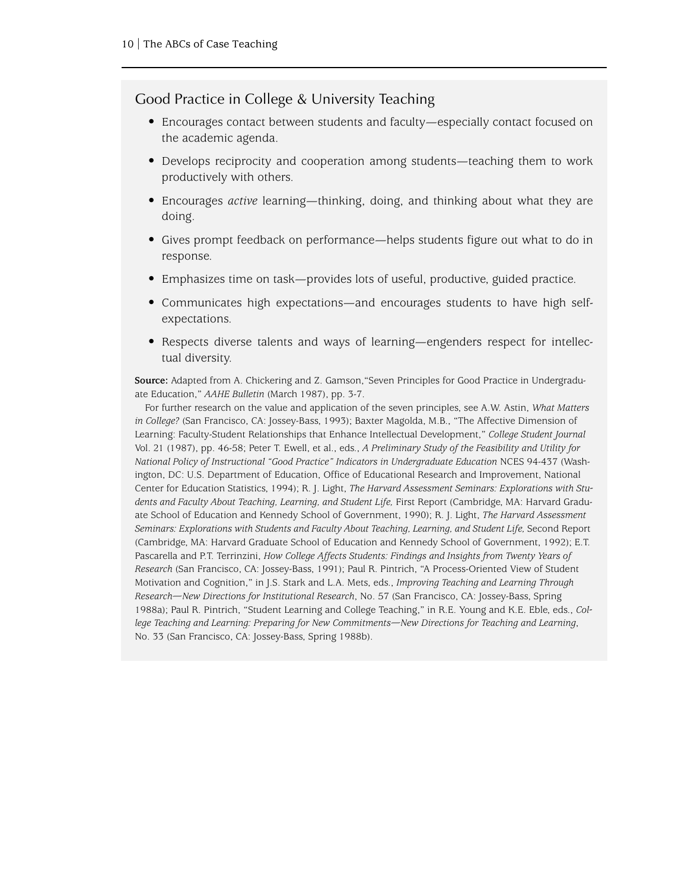## Good Practice in College & University Teaching

- Encourages contact between students and faculty—especially contact focused on the academic agenda.
- Develops reciprocity and cooperation among students—teaching them to work productively with others.
- Encourages *active* learning—thinking, doing, and thinking about what they are doing.
- Gives prompt feedback on performance—helps students figure out what to do in response.
- Emphasizes time on task—provides lots of useful, productive, guided practice.
- Communicates high expectations—and encourages students to have high self-expectations.
- Respects diverse talents and ways of learning—engenders respect for intellectual diversity.

**Source:** Adapted from A. Chickering and Z. Gamson,"Seven Principles for Good Practice in Undergraduate Education," *AAHE Bulletin* (March 1987), pp. 3-7.

For further research on the value and application of the seven principles, see A.W. Astin, *What Matters in College?* (San Francisco, CA: Jossey-Bass, 1993); Baxter Magolda, M.B., "The Affective Dimension of Learning: Faculty-Student Relationships that Enhance Intellectual Development," *College Student Journal* Vol. 21 (1987), pp. 46-58; Peter T. Ewell, et al., eds., *A Preliminary Study of the Feasibility and Utility for National Policy of Instructional "Good Practice" Indicators in Undergraduate Education* NCES 94-437 (Washington, DC: U.S. Department of Education, Office of Educational Research and Improvement, National Center for Education Statistics, 1994); R. J. Light, *The Harvard Assessment Seminars: Explorations with Students and Faculty About Teaching, Learning, and Student Life,* First Report (Cambridge, MA: Harvard Graduate School of Education and Kennedy School of Government, 1990); R. J. Light, *The Harvard Assessment Seminars: Explorations with Students and Faculty About Teaching, Learning, and Student Life,* Second Report (Cambridge, MA: Harvard Graduate School of Education and Kennedy School of Government, 1992); E.T. Pascarella and P.T. Terrinzini, *How College Affects Students: Findings and Insights from Twenty Years of Research* (San Francisco, CA: Jossey-Bass, 1991); Paul R. Pintrich, "A Process-Oriented View of Student Motivation and Cognition," in J.S. Stark and L.A. Mets, eds., *Improving Teaching and Learning Through Research—New Directions for Institutional Research*, No. 57 (San Francisco, CA: Jossey-Bass, Spring 1988a); Paul R. Pintrich, "Student Learning and College Teaching," in R.E. Young and K.E. Eble, eds., *College Teaching and Learning: Preparing for New Commitments—New Directions for Teaching and Learning*, No. 33 (San Francisco, CA: Jossey-Bass, Spring 1988b).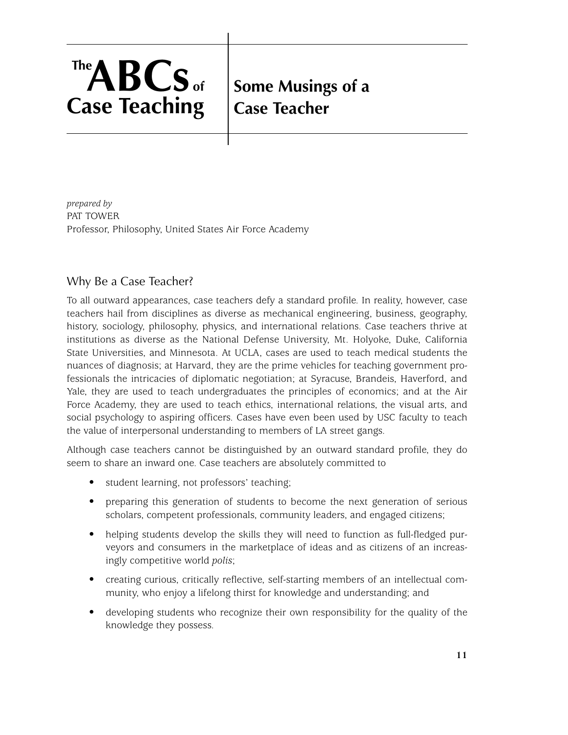# The ABCs of Case Teaching

## Some Musings of a Case Teacher

*prepared by*
PAT TOWER
Professor, Philosophy, United States Air Force Academy

### Why Be a Case Teacher?

To all outward appearances, case teachers defy a standard profile. In reality, however, case teachers hail from disciplines as diverse as mechanical engineering, business, geography, history, sociology, philosophy, physics, and international relations. Case teachers thrive at institutions as diverse as the National Defense University, Mt. Holyoke, Duke, California State Universities, and Minnesota. At UCLA, cases are used to teach medical students the nuances of diagnosis; at Harvard, they are the prime vehicles for teaching government professionals the intricacies of diplomatic negotiation; at Syracuse, Brandeis, Haverford, and Yale, they are used to teach undergraduates the principles of economics; and at the Air Force Academy, they are used to teach ethics, international relations, the visual arts, and social psychology to aspiring officers. Cases have even been used by USC faculty to teach the value of interpersonal understanding to members of LA street gangs.

Although case teachers cannot be distinguished by an outward standard profile, they do seem to share an inward one. Case teachers are absolutely committed to

- student learning, not professors' teaching;
- preparing this generation of students to become the next generation of serious scholars, competent professionals, community leaders, and engaged citizens;
- helping students develop the skills they will need to function as full-fledged purveyors and consumers in the marketplace of ideas and as citizens of an increasingly competitive world *polis*;
- creating curious, critically reflective, self-starting members of an intellectual community, who enjoy a lifelong thirst for knowledge and understanding; and
- developing students who recognize their own responsibility for the quality of the knowledge they possess.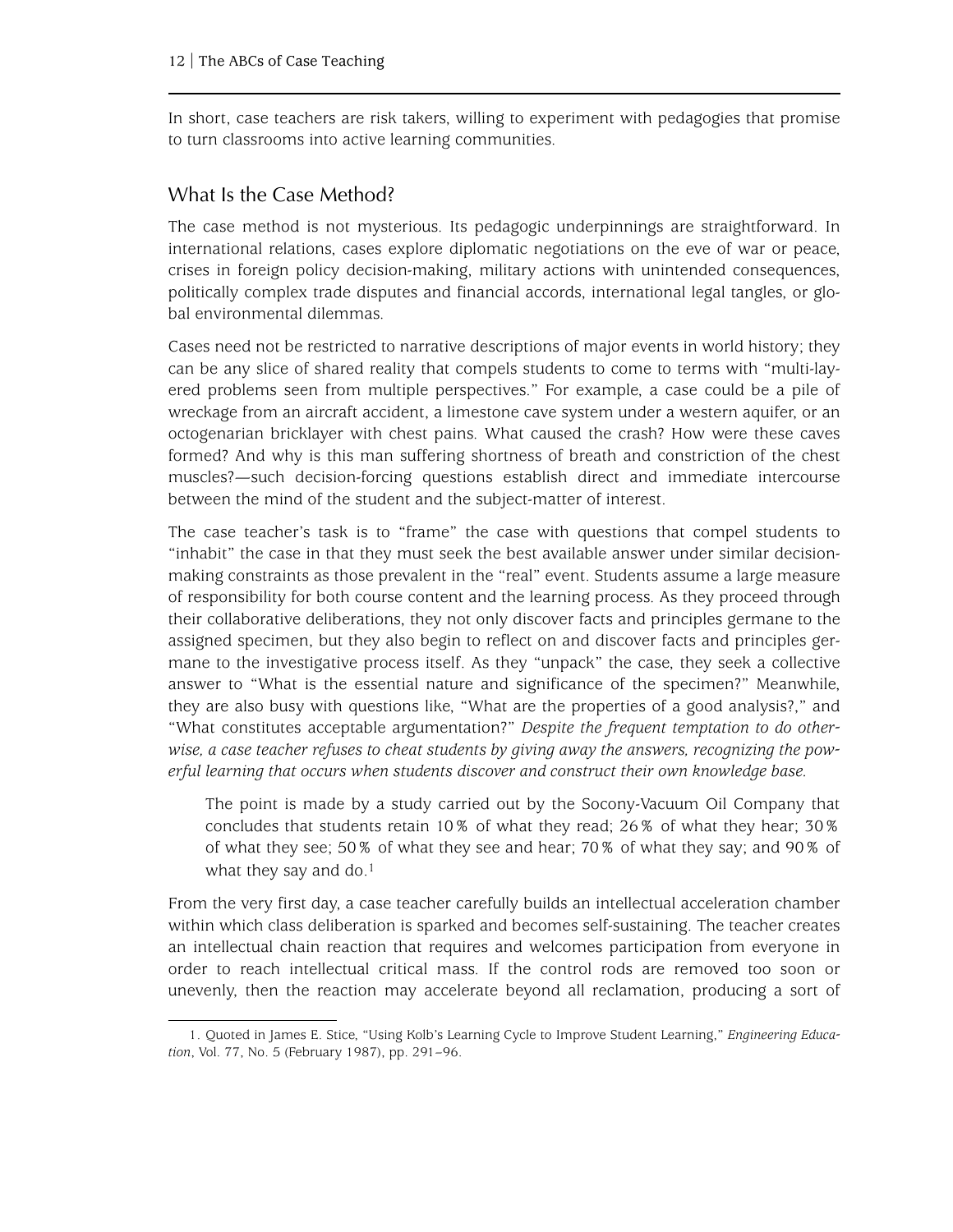In short, case teachers are risk takers, willing to experiment with pedagogies that promise to turn classrooms into active learning communities.

## What Is the Case Method?

The case method is not mysterious. Its pedagogic underpinnings are straightforward. In international relations, cases explore diplomatic negotiations on the eve of war or peace, crises in foreign policy decision-making, military actions with unintended consequences, politically complex trade disputes and financial accords, international legal tangles, or global environmental dilemmas.

Cases need not be restricted to narrative descriptions of major events in world history; they can be any slice of shared reality that compels students to come to terms with "multi-layered problems seen from multiple perspectives." For example, a case could be a pile of wreckage from an aircraft accident, a limestone cave system under a western aquifer, or an octogenarian bricklayer with chest pains. What caused the crash? How were these caves formed? And why is this man suffering shortness of breath and constriction of the chest muscles?—such decision-forcing questions establish direct and immediate intercourse between the mind of the student and the subject-matter of interest.

The case teacher's task is to "frame" the case with questions that compel students to "inhabit" the case in that they must seek the best available answer under similar decision-making constraints as those prevalent in the "real" event. Students assume a large measure of responsibility for both course content and the learning process. As they proceed through their collaborative deliberations, they not only discover facts and principles germane to the assigned specimen, but they also begin to reflect on and discover facts and principles germane to the investigative process itself. As they "unpack" the case, they seek a collective answer to "What is the essential nature and significance of the specimen?" Meanwhile, they are also busy with questions like, "What are the properties of a good analysis?," and "What constitutes acceptable argumentation?" *Despite the frequent temptation to do otherwise, a case teacher refuses to cheat students by giving away the answers, recognizing the powerful learning that occurs when students discover and construct their own knowledge base.*

> The point is made by a study carried out by the Socony-Vacuum Oil Company that concludes that students retain 10% of what they read; 26% of what they hear; 30% of what they see; 50% of what they see and hear; 70% of what they say; and 90% of what they say and do.[1]

From the very first day, a case teacher carefully builds an intellectual acceleration chamber within which class deliberation is sparked and becomes self-sustaining. The teacher creates an intellectual chain reaction that requires and welcomes participation from everyone in order to reach intellectual critical mass. If the control rods are removed too soon or unevenly, then the reaction may accelerate beyond all reclamation, producing a sort of

---

1. Quoted in James E. Stice, "Using Kolb's Learning Cycle to Improve Student Learning," *Engineering Education*, Vol. 77, No. 5 (February 1987), pp. 291–96.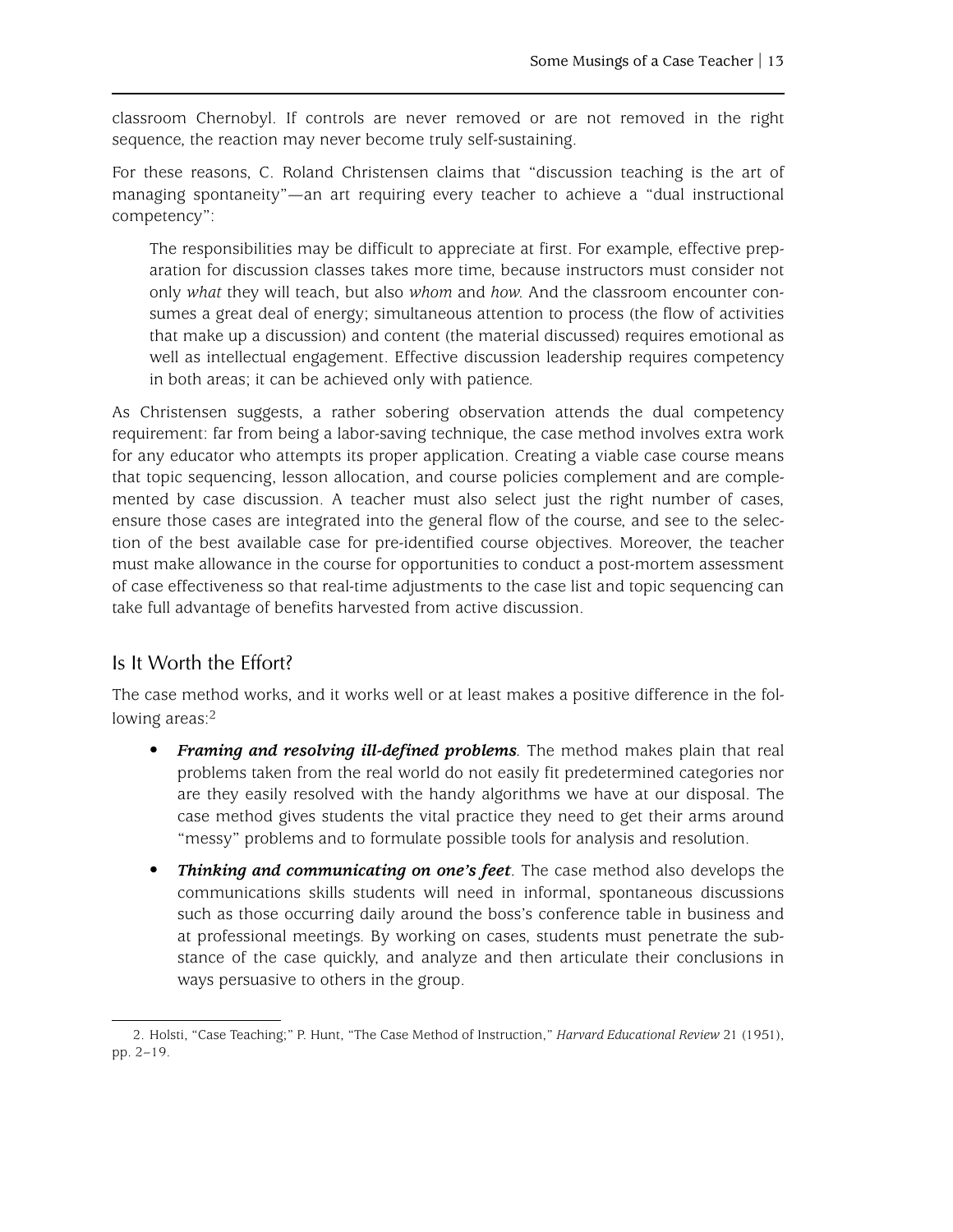classroom Chernobyl. If controls are never removed or are not removed in the right sequence, the reaction may never become truly self-sustaining.

For these reasons, C. Roland Christensen claims that "discussion teaching is the art of managing spontaneity"—an art requiring every teacher to achieve a "dual instructional competency":

> The responsibilities may be difficult to appreciate at first. For example, effective preparation for discussion classes takes more time, because instructors must consider not only *what* they will teach, but also *whom* and *how*. And the classroom encounter consumes a great deal of energy; simultaneous attention to process (the flow of activities that make up a discussion) and content (the material discussed) requires emotional as well as intellectual engagement. Effective discussion leadership requires competency in both areas; it can be achieved only with patience.

As Christensen suggests, a rather sobering observation attends the dual competency requirement: far from being a labor-saving technique, the case method involves extra work for any educator who attempts its proper application. Creating a viable case course means that topic sequencing, lesson allocation, and course policies complement and are complemented by case discussion. A teacher must also select just the right number of cases, ensure those cases are integrated into the general flow of the course, and see to the selection of the best available case for pre-identified course objectives. Moreover, the teacher must make allowance in the course for opportunities to conduct a post-mortem assessment of case effectiveness so that real-time adjustments to the case list and topic sequencing can take full advantage of benefits harvested from active discussion.

## Is It Worth the Effort?

The case method works, and it works well or at least makes a positive difference in the following areas:[2]

- ***Framing and resolving ill-defined problems***. The method makes plain that real problems taken from the real world do not easily fit predetermined categories nor are they easily resolved with the handy algorithms we have at our disposal. The case method gives students the vital practice they need to get their arms around "messy" problems and to formulate possible tools for analysis and resolution.
- ***Thinking and communicating on one's feet***. The case method also develops the communications skills students will need in informal, spontaneous discussions such as those occurring daily around the boss's conference table in business and at professional meetings. By working on cases, students must penetrate the substance of the case quickly, and analyze and then articulate their conclusions in ways persuasive to others in the group.

2. Holsti, "Case Teaching;" P. Hunt, "The Case Method of Instruction," *Harvard Educational Review* 21 (1951), pp. 2–19.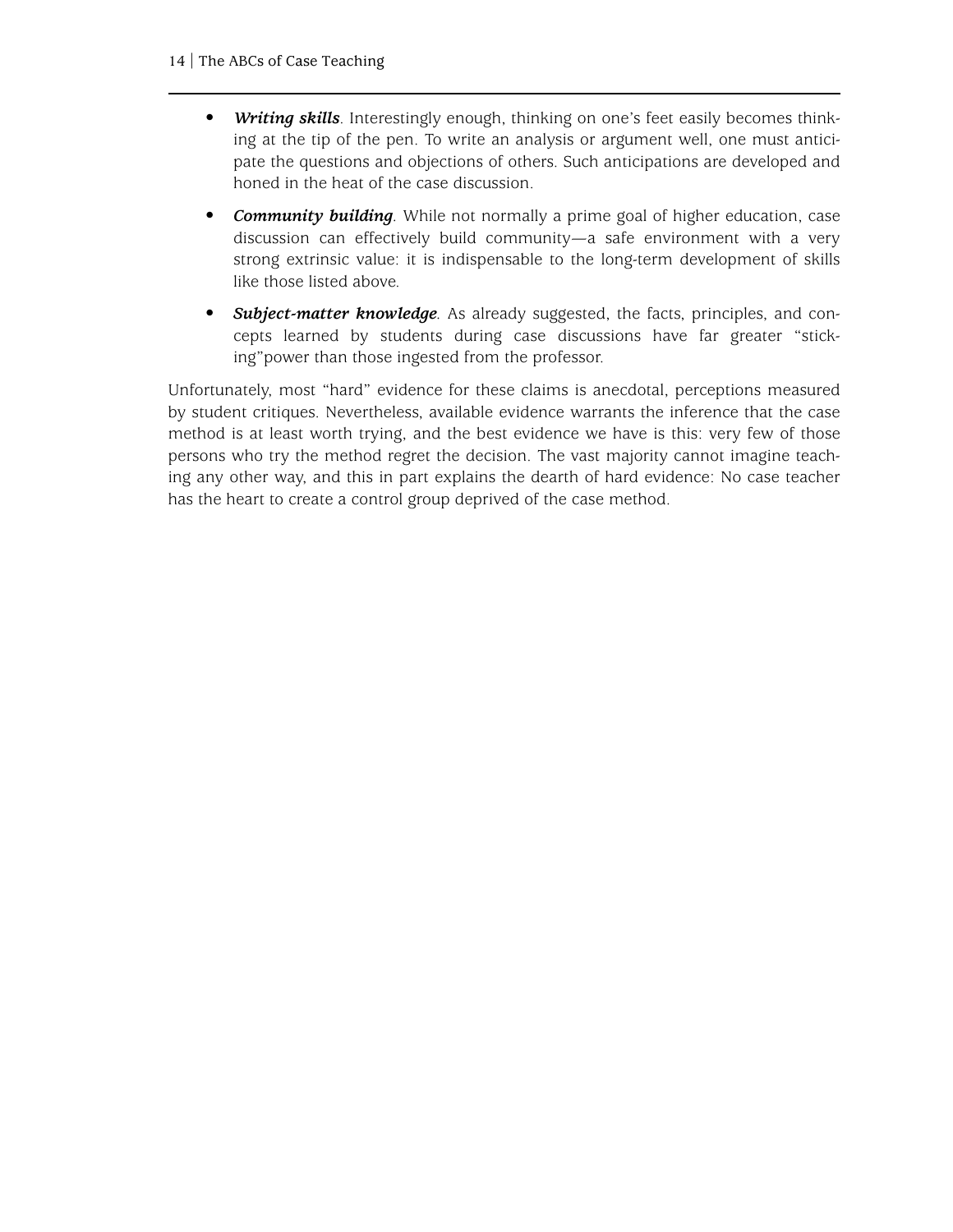- ***Writing skills***. Interestingly enough, thinking on one's feet easily becomes thinking at the tip of the pen. To write an analysis or argument well, one must anticipate the questions and objections of others. Such anticipations are developed and honed in the heat of the case discussion.
- ***Community building***. While not normally a prime goal of higher education, case discussion can effectively build community—a safe environment with a very strong extrinsic value: it is indispensable to the long-term development of skills like those listed above.
- ***Subject-matter knowledge***. As already suggested, the facts, principles, and concepts learned by students during case discussions have far greater "sticking"power than those ingested from the professor.

Unfortunately, most "hard" evidence for these claims is anecdotal, perceptions measured by student critiques. Nevertheless, available evidence warrants the inference that the case method is at least worth trying, and the best evidence we have is this: very few of those persons who try the method regret the decision. The vast majority cannot imagine teaching any other way, and this in part explains the dearth of hard evidence: No case teacher has the heart to create a control group deprived of the case method.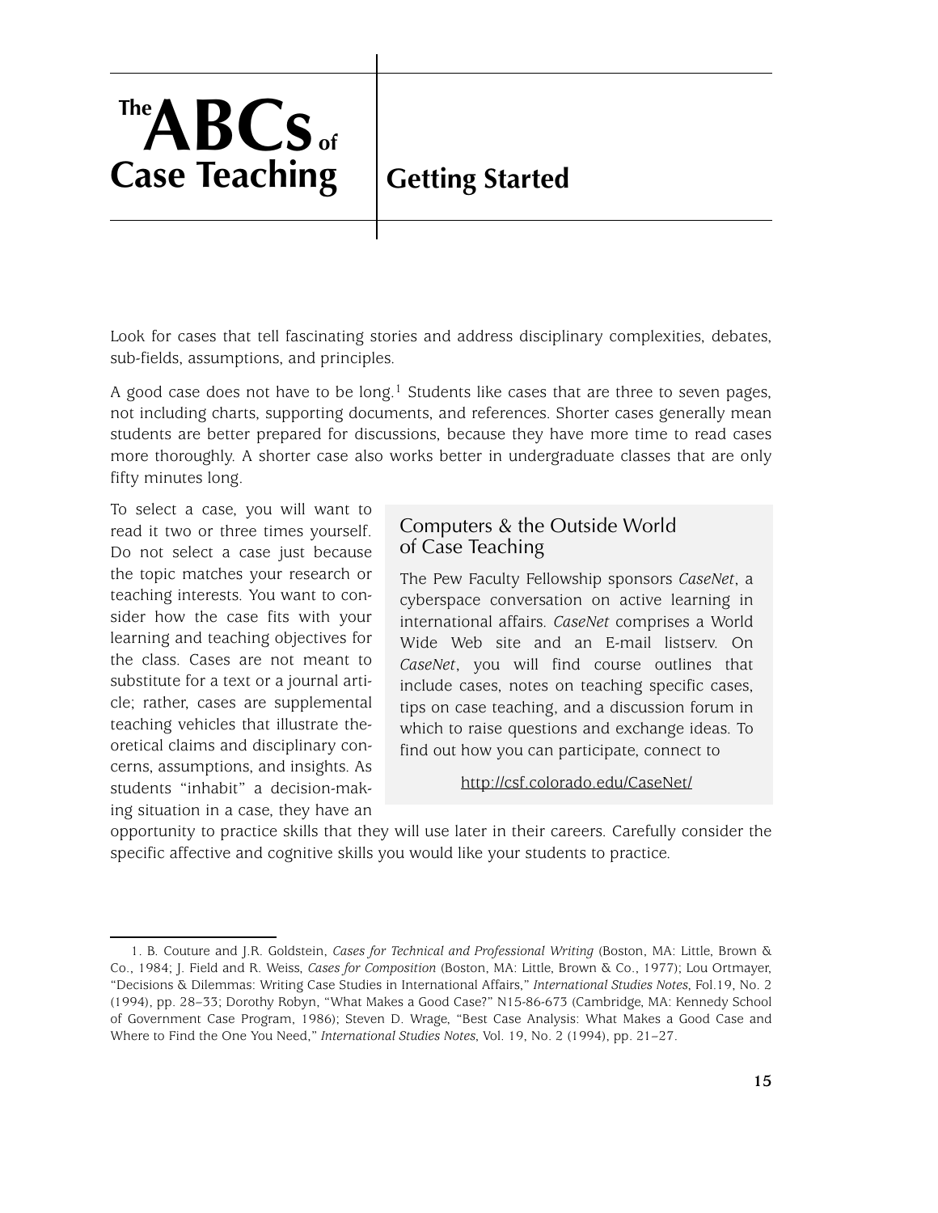# Getting Started

Look for cases that tell fascinating stories and address disciplinary complexities, debates, sub-fields, assumptions, and principles.

A good case does not have to be long.[1] Students like cases that are three to seven pages, not including charts, supporting documents, and references. Shorter cases generally mean students are better prepared for discussions, because they have more time to read cases more thoroughly. A shorter case also works better in undergraduate classes that are only fifty minutes long.

To select a case, you will want to read it two or three times yourself. Do not select a case just because the topic matches your research or teaching interests. You want to consider how the case fits with your learning and teaching objectives for the class. Cases are not meant to substitute for a text or a journal article; rather, cases are supplemental teaching vehicles that illustrate theoretical claims and disciplinary concerns, assumptions, and insights. As students "inhabit" a decision-making situation in a case, they have an opportunity to practice skills that they will use later in their careers. Carefully consider the specific affective and cognitive skills you would like your students to practice.

> ### Computers & the Outside World of Case Teaching
>
> The Pew Faculty Fellowship sponsors *CaseNet*, a cyberspace conversation on active learning in international affairs. *CaseNet* comprises a World Wide Web site and an E-mail listserv. On *CaseNet*, you will find course outlines that include cases, notes on teaching specific cases, tips on case teaching, and a discussion forum in which to raise questions and exchange ideas. To find out how you can participate, connect to
>
> http://csf.colorado.edu/CaseNet/

---

1. B. Couture and J.R. Goldstein, *Cases for Technical and Professional Writing* (Boston, MA: Little, Brown & Co., 1984; J. Field and R. Weiss, *Cases for Composition* (Boston, MA: Little, Brown & Co., 1977); Lou Ortmayer, "Decisions & Dilemmas: Writing Case Studies in International Affairs," *International Studies Notes*, Fol.19, No. 2 (1994), pp. 28–33; Dorothy Robyn, "What Makes a Good Case?" N15-86-673 (Cambridge, MA: Kennedy School of Government Case Program, 1986); Steven D. Wrage, "Best Case Analysis: What Makes a Good Case and Where to Find the One You Need," *International Studies Notes*, Vol. 19, No. 2 (1994), pp. 21–27.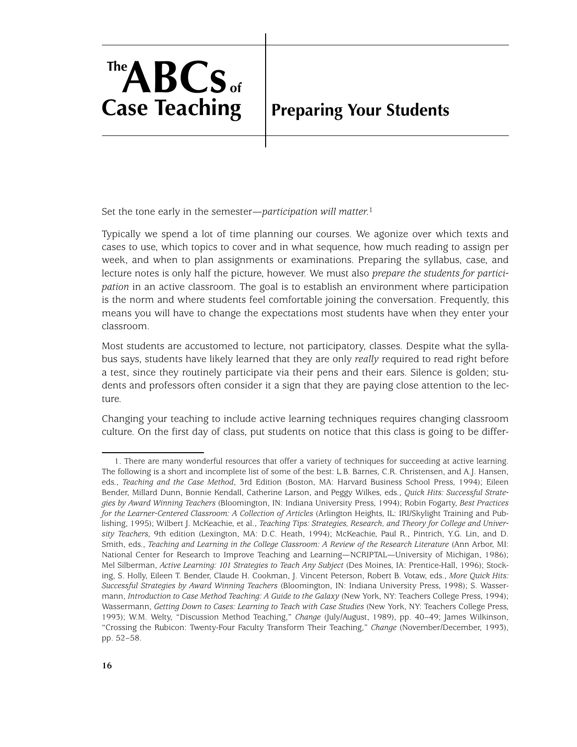# The ABCs of Case Teaching

## Preparing Your Students

Set the tone early in the semester—*participation will matter.*[1]

Typically we spend a lot of time planning our courses. We agonize over which texts and cases to use, which topics to cover and in what sequence, how much reading to assign per week, and when to plan assignments or examinations. Preparing the syllabus, case, and lecture notes is only half the picture, however. We must also *prepare the students for participation* in an active classroom. The goal is to establish an environment where participation is the norm and where students feel comfortable joining the conversation. Frequently, this means you will have to change the expectations most students have when they enter your classroom.

Most students are accustomed to lecture, not participatory, classes. Despite what the syllabus says, students have likely learned that they are only *really* required to read right before a test, since they routinely participate via their pens and their ears. Silence is golden; students and professors often consider it a sign that they are paying close attention to the lecture.

Changing your teaching to include active learning techniques requires changing classroom culture. On the first day of class, put students on notice that this class is going to be differ-

---

1. There are many wonderful resources that offer a variety of techniques for succeeding at active learning. The following is a short and incomplete list of some of the best: L.B. Barnes, C.R. Christensen, and A.J. Hansen, eds., *Teaching and the Case Method*, 3rd Edition (Boston, MA: Harvard Business School Press, 1994); Eileen Bender, Millard Dunn, Bonnie Kendall, Catherine Larson, and Peggy Wilkes, eds., *Quick Hits: Successful Strategies by Award Winning Teachers* (Bloomington, IN: Indiana University Press, 1994); Robin Fogarty, *Best Practices for the Learner-Centered Classroom: A Collection of Articles* (Arlington Heights, IL: IRI/Skylight Training and Publishing, 1995); Wilbert J. McKeachie, et al., *Teaching Tips: Strategies, Research, and Theory for College and University Teachers*, 9th edition (Lexington, MA: D.C. Heath, 1994); McKeachie, Paul R., Pintrich, Y.G. Lin, and D. Smith, eds., *Teaching and Learning in the College Classroom: A Review of the Research Literature* (Ann Arbor, MI: National Center for Research to Improve Teaching and Learning—NCRIPTAL—University of Michigan, 1986); Mel Silberman, *Active Learning: 101 Strategies to Teach Any Subject* (Des Moines, IA: Prentice-Hall, 1996); Stocking, S. Holly, Eileen T. Bender, Claude H. Cookman, J. Vincent Peterson, Robert B. Votaw, eds., *More Quick Hits: Successful Strategies by Award Winning Teachers* (Bloomington, IN: Indiana University Press, 1998); S. Wassermann, *Introduction to Case Method Teaching: A Guide to the Galaxy* (New York, NY: Teachers College Press, 1994); Wassermann, *Getting Down to Cases: Learning to Teach with Case Studies* (New York, NY: Teachers College Press, 1993); W.M. Welty, "Discussion Method Teaching," *Change* (July/August, 1989), pp. 40–49; James Wilkinson, "Crossing the Rubicon: Twenty-Four Faculty Transform Their Teaching," *Change* (November/December, 1993), pp. 52–58.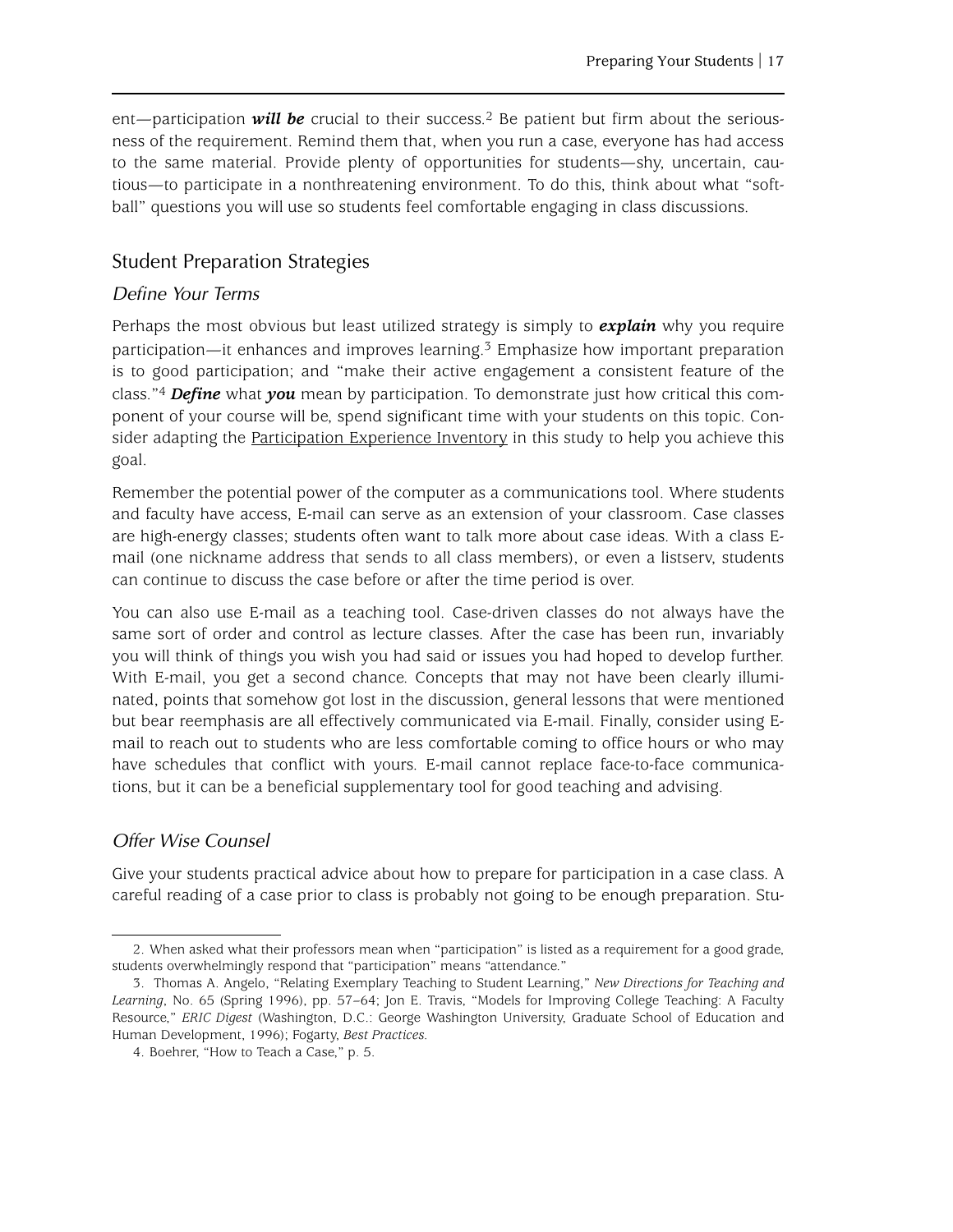ent—participation ***will be*** crucial to their success.[2] Be patient but firm about the seriousness of the requirement. Remind them that, when you run a case, everyone has had access to the same material. Provide plenty of opportunities for students—shy, uncertain, cautious—to participate in a nonthreatening environment. To do this, think about what "softball" questions you will use so students feel comfortable engaging in class discussions.

## Student Preparation Strategies

### *Define Your Terms*

Perhaps the most obvious but least utilized strategy is simply to ***explain*** why you require participation—it enhances and improves learning.[3] Emphasize how important preparation is to good participation; and "make their active engagement a consistent feature of the class."[4] ***Define*** what ***you*** mean by participation. To demonstrate just how critical this component of your course will be, spend significant time with your students on this topic. Consider adapting the Participation Experience Inventory in this study to help you achieve this goal.

Remember the potential power of the computer as a communications tool. Where students and faculty have access, E-mail can serve as an extension of your classroom. Case classes are high-energy classes; students often want to talk more about case ideas. With a class E-mail (one nickname address that sends to all class members), or even a listserv, students can continue to discuss the case before or after the time period is over.

You can also use E-mail as a teaching tool. Case-driven classes do not always have the same sort of order and control as lecture classes. After the case has been run, invariably you will think of things you wish you had said or issues you had hoped to develop further. With E-mail, you get a second chance. Concepts that may not have been clearly illuminated, points that somehow got lost in the discussion, general lessons that were mentioned but bear reemphasis are all effectively communicated via E-mail. Finally, consider using E-mail to reach out to students who are less comfortable coming to office hours or who may have schedules that conflict with yours. E-mail cannot replace face-to-face communications, but it can be a beneficial supplementary tool for good teaching and advising.

### *Offer Wise Counsel*

Give your students practical advice about how to prepare for participation in a case class. A careful reading of a case prior to class is probably not going to be enough preparation. Stu-

---

2. When asked what their professors mean when "participation" is listed as a requirement for a good grade, students overwhelmingly respond that "participation" means "attendance."

3. Thomas A. Angelo, "Relating Exemplary Teaching to Student Learning," *New Directions for Teaching and Learning*, No. 65 (Spring 1996), pp. 57–64; Jon E. Travis, "Models for Improving College Teaching: A Faculty Resource," *ERIC Digest* (Washington, D.C.: George Washington University, Graduate School of Education and Human Development, 1996); Fogarty, *Best Practices*.

4. Boehrer, "How to Teach a Case," p. 5.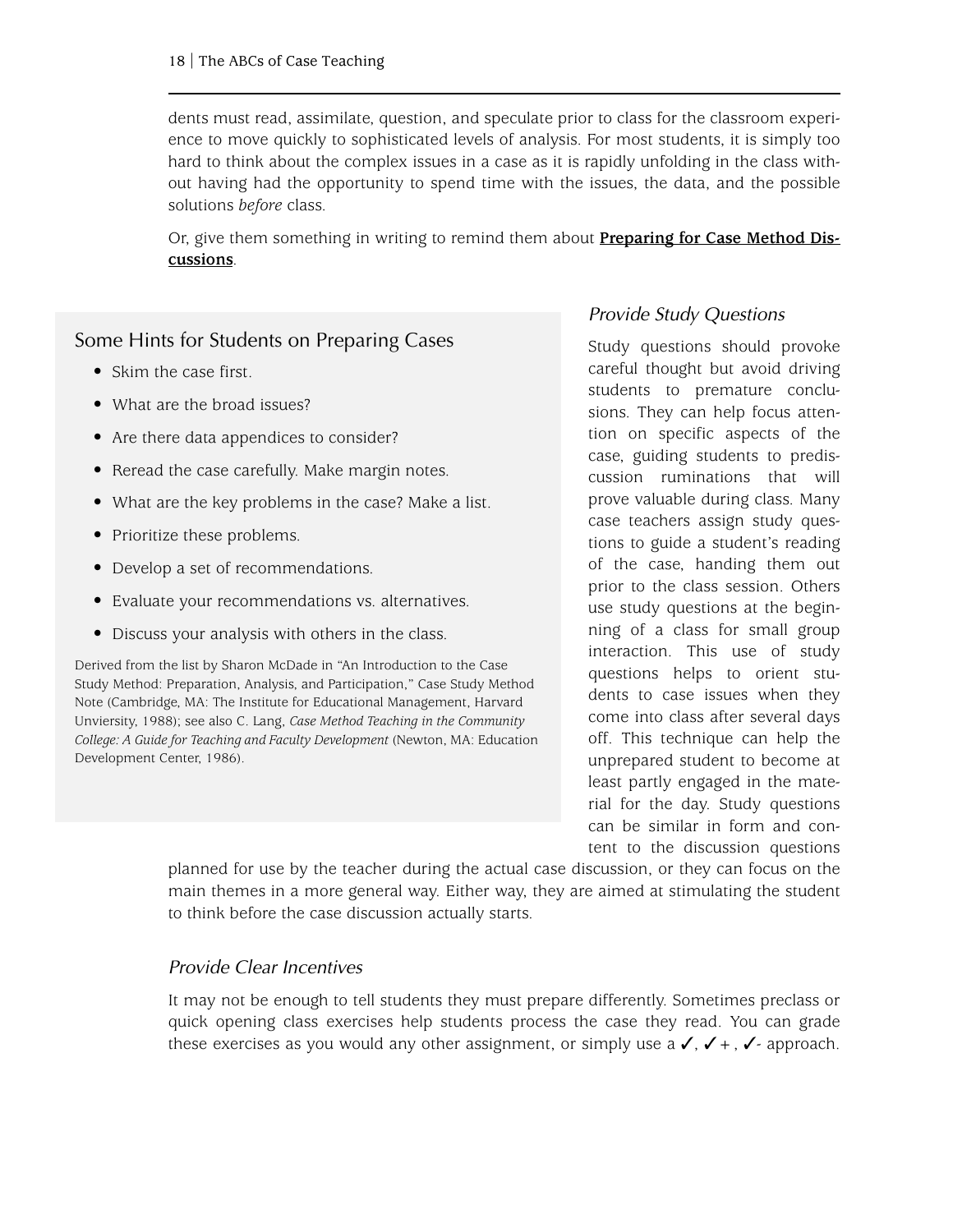dents must read, assimilate, question, and speculate prior to class for the classroom experience to move quickly to sophisticated levels of analysis. For most students, it is simply too hard to think about the complex issues in a case as it is rapidly unfolding in the class without having had the opportunity to spend time with the issues, the data, and the possible solutions *before* class.

Or, give them something in writing to remind them about **Preparing for Case Method Discussions**.

### Some Hints for Students on Preparing Cases

- Skim the case first.
- What are the broad issues?
- Are there data appendices to consider?
- Reread the case carefully. Make margin notes.
- What are the key problems in the case? Make a list.
- Prioritize these problems.
- Develop a set of recommendations.
- Evaluate your recommendations vs. alternatives.
- Discuss your analysis with others in the class.

Derived from the list by Sharon McDade in "An Introduction to the Case Study Method: Preparation, Analysis, and Participation," Case Study Method Note (Cambridge, MA: The Institute for Educational Management, Harvard Unviersity, 1988); see also C. Lang, *Case Method Teaching in the Community College: A Guide for Teaching and Faculty Development* (Newton, MA: Education Development Center, 1986).

### *Provide Study Questions*

Study questions should provoke careful thought but avoid driving students to premature conclusions. They can help focus attention on specific aspects of the case, guiding students to prediscussion ruminations that will prove valuable during class. Many case teachers assign study questions to guide a student's reading of the case, handing them out prior to the class session. Others use study questions at the beginning of a class for small group interaction. This use of study questions helps to orient students to case issues when they come into class after several days off. This technique can help the unprepared student to become at least partly engaged in the material for the day. Study questions can be similar in form and content to the discussion questions planned for use by the teacher during the actual case discussion, or they can focus on the main themes in a more general way. Either way, they are aimed at stimulating the student to think before the case discussion actually starts.

### *Provide Clear Incentives*

It may not be enough to tell students they must prepare differently. Sometimes preclass or quick opening class exercises help students process the case they read. You can grade these exercises as you would any other assignment, or simply use a ✓, ✓+ , ✓- approach.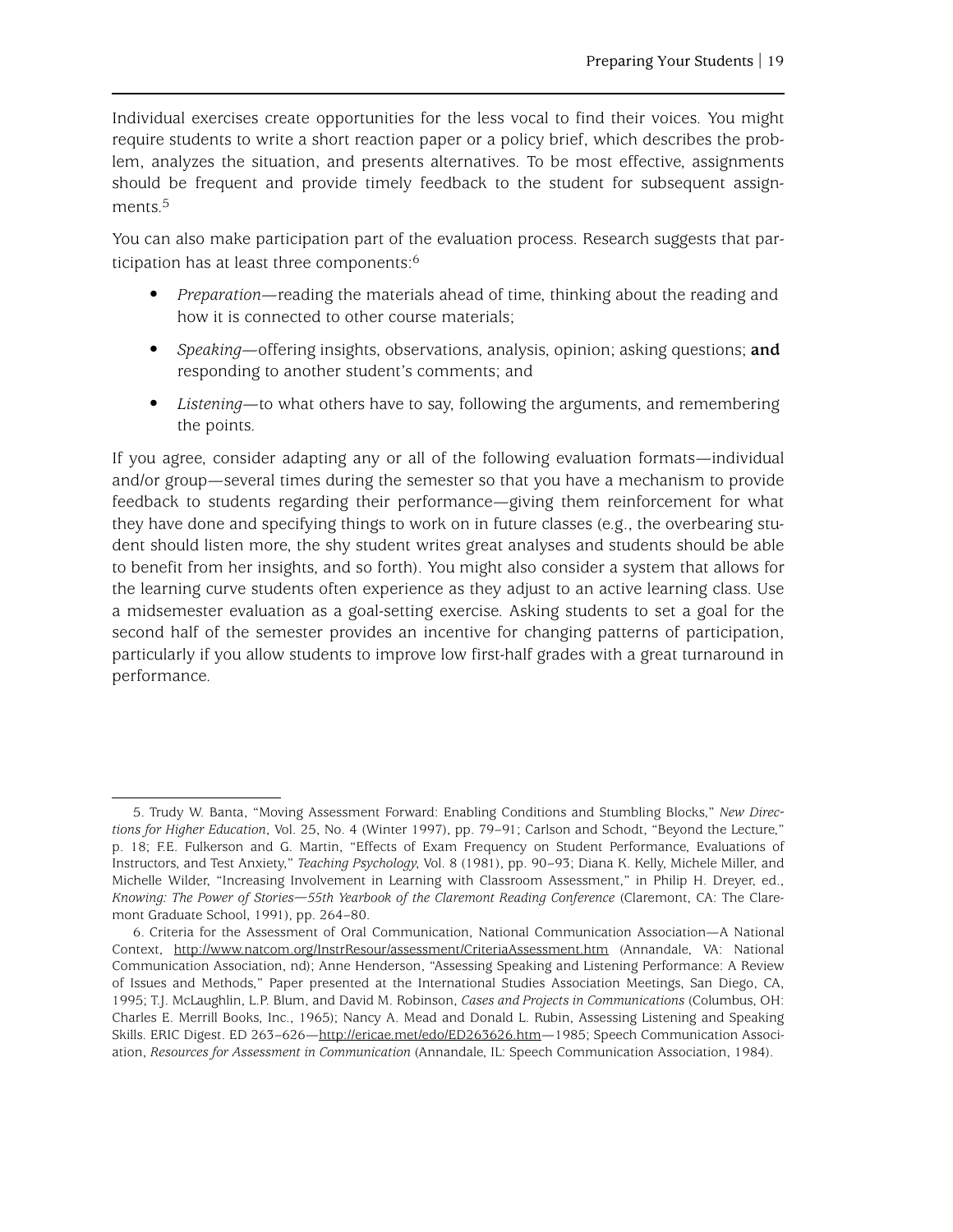Individual exercises create opportunities for the less vocal to find their voices. You might require students to write a short reaction paper or a policy brief, which describes the problem, analyzes the situation, and presents alternatives. To be most effective, assignments should be frequent and provide timely feedback to the student for subsequent assignments.[5]

You can also make participation part of the evaluation process. Research suggests that participation has at least three components:[6]

- *Preparation*—reading the materials ahead of time, thinking about the reading and how it is connected to other course materials;
- *Speaking*—offering insights, observations, analysis, opinion; asking questions; **and** responding to another student's comments; and
- *Listening*—to what others have to say, following the arguments, and remembering the points.

If you agree, consider adapting any or all of the following evaluation formats—individual and/or group—several times during the semester so that you have a mechanism to provide feedback to students regarding their performance—giving them reinforcement for what they have done and specifying things to work on in future classes (e.g., the overbearing student should listen more, the shy student writes great analyses and students should be able to benefit from her insights, and so forth). You might also consider a system that allows for the learning curve students often experience as they adjust to an active learning class. Use a midsemester evaluation as a goal-setting exercise. Asking students to set a goal for the second half of the semester provides an incentive for changing patterns of participation, particularly if you allow students to improve low first-half grades with a great turnaround in performance.

---

5. Trudy W. Banta, "Moving Assessment Forward: Enabling Conditions and Stumbling Blocks," *New Directions for Higher Education*, Vol. 25, No. 4 (Winter 1997), pp. 79–91; Carlson and Schodt, "Beyond the Lecture," p. 18; F.E. Fulkerson and G. Martin, "Effects of Exam Frequency on Student Performance, Evaluations of Instructors, and Test Anxiety," *Teaching Psychology*, Vol. 8 (1981), pp. 90–93; Diana K. Kelly, Michele Miller, and Michelle Wilder, "Increasing Involvement in Learning with Classroom Assessment," in Philip H. Dreyer, ed., *Knowing: The Power of Stories—55th Yearbook of the Claremont Reading Conference* (Claremont, CA: The Claremont Graduate School, 1991), pp. 264–80.

6. Criteria for the Assessment of Oral Communication, National Communication Association—A National Context, http://www.natcom.org/InstrResour/assessment/CriteriaAssessment.htm (Annandale, VA: National Communication Association, nd); Anne Henderson, "Assessing Speaking and Listening Performance: A Review of Issues and Methods," Paper presented at the International Studies Association Meetings, San Diego, CA, 1995; T.J. McLaughlin, L.P. Blum, and David M. Robinson, *Cases and Projects in Communications* (Columbus, OH: Charles E. Merrill Books, Inc., 1965); Nancy A. Mead and Donald L. Rubin, Assessing Listening and Speaking Skills. ERIC Digest. ED 263–626—http://ericae.met/edo/ED263626.htm—1985; Speech Communication Association, *Resources for Assessment in Communication* (Annandale, IL: Speech Communication Association, 1984).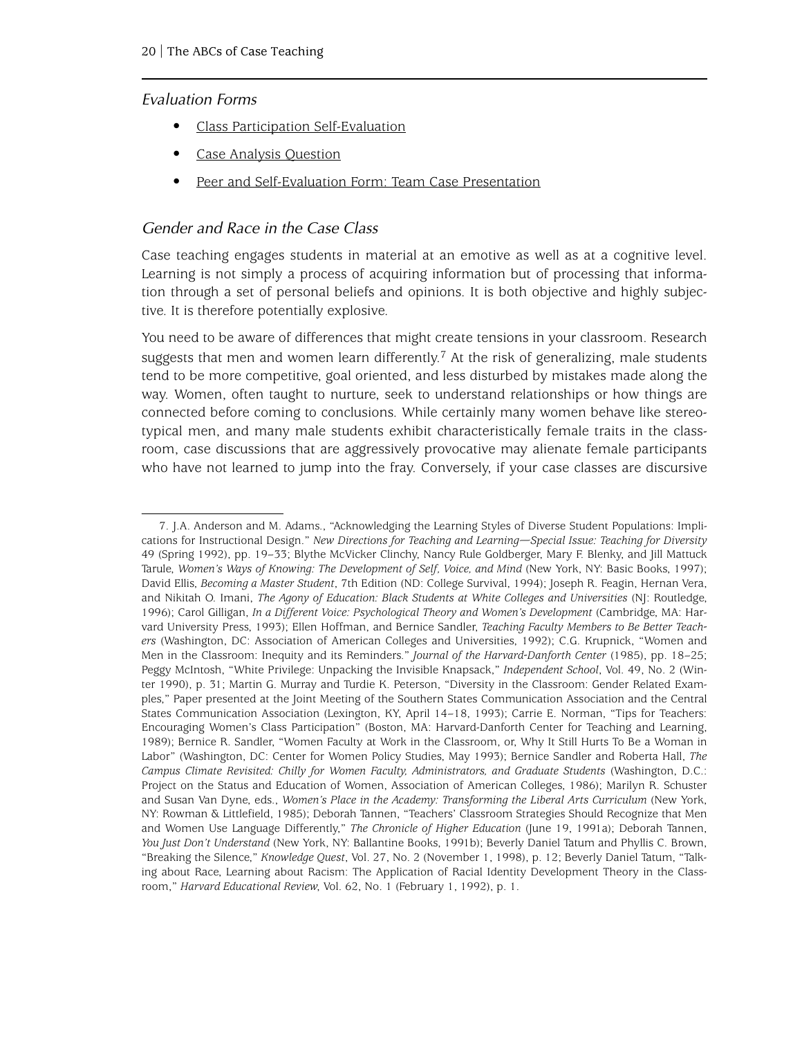### *Evaluation Forms*

- Class Participation Self-Evaluation
- Case Analysis Question
- Peer and Self-Evaluation Form: Team Case Presentation

### *Gender and Race in the Case Class*

Case teaching engages students in material at an emotive as well as at a cognitive level. Learning is not simply a process of acquiring information but of processing that information through a set of personal beliefs and opinions. It is both objective and highly subjective. It is therefore potentially explosive.

You need to be aware of differences that might create tensions in your classroom. Research suggests that men and women learn differently.[7] At the risk of generalizing, male students tend to be more competitive, goal oriented, and less disturbed by mistakes made along the way. Women, often taught to nurture, seek to understand relationships or how things are connected before coming to conclusions. While certainly many women behave like stereotypical men, and many male students exhibit characteristically female traits in the classroom, case discussions that are aggressively provocative may alienate female participants who have not learned to jump into the fray. Conversely, if your case classes are discursive

---

7. J.A. Anderson and M. Adams., "Acknowledging the Learning Styles of Diverse Student Populations: Implications for Instructional Design." *New Directions for Teaching and Learning—Special Issue: Teaching for Diversity* 49 (Spring 1992), pp. 19–33; Blythe McVicker Clinchy, Nancy Rule Goldberger, Mary F. Blenky, and Jill Mattuck Tarule, *Women's Ways of Knowing: The Development of Self, Voice, and Mind* (New York, NY: Basic Books, 1997); David Ellis, *Becoming a Master Student*, 7th Edition (ND: College Survival, 1994); Joseph R. Feagin, Hernan Vera, and Nikitah O. Imani, *The Agony of Education: Black Students at White Colleges and Universities* (NJ: Routledge, 1996); Carol Gilligan, *In a Different Voice: Psychological Theory and Women's Development* (Cambridge, MA: Harvard University Press, 1993); Ellen Hoffman, and Bernice Sandler, *Teaching Faculty Members to Be Better Teachers* (Washington, DC: Association of American Colleges and Universities, 1992); C.G. Krupnick, "Women and Men in the Classroom: Inequity and its Reminders." *Journal of the Harvard-Danforth Center* (1985), pp. 18–25; Peggy McIntosh, "White Privilege: Unpacking the Invisible Knapsack," *Independent School*, Vol. 49, No. 2 (Winter 1990), p. 31; Martin G. Murray and Turdie K. Peterson, "Diversity in the Classroom: Gender Related Examples," Paper presented at the Joint Meeting of the Southern States Communication Association and the Central States Communication Association (Lexington, KY, April 14–18, 1993); Carrie E. Norman, "Tips for Teachers: Encouraging Women's Class Participation" (Boston, MA: Harvard-Danforth Center for Teaching and Learning, 1989); Bernice R. Sandler, "Women Faculty at Work in the Classroom, or, Why It Still Hurts To Be a Woman in Labor" (Washington, DC: Center for Women Policy Studies, May 1993); Bernice Sandler and Roberta Hall, *The Campus Climate Revisited: Chilly for Women Faculty, Administrators, and Graduate Students* (Washington, D.C.: Project on the Status and Education of Women, Association of American Colleges, 1986); Marilyn R. Schuster and Susan Van Dyne, eds., *Women's Place in the Academy: Transforming the Liberal Arts Curriculum* (New York, NY: Rowman & Littlefield, 1985); Deborah Tannen, "Teachers' Classroom Strategies Should Recognize that Men and Women Use Language Differently," *The Chronicle of Higher Education* (June 19, 1991a); Deborah Tannen, *You Just Don't Understand* (New York, NY: Ballantine Books, 1991b); Beverly Daniel Tatum and Phyllis C. Brown, "Breaking the Silence," *Knowledge Quest*, Vol. 27, No. 2 (November 1, 1998), p. 12; Beverly Daniel Tatum, "Talking about Race, Learning about Racism: The Application of Racial Identity Development Theory in the Classroom," *Harvard Educational Review*, Vol. 62, No. 1 (February 1, 1992), p. 1.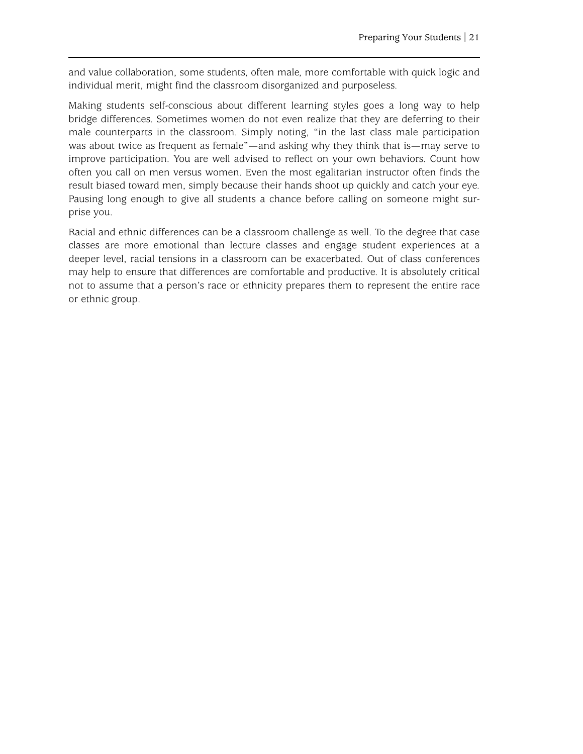and value collaboration, some students, often male, more comfortable with quick logic and individual merit, might find the classroom disorganized and purposeless.

Making students self-conscious about different learning styles goes a long way to help bridge differences. Sometimes women do not even realize that they are deferring to their male counterparts in the classroom. Simply noting, "in the last class male participation was about twice as frequent as female"—and asking why they think that is—may serve to improve participation. You are well advised to reflect on your own behaviors. Count how often you call on men versus women. Even the most egalitarian instructor often finds the result biased toward men, simply because their hands shoot up quickly and catch your eye. Pausing long enough to give all students a chance before calling on someone might surprise you.

Racial and ethnic differences can be a classroom challenge as well. To the degree that case classes are more emotional than lecture classes and engage student experiences at a deeper level, racial tensions in a classroom can be exacerbated. Out of class conferences may help to ensure that differences are comfortable and productive. It is absolutely critical not to assume that a person's race or ethnicity prepares them to represent the entire race or ethnic group.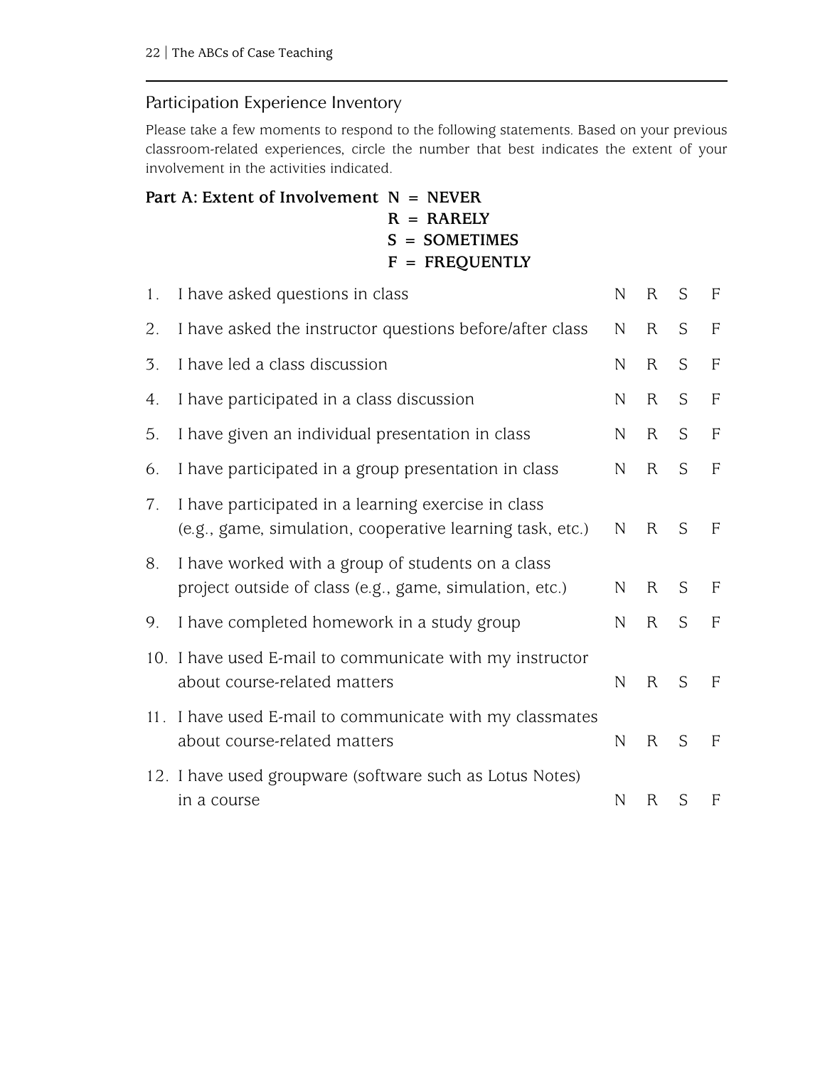## Participation Experience Inventory

Please take a few moments to respond to the following statements. Based on your previous classroom-related experiences, circle the number that best indicates the extent of your involvement in the activities indicated.

**Part A: Extent of Involvement**
**N = NEVER**
**R = RARELY**
**S = SOMETIMES**
**F = FREQUENTLY**

| | Statement | | | | |
|---|---|---|---|---|---|
| 1. | I have asked questions in class | N | R | S | F |
| 2. | I have asked the instructor questions before/after class | N | R | S | F |
| 3. | I have led a class discussion | N | R | S | F |
| 4. | I have participated in a class discussion | N | R | S | F |
| 5. | I have given an individual presentation in class | N | R | S | F |
| 6. | I have participated in a group presentation in class | N | R | S | F |
| 7. | I have participated in a learning exercise in class (e.g., game, simulation, cooperative learning task, etc.) | N | R | S | F |
| 8. | I have worked with a group of students on a class project outside of class (e.g., game, simulation, etc.) | N | R | S | F |
| 9. | I have completed homework in a study group | N | R | S | F |
| 10. | I have used E-mail to communicate with my instructor about course-related matters | N | R | S | F |
| 11. | I have used E-mail to communicate with my classmates about course-related matters | N | R | S | F |
| 12. | I have used groupware (software such as Lotus Notes) in a course | N | R | S | F |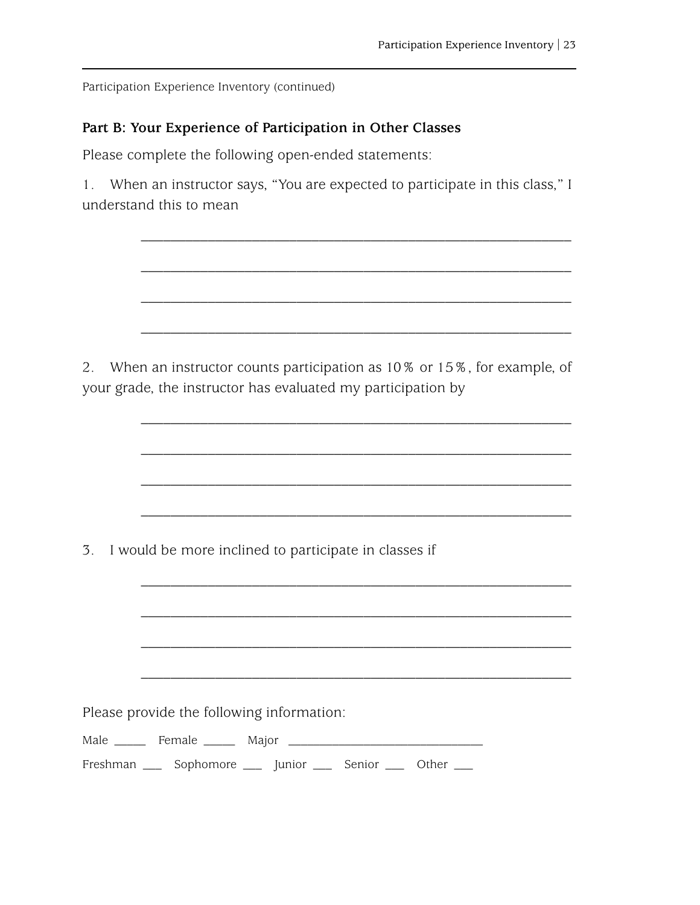Participation Experience Inventory (continued)

### Part B: Your Experience of Participation in Other Classes

Please complete the following open-ended statements:

1. When an instructor says, "You are expected to participate in this class," I understand this to mean

______________________________________________________________

______________________________________________________________

______________________________________________________________

______________________________________________________________

2. When an instructor counts participation as 10% or 15%, for example, of your grade, the instructor has evaluated my participation by

______________________________________________________________

______________________________________________________________

______________________________________________________________

______________________________________________________________

3. I would be more inclined to participate in classes if

______________________________________________________________

______________________________________________________________

______________________________________________________________

______________________________________________________________

Please provide the following information:

Male _____ Female _____ Major ______________________________

Freshman ___ Sophomore ___ Junior ___ Senior ___ Other ___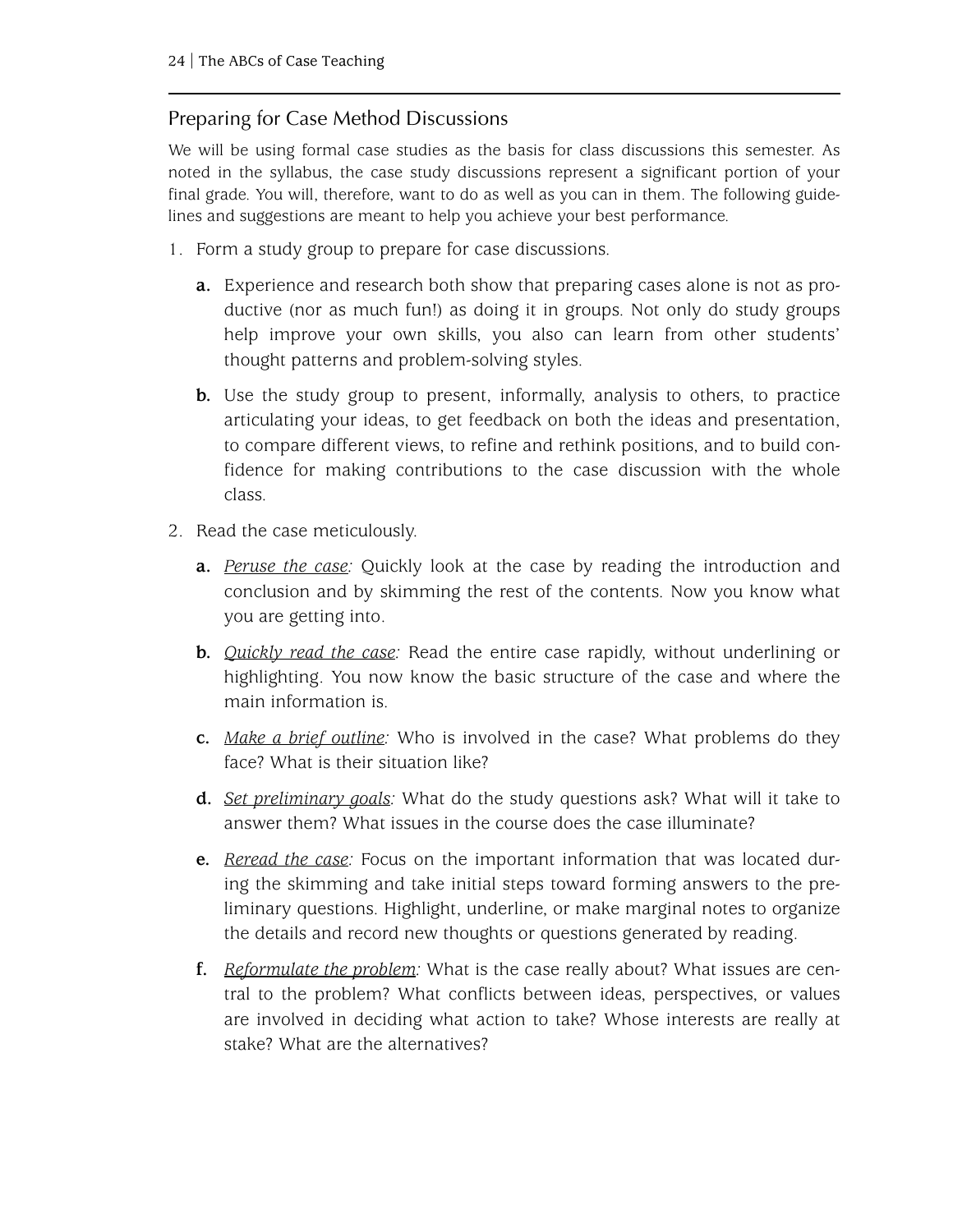## Preparing for Case Method Discussions

We will be using formal case studies as the basis for class discussions this semester. As noted in the syllabus, the case study discussions represent a significant portion of your final grade. You will, therefore, want to do as well as you can in them. The following guidelines and suggestions are meant to help you achieve your best performance.

1. Form a study group to prepare for case discussions.

   **a.** Experience and research both show that preparing cases alone is not as productive (nor as much fun!) as doing it in groups. Not only do study groups help improve your own skills, you also can learn from other students' thought patterns and problem-solving styles.

   **b.** Use the study group to present, informally, analysis to others, to practice articulating your ideas, to get feedback on both the ideas and presentation, to compare different views, to refine and rethink positions, and to build confidence for making contributions to the case discussion with the whole class.

2. Read the case meticulously.

   **a.** *Peruse the case:* Quickly look at the case by reading the introduction and conclusion and by skimming the rest of the contents. Now you know what you are getting into.

   **b.** *Quickly read the case:* Read the entire case rapidly, without underlining or highlighting. You now know the basic structure of the case and where the main information is.

   **c.** *Make a brief outline:* Who is involved in the case? What problems do they face? What is their situation like?

   **d.** *Set preliminary goals:* What do the study questions ask? What will it take to answer them? What issues in the course does the case illuminate?

   **e.** *Reread the case:* Focus on the important information that was located during the skimming and take initial steps toward forming answers to the preliminary questions. Highlight, underline, or make marginal notes to organize the details and record new thoughts or questions generated by reading.

   **f.** *Reformulate the problem:* What is the case really about? What issues are central to the problem? What conflicts between ideas, perspectives, or values are involved in deciding what action to take? Whose interests are really at stake? What are the alternatives?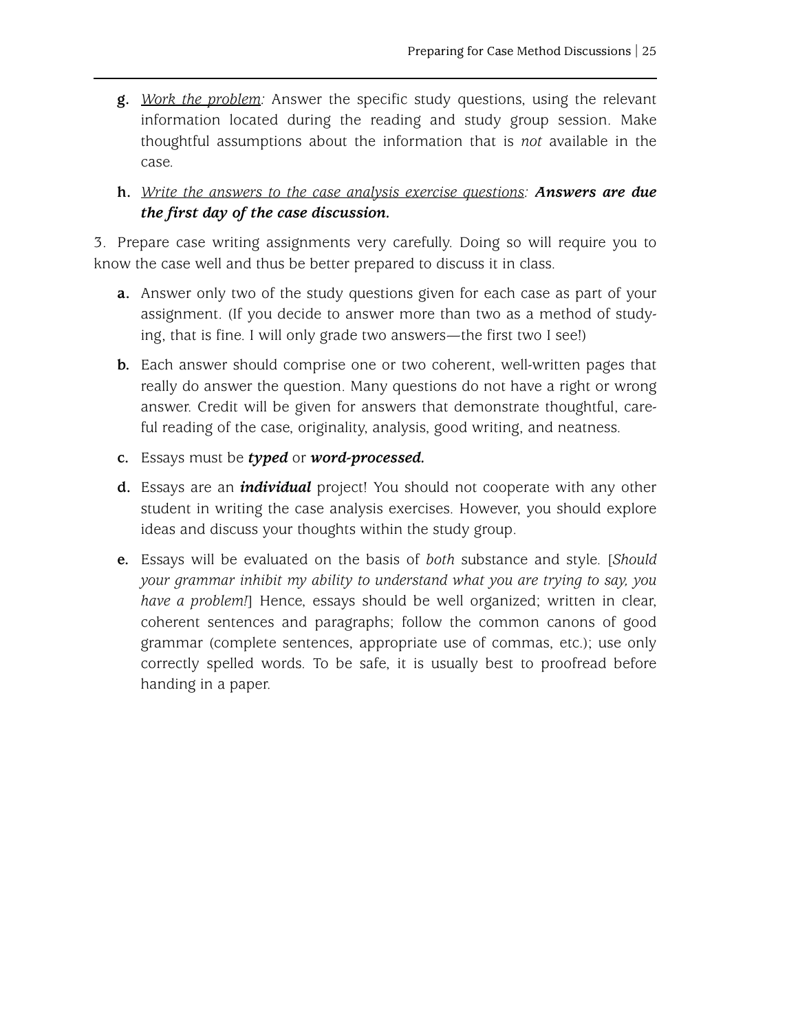g. <u>*Work the problem*</u>*:* Answer the specific study questions, using the relevant information located during the reading and study group session. Make thoughtful assumptions about the information that is *not* available in the case.

h. <u>*Write the answers to the case analysis exercise questions*</u>*:* ***Answers are due the first day of the case discussion.***

3. Prepare case writing assignments very carefully. Doing so will require you to know the case well and thus be better prepared to discuss it in class.

a. Answer only two of the study questions given for each case as part of your assignment. (If you decide to answer more than two as a method of studying, that is fine. I will only grade two answers—the first two I see!)

b. Each answer should comprise one or two coherent, well-written pages that really do answer the question. Many questions do not have a right or wrong answer. Credit will be given for answers that demonstrate thoughtful, careful reading of the case, originality, analysis, good writing, and neatness.

c. Essays must be ***typed*** or ***word-processed.***

d. Essays are an ***individual*** project! You should not cooperate with any other student in writing the case analysis exercises. However, you should explore ideas and discuss your thoughts within the study group.

e. Essays will be evaluated on the basis of *both* substance and style. [*Should your grammar inhibit my ability to understand what you are trying to say, you have a problem!*] Hence, essays should be well organized; written in clear, coherent sentences and paragraphs; follow the common canons of good grammar (complete sentences, appropriate use of commas, etc.); use only correctly spelled words. To be safe, it is usually best to proofread before handing in a paper.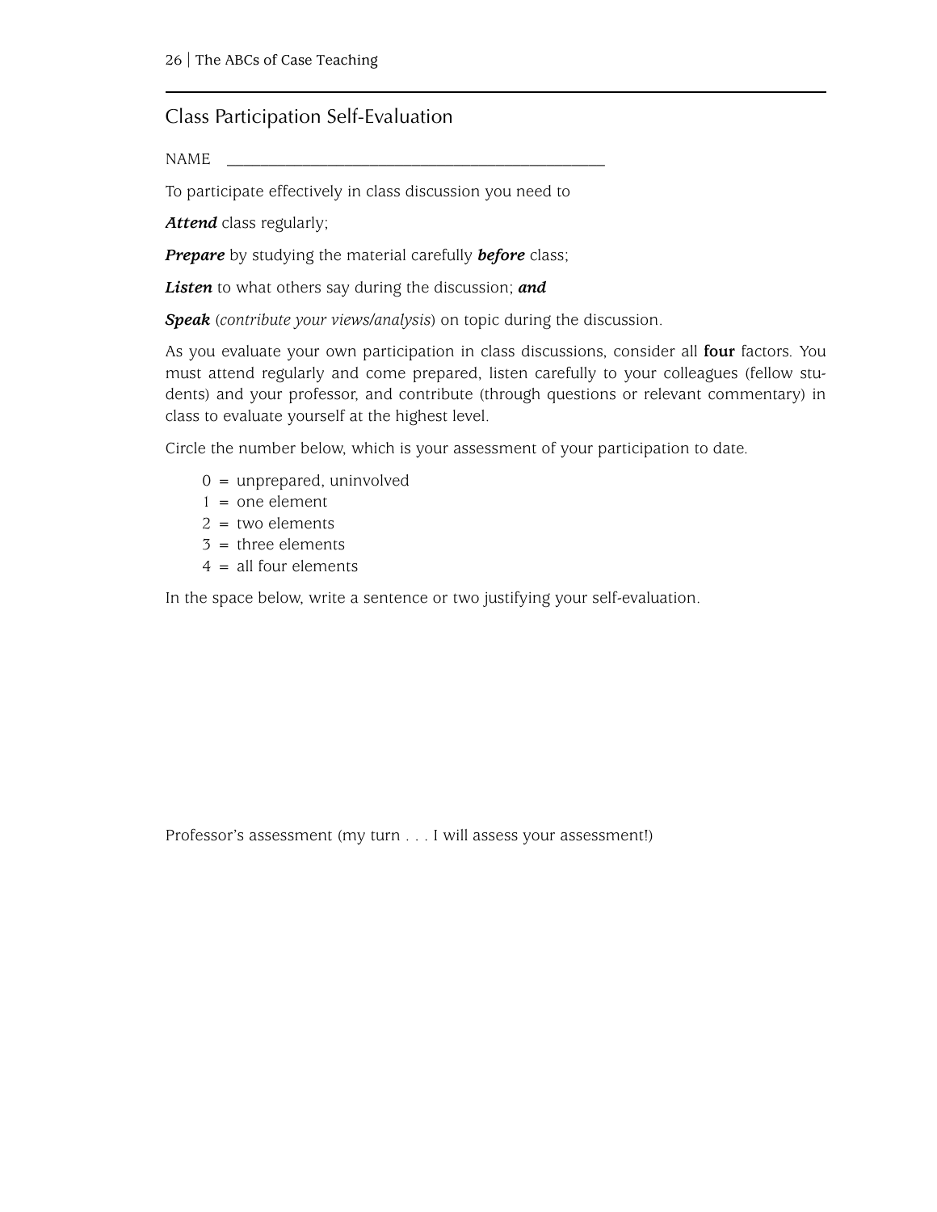## Class Participation Self-Evaluation

NAME \_\_\_\_\_\_\_\_\_\_\_\_\_\_\_\_\_\_\_\_\_\_\_\_\_\_\_\_\_\_\_\_\_\_\_\_\_\_\_\_\_\_\_\_\_\_\_\_

To participate effectively in class discussion you need to

***Attend*** class regularly;

***Prepare*** by studying the material carefully ***before*** class;

***Listen*** to what others say during the discussion; ***and***

***Speak*** (*contribute your views/analysis*) on topic during the discussion.

As you evaluate your own participation in class discussions, consider all **four** factors. You must attend regularly and come prepared, listen carefully to your colleagues (fellow students) and your professor, and contribute (through questions or relevant commentary) in class to evaluate yourself at the highest level.

Circle the number below, which is your assessment of your participation to date.

- 0 = unprepared, uninvolved
- 1 = one element
- 2 = two elements
- 3 = three elements
- 4 = all four elements

In the space below, write a sentence or two justifying your self-evaluation.

Professor's assessment (my turn . . . I will assess your assessment!)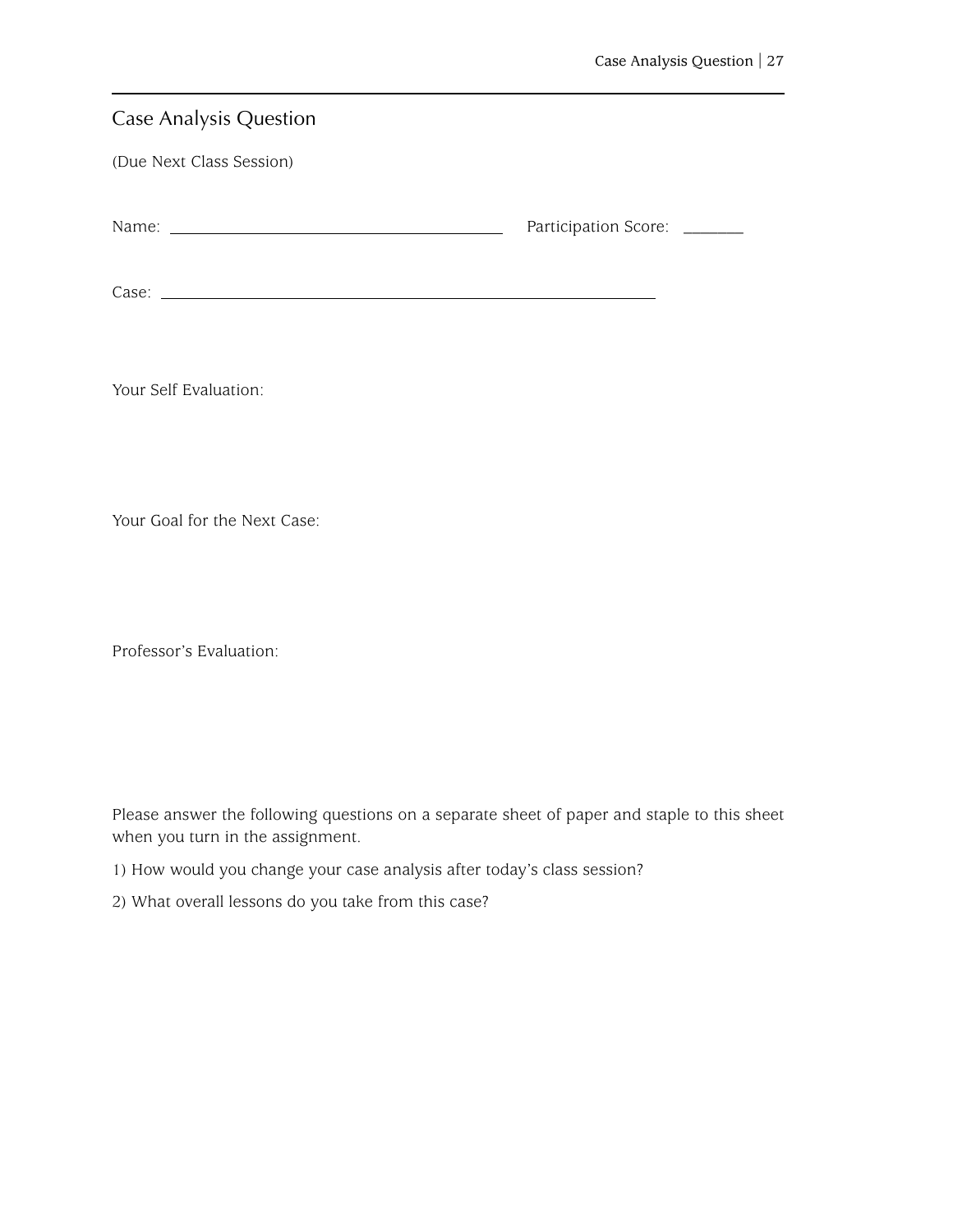## Case Analysis Question

(Due Next Class Session)

Name: ______________________________ Participation Score: ______

Case: ______________________________________________

Your Self Evaluation:

Your Goal for the Next Case:

Professor's Evaluation:

Please answer the following questions on a separate sheet of paper and staple to this sheet when you turn in the assignment.

1) How would you change your case analysis after today's class session?

2) What overall lessons do you take from this case?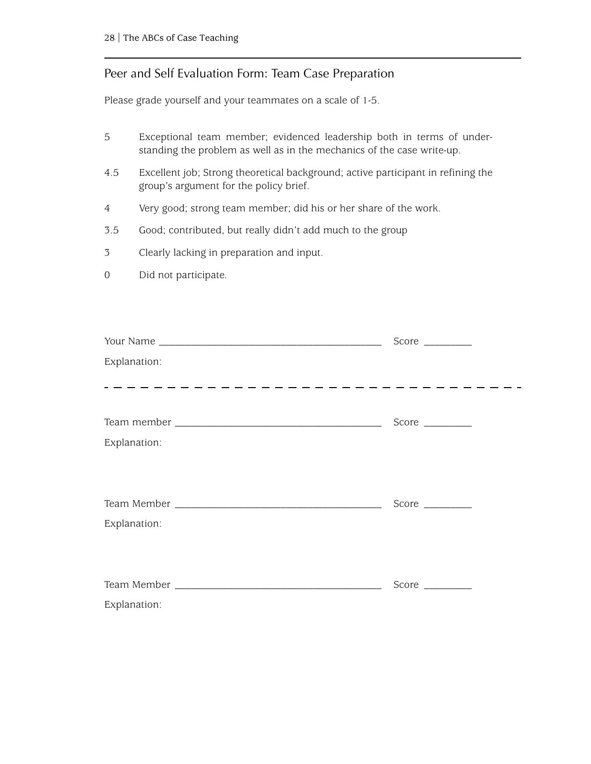## Peer and Self Evaluation Form: Team Case Preparation

Please grade yourself and your teammates on a scale of 1-5.

5 Exceptional team member; evidenced leadership both in terms of understanding the problem as well as in the mechanics of the case write-up.

4.5 Excellent job; Strong theoretical background; active participant in refining the group's argument for the policy brief.

4 Very good; strong team member; did his or her share of the work.

3.5 Good; contributed, but really didn't add much to the group

3 Clearly lacking in preparation and input.

0 Did not participate.

Your Name ________________________________________ Score _________

Explanation:

- - - - - - - - - - - - - - - - - - - - - - - - - - - - - - - - - - -

Team member ______________________________________ Score _________

Explanation:

Team Member ______________________________________ Score _________

Explanation:

Team Member ______________________________________ Score _________

Explanation: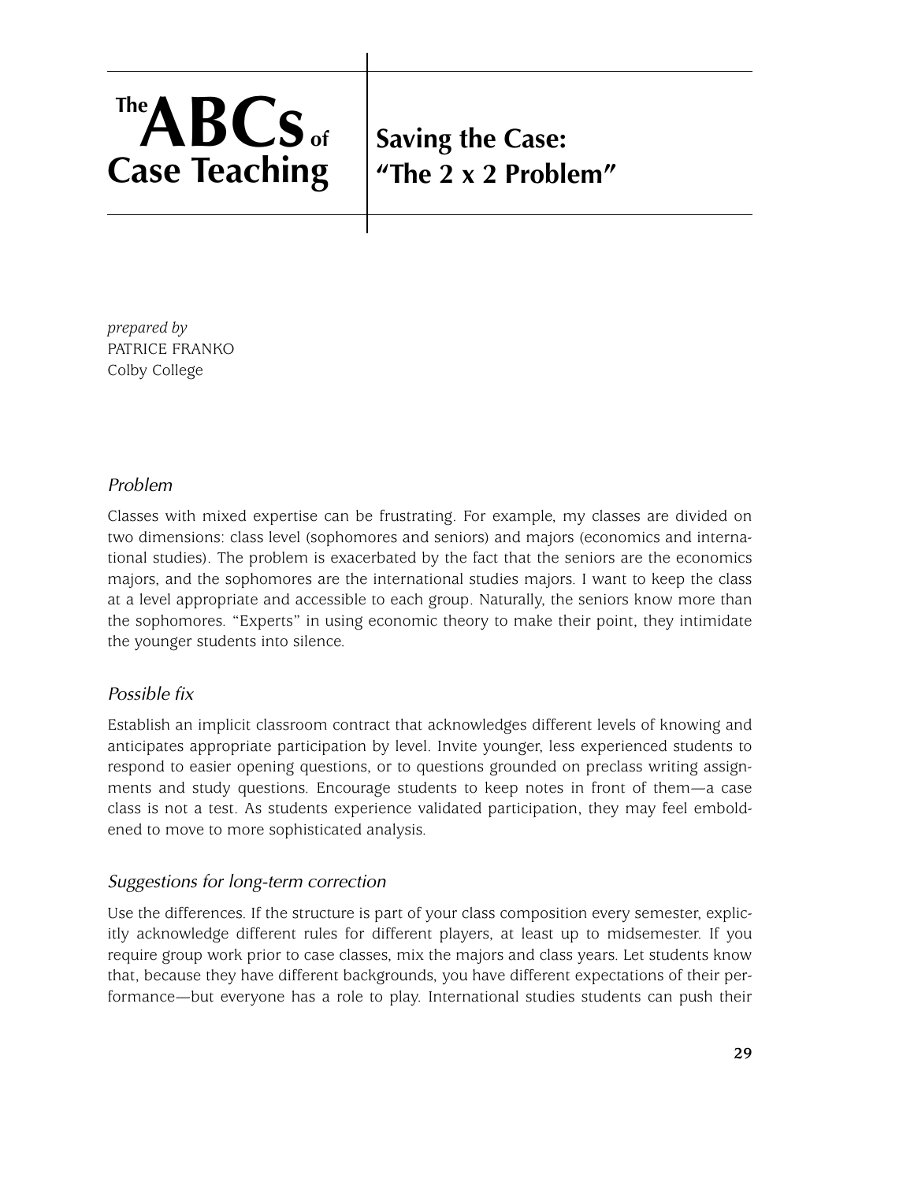# The ABCs of Case Teaching

## Saving the Case: "The 2 x 2 Problem"

*prepared by*
PATRICE FRANKO
Colby College

### *Problem*

Classes with mixed expertise can be frustrating. For example, my classes are divided on two dimensions: class level (sophomores and seniors) and majors (economics and international studies). The problem is exacerbated by the fact that the seniors are the economics majors, and the sophomores are the international studies majors. I want to keep the class at a level appropriate and accessible to each group. Naturally, the seniors know more than the sophomores. "Experts" in using economic theory to make their point, they intimidate the younger students into silence.

### *Possible fix*

Establish an implicit classroom contract that acknowledges different levels of knowing and anticipates appropriate participation by level. Invite younger, less experienced students to respond to easier opening questions, or to questions grounded on preclass writing assignments and study questions. Encourage students to keep notes in front of them—a case class is not a test. As students experience validated participation, they may feel emboldened to move to more sophisticated analysis.

### *Suggestions for long-term correction*

Use the differences. If the structure is part of your class composition every semester, explicitly acknowledge different rules for different players, at least up to midsemester. If you require group work prior to case classes, mix the majors and class years. Let students know that, because they have different backgrounds, you have different expectations of their performance—but everyone has a role to play. International studies students can push their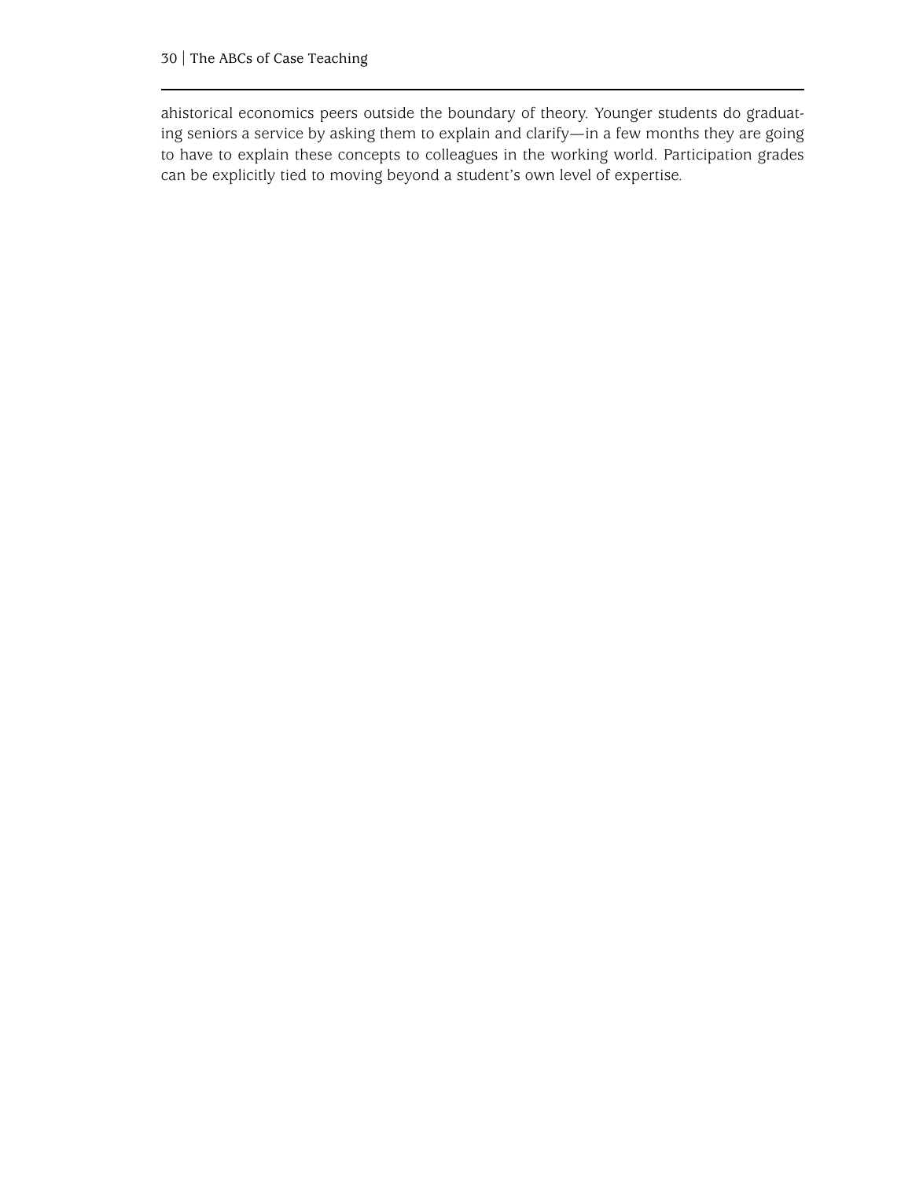ahistorical economics peers outside the boundary of theory. Younger students do graduating seniors a service by asking them to explain and clarify—in a few months they are going to have to explain these concepts to colleagues in the working world. Participation grades can be explicitly tied to moving beyond a student's own level of expertise.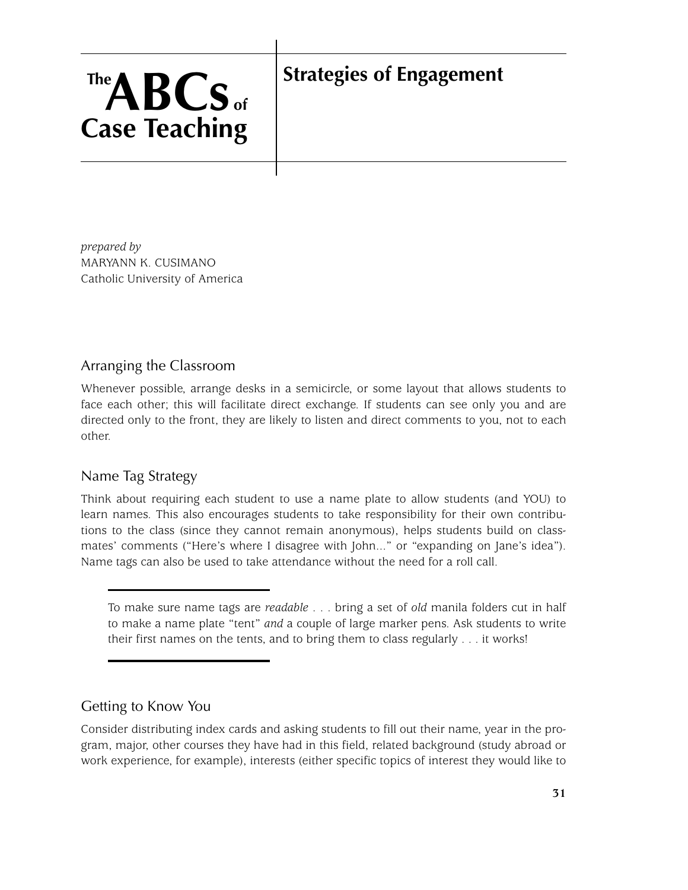# The ABCs of Case Teaching

## Strategies of Engagement

*prepared by*
MARYANN K. CUSIMANO
Catholic University of America

### Arranging the Classroom

Whenever possible, arrange desks in a semicircle, or some layout that allows students to face each other; this will facilitate direct exchange. If students can see only you and are directed only to the front, they are likely to listen and direct comments to you, not to each other.

### Name Tag Strategy

Think about requiring each student to use a name plate to allow students (and YOU) to learn names. This also encourages students to take responsibility for their own contributions to the class (since they cannot remain anonymous), helps students build on classmates' comments ("Here's where I disagree with John..." or "expanding on Jane's idea"). Name tags can also be used to take attendance without the need for a roll call.

> To make sure name tags are *readable* . . . bring a set of *old* manila folders cut in half to make a name plate "tent" *and* a couple of large marker pens. Ask students to write their first names on the tents, and to bring them to class regularly . . . it works!

### Getting to Know You

Consider distributing index cards and asking students to fill out their name, year in the program, major, other courses they have had in this field, related background (study abroad or work experience, for example), interests (either specific topics of interest they would like to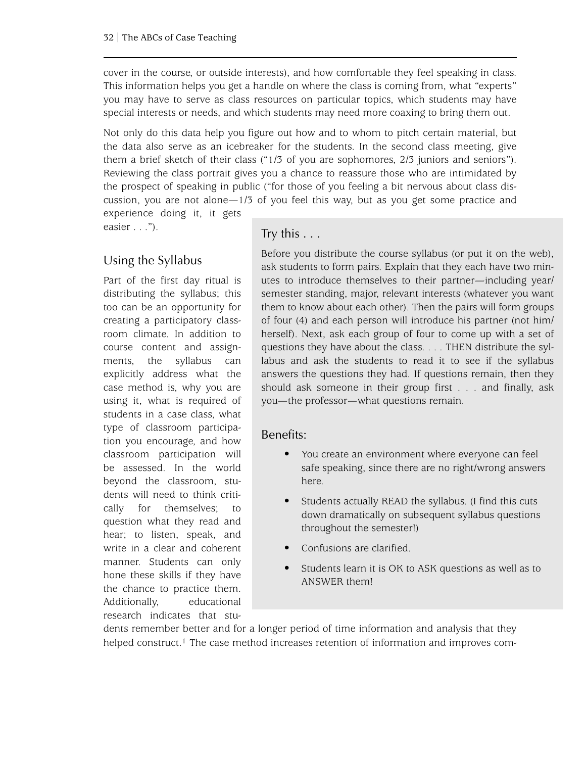cover in the course, or outside interests), and how comfortable they feel speaking in class. This information helps you get a handle on where the class is coming from, what "experts" you may have to serve as class resources on particular topics, which students may have special interests or needs, and which students may need more coaxing to bring them out.

Not only do this data help you figure out how and to whom to pitch certain material, but the data also serve as an icebreaker for the students. In the second class meeting, give them a brief sketch of their class ("1/3 of you are sophomores, 2/3 juniors and seniors"). Reviewing the class portrait gives you a chance to reassure those who are intimidated by the prospect of speaking in public ("for those of you feeling a bit nervous about class discussion, you are not alone—1/3 of you feel this way, but as you get some practice and experience doing it, it gets easier . . .").

## Using the Syllabus

Part of the first day ritual is distributing the syllabus; this too can be an opportunity for creating a participatory classroom climate. In addition to course content and assignments, the syllabus can explicitly address what the case method is, why you are using it, what is required of students in a case class, what type of classroom participation you encourage, and how classroom participation will be assessed. In the world beyond the classroom, students will need to think critically for themselves; to question what they read and hear; to listen, speak, and write in a clear and coherent manner. Students can only hone these skills if they have the chance to practice them. Additionally, educational research indicates that students remember better and for a longer period of time information and analysis that they helped construct.[1] The case method increases retention of information and improves com-

### Try this . . .

Before you distribute the course syllabus (or put it on the web), ask students to form pairs. Explain that they each have two minutes to introduce themselves to their partner—including year/semester standing, major, relevant interests (whatever you want them to know about each other). Then the pairs will form groups of four (4) and each person will introduce his partner (not him/herself). Next, ask each group of four to come up with a set of questions they have about the class. . . . THEN distribute the syllabus and ask the students to read it to see if the syllabus answers the questions they had. If questions remain, then they should ask someone in their group first . . . and finally, ask you—the professor—what questions remain.

### Benefits:

- You create an environment where everyone can feel safe speaking, since there are no right/wrong answers here.
- Students actually READ the syllabus. (I find this cuts down dramatically on subsequent syllabus questions throughout the semester!)
- Confusions are clarified.
- Students learn it is OK to ASK questions as well as to ANSWER them!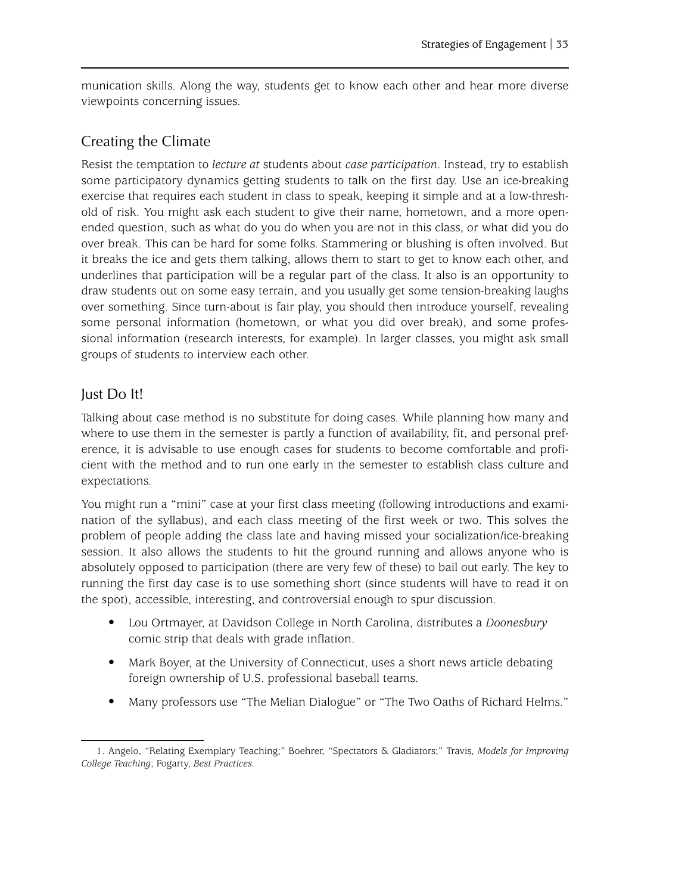munication skills. Along the way, students get to know each other and hear more diverse viewpoints concerning issues.

## Creating the Climate

Resist the temptation to *lecture at* students about *case participation*. Instead, try to establish some participatory dynamics getting students to talk on the first day. Use an ice-breaking exercise that requires each student in class to speak, keeping it simple and at a low-threshold of risk. You might ask each student to give their name, hometown, and a more open-ended question, such as what do you do when you are not in this class, or what did you do over break. This can be hard for some folks. Stammering or blushing is often involved. But it breaks the ice and gets them talking, allows them to start to get to know each other, and underlines that participation will be a regular part of the class. It also is an opportunity to draw students out on some easy terrain, and you usually get some tension-breaking laughs over something. Since turn-about is fair play, you should then introduce yourself, revealing some personal information (hometown, or what you did over break), and some professional information (research interests, for example). In larger classes, you might ask small groups of students to interview each other.

## Just Do It!

Talking about case method is no substitute for doing cases. While planning how many and where to use them in the semester is partly a function of availability, fit, and personal preference, it is advisable to use enough cases for students to become comfortable and proficient with the method and to run one early in the semester to establish class culture and expectations.

You might run a "mini" case at your first class meeting (following introductions and examination of the syllabus), and each class meeting of the first week or two. This solves the problem of people adding the class late and having missed your socialization/ice-breaking session. It also allows the students to hit the ground running and allows anyone who is absolutely opposed to participation (there are very few of these) to bail out early. The key to running the first day case is to use something short (since students will have to read it on the spot), accessible, interesting, and controversial enough to spur discussion.

- Lou Ortmayer, at Davidson College in North Carolina, distributes a *Doonesbury* comic strip that deals with grade inflation.
- Mark Boyer, at the University of Connecticut, uses a short news article debating foreign ownership of U.S. professional baseball teams.
- Many professors use "The Melian Dialogue" or "The Two Oaths of Richard Helms."

---

1. Angelo, "Relating Exemplary Teaching;" Boehrer, "Spectators & Gladiators;" Travis, *Models for Improving College Teaching*; Fogarty, *Best Practices*.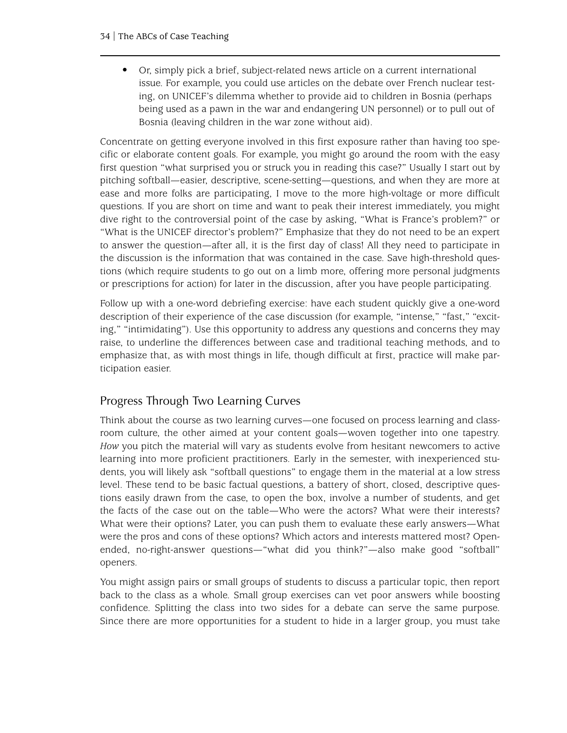- Or, simply pick a brief, subject-related news article on a current international issue. For example, you could use articles on the debate over French nuclear testing, on UNICEF's dilemma whether to provide aid to children in Bosnia (perhaps being used as a pawn in the war and endangering UN personnel) or to pull out of Bosnia (leaving children in the war zone without aid).

Concentrate on getting everyone involved in this first exposure rather than having too specific or elaborate content goals. For example, you might go around the room with the easy first question "what surprised you or struck you in reading this case?" Usually I start out by pitching softball—easier, descriptive, scene-setting—questions, and when they are more at ease and more folks are participating, I move to the more high-voltage or more difficult questions. If you are short on time and want to peak their interest immediately, you might dive right to the controversial point of the case by asking, "What is France's problem?" or "What is the UNICEF director's problem?" Emphasize that they do not need to be an expert to answer the question—after all, it is the first day of class! All they need to participate in the discussion is the information that was contained in the case. Save high-threshold questions (which require students to go out on a limb more, offering more personal judgments or prescriptions for action) for later in the discussion, after you have people participating.

Follow up with a one-word debriefing exercise: have each student quickly give a one-word description of their experience of the case discussion (for example, "intense," "fast," "exciting," "intimidating"). Use this opportunity to address any questions and concerns they may raise, to underline the differences between case and traditional teaching methods, and to emphasize that, as with most things in life, though difficult at first, practice will make participation easier.

## Progress Through Two Learning Curves

Think about the course as two learning curves—one focused on process learning and classroom culture, the other aimed at your content goals—woven together into one tapestry. *How* you pitch the material will vary as students evolve from hesitant newcomers to active learning into more proficient practitioners. Early in the semester, with inexperienced students, you will likely ask "softball questions" to engage them in the material at a low stress level. These tend to be basic factual questions, a battery of short, closed, descriptive questions easily drawn from the case, to open the box, involve a number of students, and get the facts of the case out on the table—Who were the actors? What were their interests? What were their options? Later, you can push them to evaluate these early answers—What were the pros and cons of these options? Which actors and interests mattered most? Open-ended, no-right-answer questions—"what did you think?"—also make good "softball" openers.

You might assign pairs or small groups of students to discuss a particular topic, then report back to the class as a whole. Small group exercises can vet poor answers while boosting confidence. Splitting the class into two sides for a debate can serve the same purpose. Since there are more opportunities for a student to hide in a larger group, you must take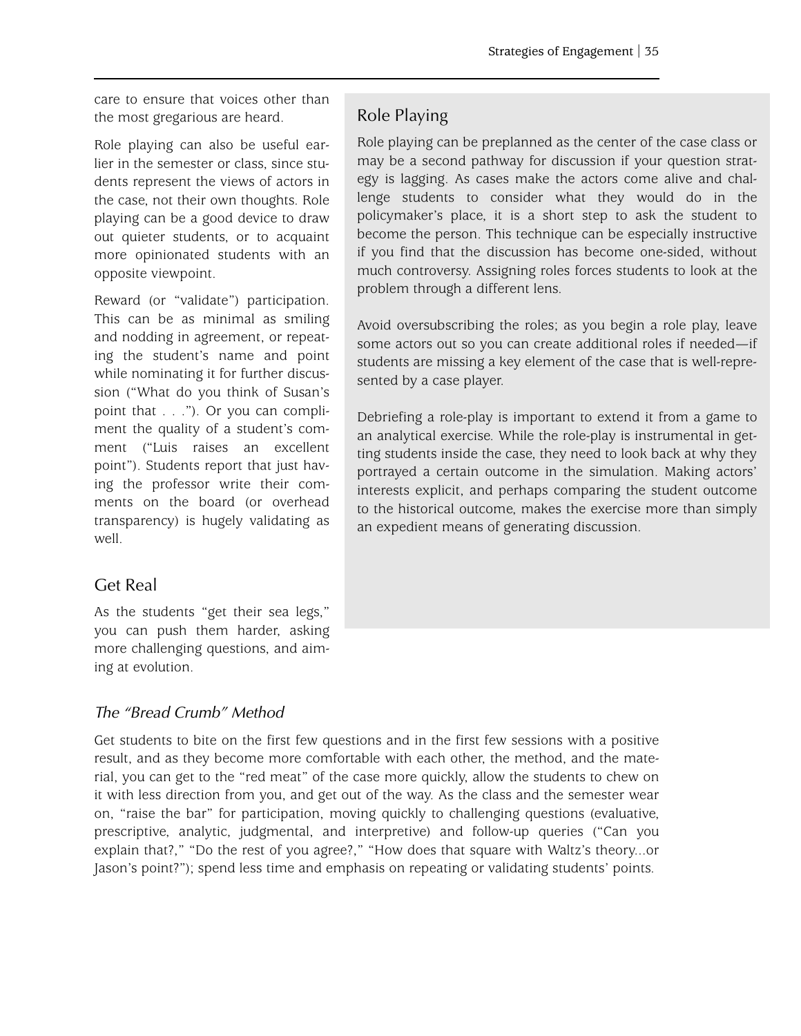care to ensure that voices other than the most gregarious are heard.

Role playing can also be useful earlier in the semester or class, since students represent the views of actors in the case, not their own thoughts. Role playing can be a good device to draw out quieter students, or to acquaint more opinionated students with an opposite viewpoint.

Reward (or "validate") participation. This can be as minimal as smiling and nodding in agreement, or repeating the student's name and point while nominating it for further discussion ("What do you think of Susan's point that . . ."). Or you can compliment the quality of a student's comment ("Luis raises an excellent point"). Students report that just having the professor write their comments on the board (or overhead transparency) is hugely validating as well.

## Role Playing

Role playing can be preplanned as the center of the case class or may be a second pathway for discussion if your question strategy is lagging. As cases make the actors come alive and challenge students to consider what they would do in the policymaker's place, it is a short step to ask the student to become the person. This technique can be especially instructive if you find that the discussion has become one-sided, without much controversy. Assigning roles forces students to look at the problem through a different lens.

Avoid oversubscribing the roles; as you begin a role play, leave some actors out so you can create additional roles if needed—if students are missing a key element of the case that is well-represented by a case player.

Debriefing a role-play is important to extend it from a game to an analytical exercise. While the role-play is instrumental in getting students inside the case, they need to look back at why they portrayed a certain outcome in the simulation. Making actors' interests explicit, and perhaps comparing the student outcome to the historical outcome, makes the exercise more than simply an expedient means of generating discussion.

## Get Real

As the students "get their sea legs," you can push them harder, asking more challenging questions, and aiming at evolution.

### *The "Bread Crumb" Method*

Get students to bite on the first few questions and in the first few sessions with a positive result, and as they become more comfortable with each other, the method, and the material, you can get to the "red meat" of the case more quickly, allow the students to chew on it with less direction from you, and get out of the way. As the class and the semester wear on, "raise the bar" for participation, moving quickly to challenging questions (evaluative, prescriptive, analytic, judgmental, and interpretive) and follow-up queries ("Can you explain that?," "Do the rest of you agree?," "How does that square with Waltz's theory...or Jason's point?"); spend less time and emphasis on repeating or validating students' points.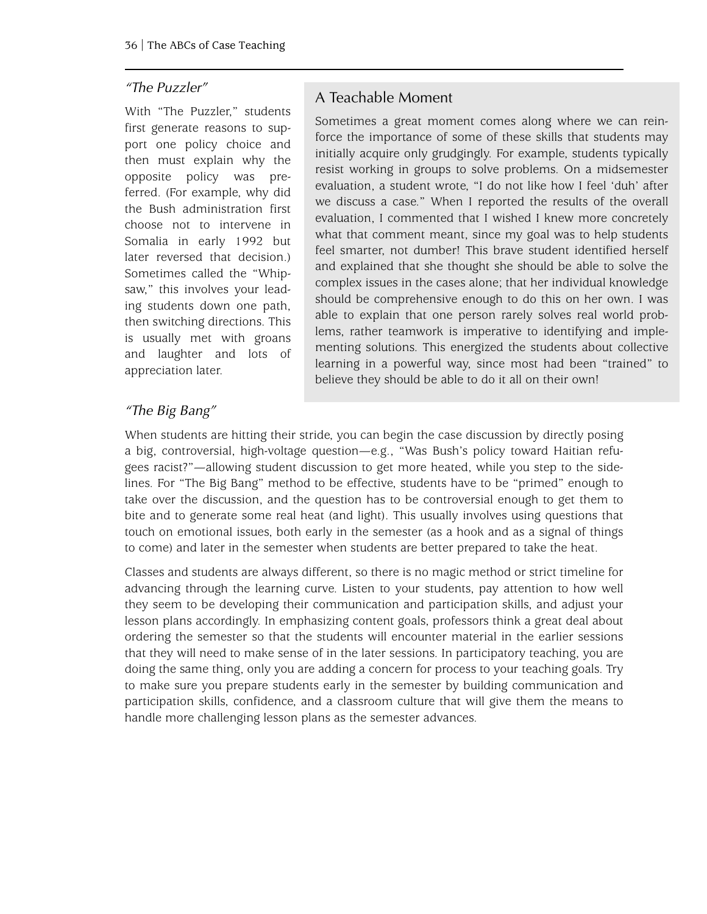### *"The Puzzler"*

With "The Puzzler," students first generate reasons to support one policy choice and then must explain why the opposite policy was preferred. (For example, why did the Bush administration first choose not to intervene in Somalia in early 1992 but later reversed that decision.) Sometimes called the "Whipsaw," this involves your leading students down one path, then switching directions. This is usually met with groans and laughter and lots of appreciation later.

> ## A Teachable Moment
>
> Sometimes a great moment comes along where we can reinforce the importance of some of these skills that students may initially acquire only grudgingly. For example, students typically resist working in groups to solve problems. On a midsemester evaluation, a student wrote, "I do not like how I feel 'duh' after we discuss a case." When I reported the results of the overall evaluation, I commented that I wished I knew more concretely what that comment meant, since my goal was to help students feel smarter, not dumber! This brave student identified herself and explained that she thought she should be able to solve the complex issues in the cases alone; that her individual knowledge should be comprehensive enough to do this on her own. I was able to explain that one person rarely solves real world problems, rather teamwork is imperative to identifying and implementing solutions. This energized the students about collective learning in a powerful way, since most had been "trained" to believe they should be able to do it all on their own!

### *"The Big Bang"*

When students are hitting their stride, you can begin the case discussion by directly posing a big, controversial, high-voltage question—e.g., "Was Bush's policy toward Haitian refugees racist?"—allowing student discussion to get more heated, while you step to the sidelines. For "The Big Bang" method to be effective, students have to be "primed" enough to take over the discussion, and the question has to be controversial enough to get them to bite and to generate some real heat (and light). This usually involves using questions that touch on emotional issues, both early in the semester (as a hook and as a signal of things to come) and later in the semester when students are better prepared to take the heat.

Classes and students are always different, so there is no magic method or strict timeline for advancing through the learning curve. Listen to your students, pay attention to how well they seem to be developing their communication and participation skills, and adjust your lesson plans accordingly. In emphasizing content goals, professors think a great deal about ordering the semester so that the students will encounter material in the earlier sessions that they will need to make sense of in the later sessions. In participatory teaching, you are doing the same thing, only you are adding a concern for process to your teaching goals. Try to make sure you prepare students early in the semester by building communication and participation skills, confidence, and a classroom culture that will give them the means to handle more challenging lesson plans as the semester advances.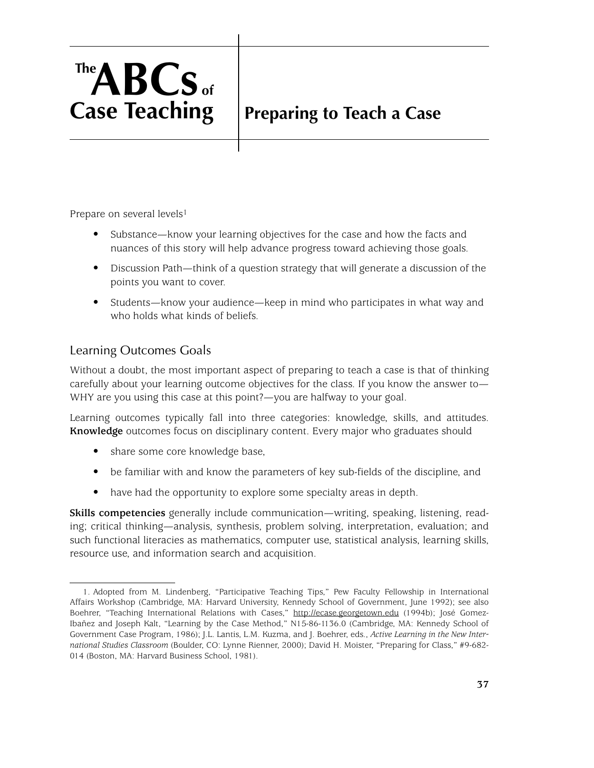# The ABCs of Case Teaching

## Preparing to Teach a Case

Prepare on several levels[1]

- Substance—know your learning objectives for the case and how the facts and nuances of this story will help advance progress toward achieving those goals.
- Discussion Path—think of a question strategy that will generate a discussion of the points you want to cover.
- Students—know your audience—keep in mind who participates in what way and who holds what kinds of beliefs.

### Learning Outcomes Goals

Without a doubt, the most important aspect of preparing to teach a case is that of thinking carefully about your learning outcome objectives for the class. If you know the answer to—WHY are you using this case at this point?—you are halfway to your goal.

Learning outcomes typically fall into three categories: knowledge, skills, and attitudes. **Knowledge** outcomes focus on disciplinary content. Every major who graduates should

- share some core knowledge base,
- be familiar with and know the parameters of key sub-fields of the discipline, and
- have had the opportunity to explore some specialty areas in depth.

**Skills competencies** generally include communication—writing, speaking, listening, reading; critical thinking—analysis, synthesis, problem solving, interpretation, evaluation; and such functional literacies as mathematics, computer use, statistical analysis, learning skills, resource use, and information search and acquisition.

---

1. Adopted from M. Lindenberg, "Participative Teaching Tips," Pew Faculty Fellowship in International Affairs Workshop (Cambridge, MA: Harvard University, Kennedy School of Government, June 1992); see also Boehrer, "Teaching International Relations with Cases," http://ecase.georgetown.edu (1994b); José Gomez-Ibañez and Joseph Kalt, "Learning by the Case Method," N15-86-1136.0 (Cambridge, MA: Kennedy School of Government Case Program, 1986); J.L. Lantis, L.M. Kuzma, and J. Boehrer, eds., *Active Learning in the New International Studies Classroom* (Boulder, CO: Lynne Rienner, 2000); David H. Moister, "Preparing for Class," #9-682-014 (Boston, MA: Harvard Business School, 1981).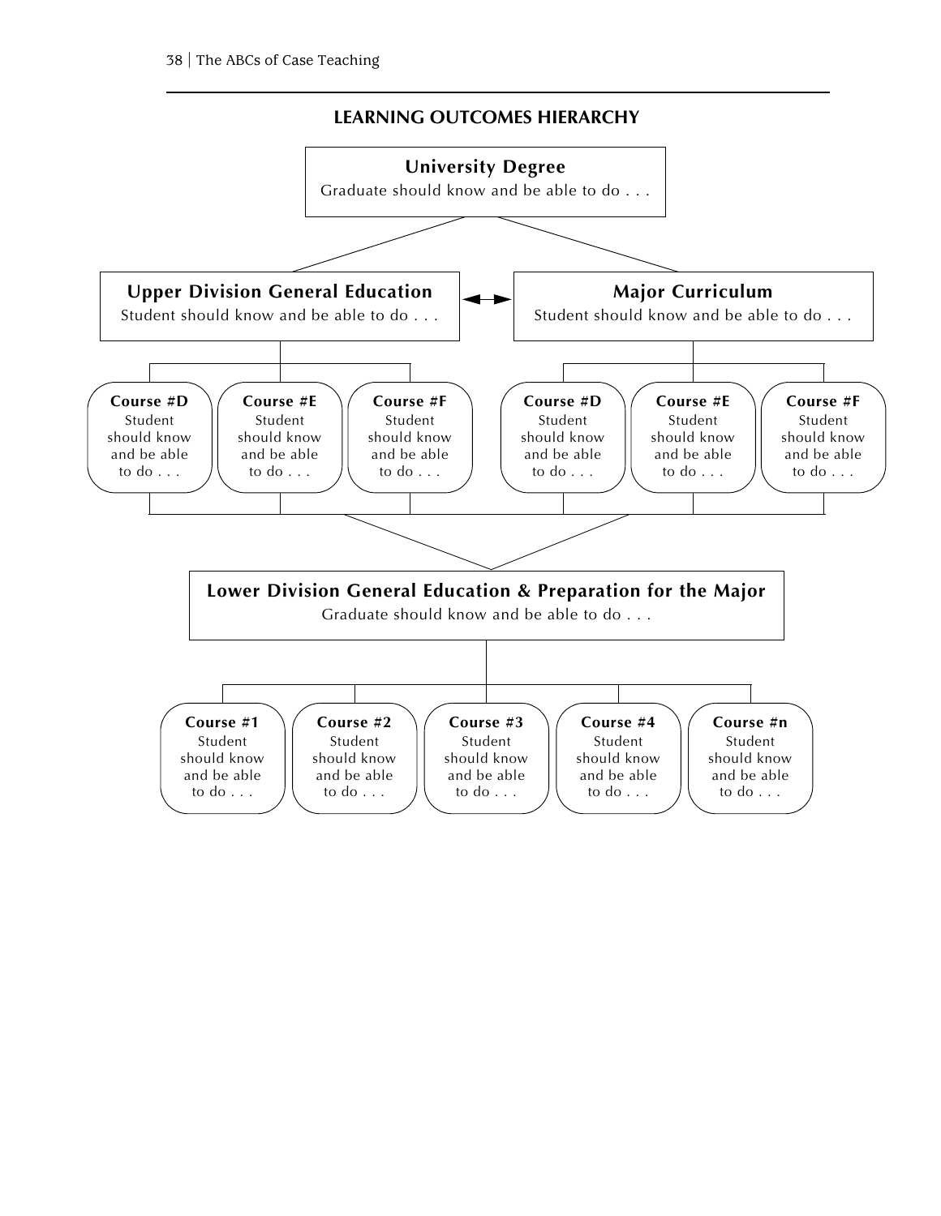## LEARNING OUTCOMES HIERARCHY

**University Degree**
Graduate should know and be able to do . . .

**Upper Division General Education**
Student should know and be able to do . . .

**Major Curriculum**
Student should know and be able to do . . .

**Course #D**
Student should know and be able to do . . .

**Course #E**
Student should know and be able to do . . .

**Course #F**
Student should know and be able to do . . .

**Course #D**
Student should know and be able to do . . .

**Course #E**
Student should know and be able to do . . .

**Course #F**
Student should know and be able to do . . .

**Lower Division General Education & Preparation for the Major**
Graduate should know and be able to do . . .

**Course #1**
Student should know and be able to do . . .

**Course #2**
Student should know and be able to do . . .

**Course #3**
Student should know and be able to do . . .

**Course #4**
Student should know and be able to do . . .

**Course #n**
Student should know and be able to do . . .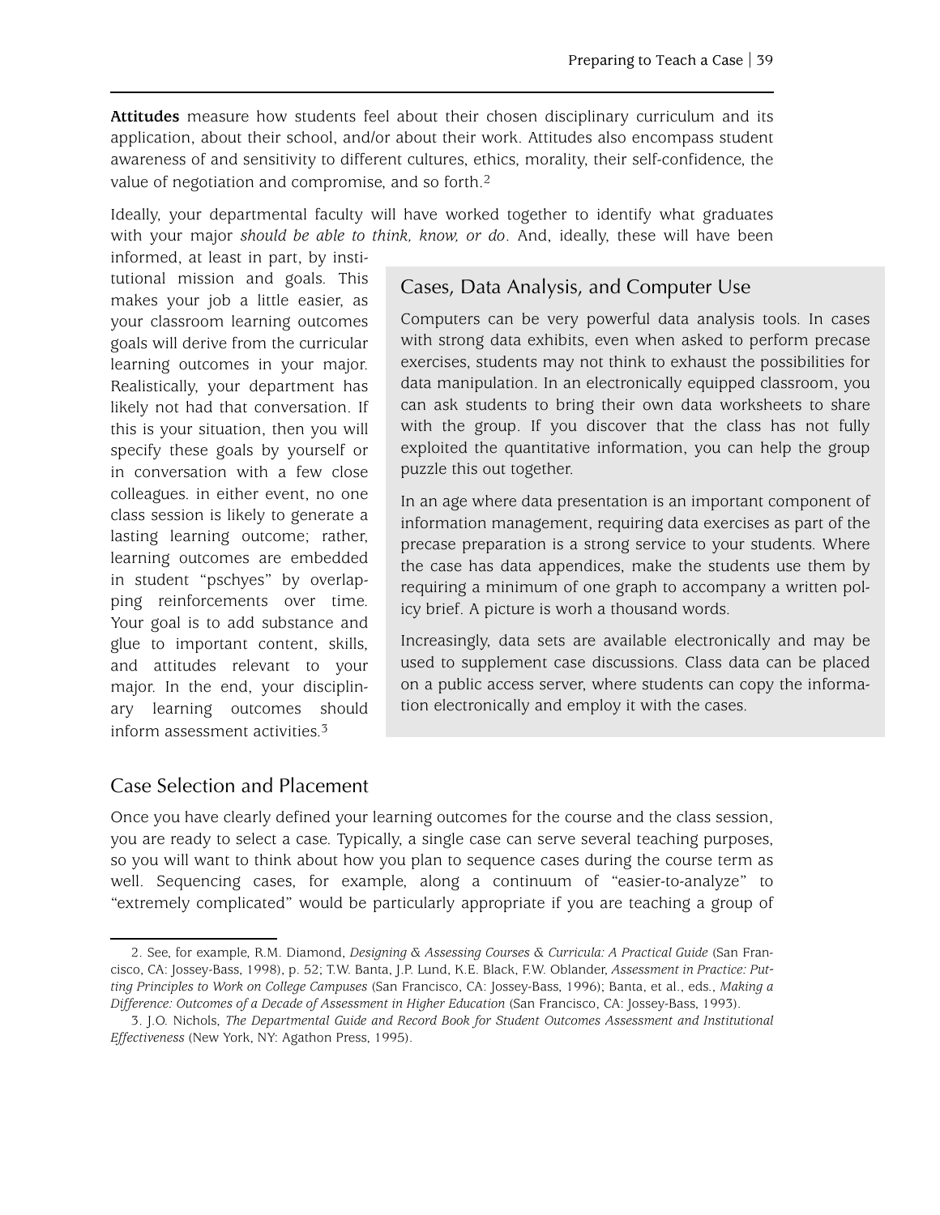**Attitudes** measure how students feel about their chosen disciplinary curriculum and its application, about their school, and/or about their work. Attitudes also encompass student awareness of and sensitivity to different cultures, ethics, morality, their self-confidence, the value of negotiation and compromise, and so forth.[2]

Ideally, your departmental faculty will have worked together to identify what graduates with your major *should be able to think, know, or do*. And, ideally, these will have been informed, at least in part, by institutional mission and goals. This makes your job a little easier, as your classroom learning outcomes goals will derive from the curricular learning outcomes in your major. Realistically, your department has likely not had that conversation. If this is your situation, then you will specify these goals by yourself or in conversation with a few close colleagues. in either event, no one class session is likely to generate a lasting learning outcome; rather, learning outcomes are embedded in student "pschyes" by overlapping reinforcements over time. Your goal is to add substance and glue to important content, skills, and attitudes relevant to your major. In the end, your disciplinary learning outcomes should inform assessment activities.[3]

### Cases, Data Analysis, and Computer Use

Computers can be very powerful data analysis tools. In cases with strong data exhibits, even when asked to perform precase exercises, students may not think to exhaust the possibilities for data manipulation. In an electronically equipped classroom, you can ask students to bring their own data worksheets to share with the group. If you discover that the class has not fully exploited the quantitative information, you can help the group puzzle this out together.

In an age where data presentation is an important component of information management, requiring data exercises as part of the precase preparation is a strong service to your students. Where the case has data appendices, make the students use them by requiring a minimum of one graph to accompany a written policy brief. A picture is worh a thousand words.

Increasingly, data sets are available electronically and may be used to supplement case discussions. Class data can be placed on a public access server, where students can copy the information electronically and employ it with the cases.

## Case Selection and Placement

Once you have clearly defined your learning outcomes for the course and the class session, you are ready to select a case. Typically, a single case can serve several teaching purposes, so you will want to think about how you plan to sequence cases during the course term as well. Sequencing cases, for example, along a continuum of "easier-to-analyze" to "extremely complicated" would be particularly appropriate if you are teaching a group of

---

2. See, for example, R.M. Diamond, *Designing & Assessing Courses & Curricula: A Practical Guide* (San Francisco, CA: Jossey-Bass, 1998), p. 52; T.W. Banta, J.P. Lund, K.E. Black, F.W. Oblander, *Assessment in Practice: Putting Principles to Work on College Campuses* (San Francisco, CA: Jossey-Bass, 1996); Banta, et al., eds., *Making a Difference: Outcomes of a Decade of Assessment in Higher Education* (San Francisco, CA: Jossey-Bass, 1993).

3. J.O. Nichols, *The Departmental Guide and Record Book for Student Outcomes Assessment and Institutional Effectiveness* (New York, NY: Agathon Press, 1995).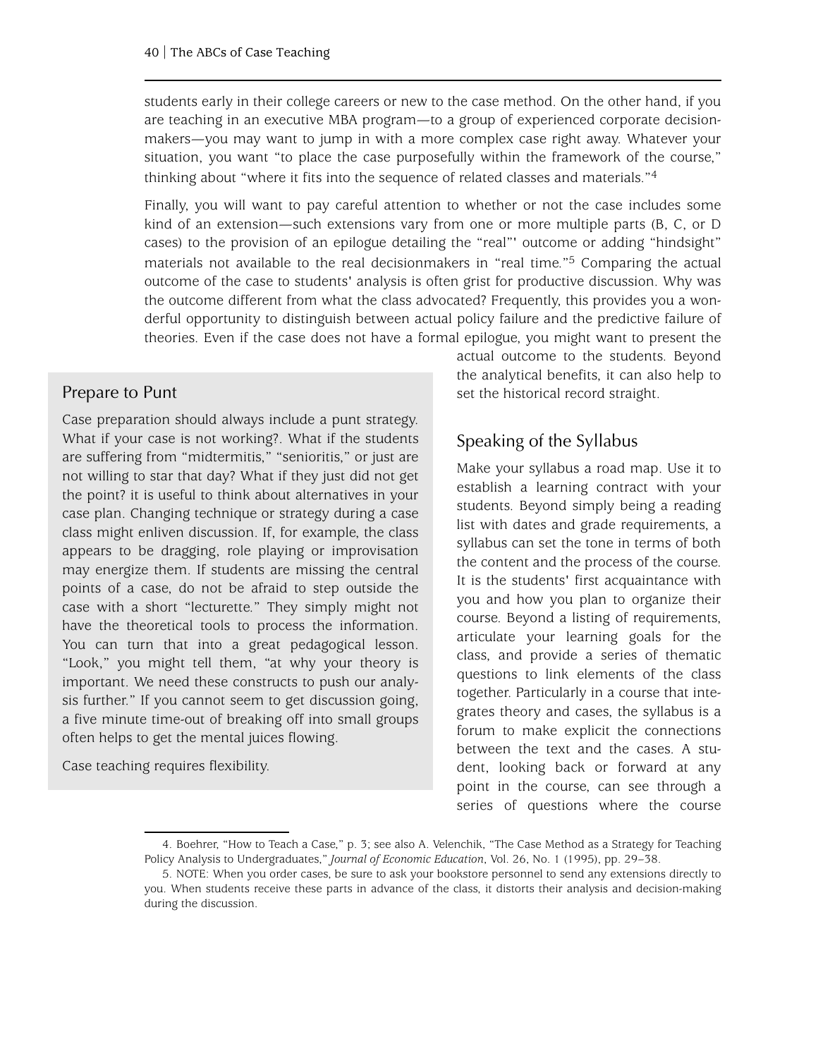students early in their college careers or new to the case method. On the other hand, if you are teaching in an executive MBA program—to a group of experienced corporate decision-makers—you may want to jump in with a more complex case right away. Whatever your situation, you want "to place the case purposefully within the framework of the course," thinking about "where it fits into the sequence of related classes and materials."[4]

Finally, you will want to pay careful attention to whether or not the case includes some kind of an extension—such extensions vary from one or more multiple parts (B, C, or D cases) to the provision of an epilogue detailing the "real"' outcome or adding "hindsight" materials not available to the real decisionmakers in "real time."[5] Comparing the actual outcome of the case to students' analysis is often grist for productive discussion. Why was the outcome different from what the class advocated? Frequently, this provides you a wonderful opportunity to distinguish between actual policy failure and the predictive failure of theories. Even if the case does not have a formal epilogue, you might want to present the actual outcome to the students. Beyond the analytical benefits, it can also help to set the historical record straight.

## Prepare to Punt

Case preparation should always include a punt strategy. What if your case is not working?. What if the students are suffering from "midtermitis," "senioritis," or just are not willing to star that day? What if they just did not get the point? it is useful to think about alternatives in your case plan. Changing technique or strategy during a case class might enliven discussion. If, for example, the class appears to be dragging, role playing or improvisation may energize them. If students are missing the central points of a case, do not be afraid to step outside the case with a short "lecturette." They simply might not have the theoretical tools to process the information. You can turn that into a great pedagogical lesson. "Look," you might tell them, "at why your theory is important. We need these constructs to push our analysis further." If you cannot seem to get discussion going, a five minute time-out of breaking off into small groups often helps to get the mental juices flowing.

Case teaching requires flexibility.

## Speaking of the Syllabus

Make your syllabus a road map. Use it to establish a learning contract with your students. Beyond simply being a reading list with dates and grade requirements, a syllabus can set the tone in terms of both the content and the process of the course. It is the students' first acquaintance with you and how you plan to organize their course. Beyond a listing of requirements, articulate your learning goals for the class, and provide a series of thematic questions to link elements of the class together. Particularly in a course that integrates theory and cases, the syllabus is a forum to make explicit the connections between the text and the cases. A student, looking back or forward at any point in the course, can see through a series of questions where the course

---

4. Boehrer, "How to Teach a Case," p. 3; see also A. Velenchik, "The Case Method as a Strategy for Teaching Policy Analysis to Undergraduates," *Journal of Economic Education*, Vol. 26, No. 1 (1995), pp. 29–38.

5. NOTE: When you order cases, be sure to ask your bookstore personnel to send any extensions directly to you. When students receive these parts in advance of the class, it distorts their analysis and decision-making during the discussion.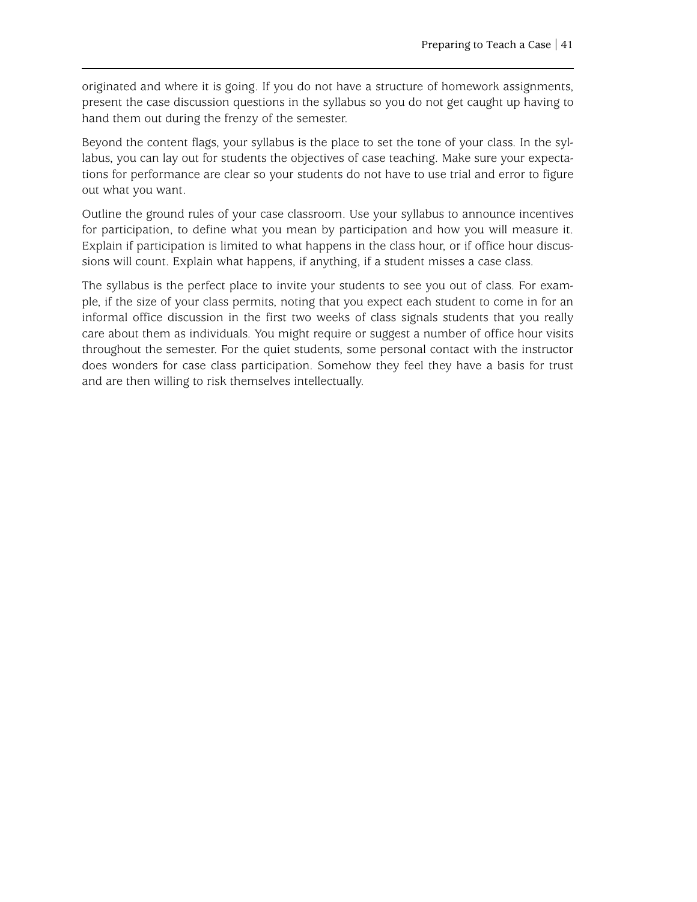originated and where it is going. If you do not have a structure of homework assignments, present the case discussion questions in the syllabus so you do not get caught up having to hand them out during the frenzy of the semester.

Beyond the content flags, your syllabus is the place to set the tone of your class. In the syllabus, you can lay out for students the objectives of case teaching. Make sure your expectations for performance are clear so your students do not have to use trial and error to figure out what you want.

Outline the ground rules of your case classroom. Use your syllabus to announce incentives for participation, to define what you mean by participation and how you will measure it. Explain if participation is limited to what happens in the class hour, or if office hour discussions will count. Explain what happens, if anything, if a student misses a case class.

The syllabus is the perfect place to invite your students to see you out of class. For example, if the size of your class permits, noting that you expect each student to come in for an informal office discussion in the first two weeks of class signals students that you really care about them as individuals. You might require or suggest a number of office hour visits throughout the semester. For the quiet students, some personal contact with the instructor does wonders for case class participation. Somehow they feel they have a basis for trust and are then willing to risk themselves intellectually.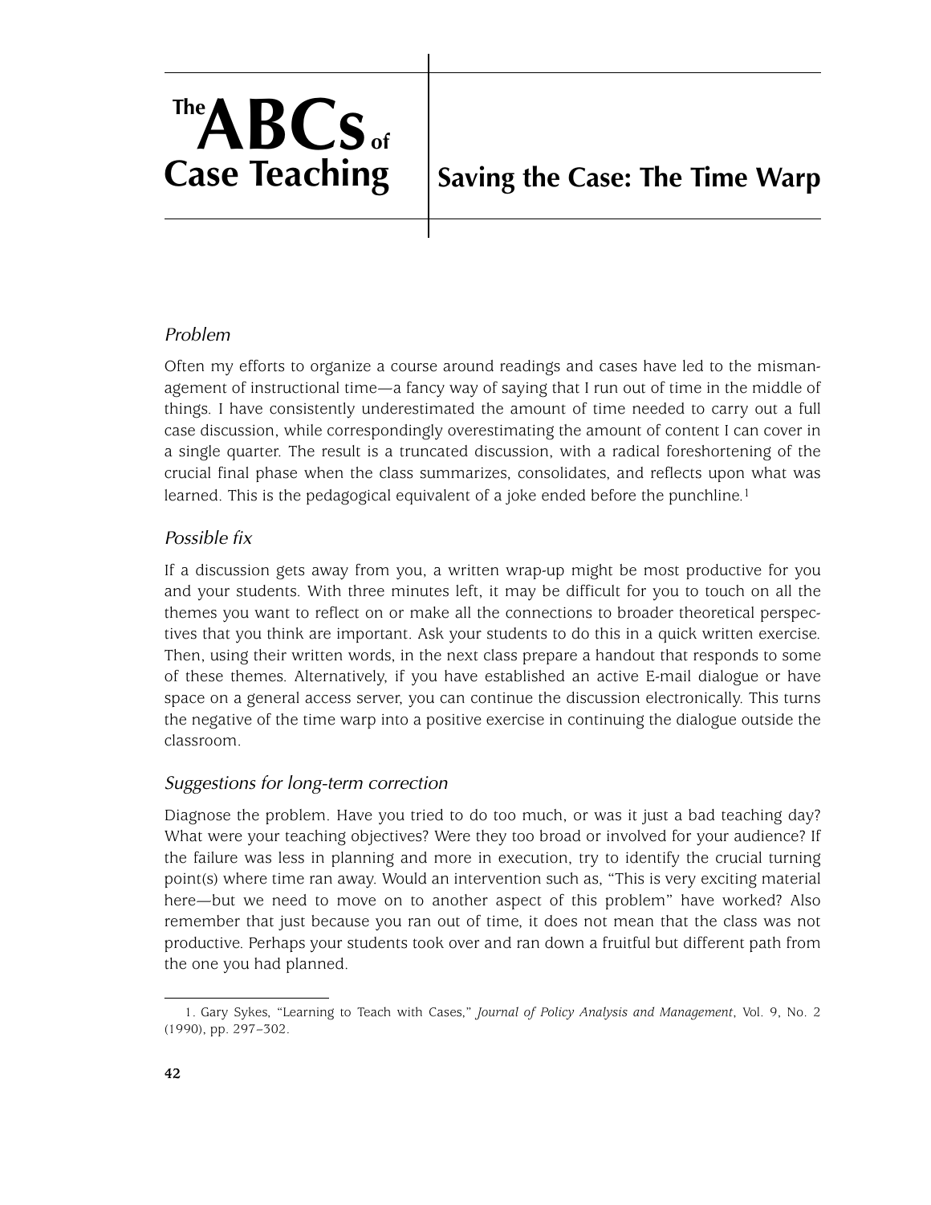# Saving the Case: The Time Warp

### *Problem*

Often my efforts to organize a course around readings and cases have led to the mismanagement of instructional time—a fancy way of saying that I run out of time in the middle of things. I have consistently underestimated the amount of time needed to carry out a full case discussion, while correspondingly overestimating the amount of content I can cover in a single quarter. The result is a truncated discussion, with a radical foreshortening of the crucial final phase when the class summarizes, consolidates, and reflects upon what was learned. This is the pedagogical equivalent of a joke ended before the punchline.[1]

### *Possible fix*

If a discussion gets away from you, a written wrap-up might be most productive for you and your students. With three minutes left, it may be difficult for you to touch on all the themes you want to reflect on or make all the connections to broader theoretical perspectives that you think are important. Ask your students to do this in a quick written exercise. Then, using their written words, in the next class prepare a handout that responds to some of these themes. Alternatively, if you have established an active E-mail dialogue or have space on a general access server, you can continue the discussion electronically. This turns the negative of the time warp into a positive exercise in continuing the dialogue outside the classroom.

### *Suggestions for long-term correction*

Diagnose the problem. Have you tried to do too much, or was it just a bad teaching day? What were your teaching objectives? Were they too broad or involved for your audience? If the failure was less in planning and more in execution, try to identify the crucial turning point(s) where time ran away. Would an intervention such as, "This is very exciting material here—but we need to move on to another aspect of this problem" have worked? Also remember that just because you ran out of time, it does not mean that the class was not productive. Perhaps your students took over and ran down a fruitful but different path from the one you had planned.

---

1. Gary Sykes, "Learning to Teach with Cases," *Journal of Policy Analysis and Management*, Vol. 9, No. 2 (1990), pp. 297–302.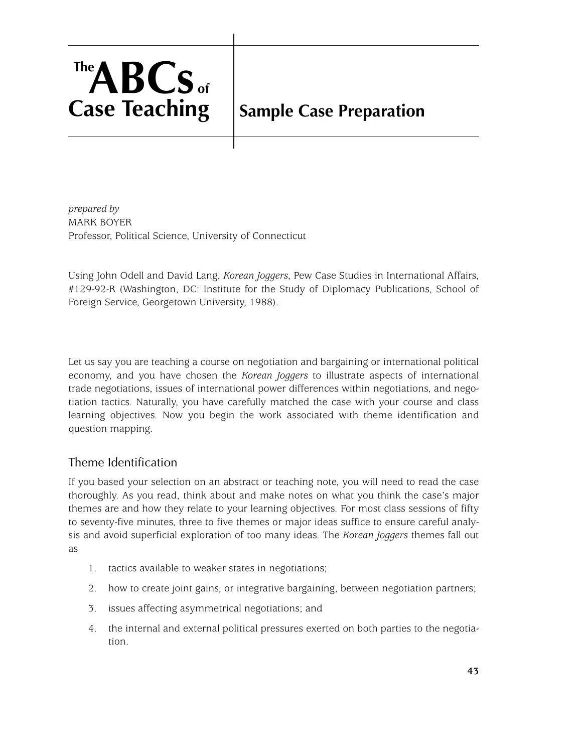# The ABCs of Case Teaching

## Sample Case Preparation

*prepared by*
MARK BOYER
Professor, Political Science, University of Connecticut

Using John Odell and David Lang, *Korean Joggers*, Pew Case Studies in International Affairs, #129-92-R (Washington, DC: Institute for the Study of Diplomacy Publications, School of Foreign Service, Georgetown University, 1988).

Let us say you are teaching a course on negotiation and bargaining or international political economy, and you have chosen the *Korean Joggers* to illustrate aspects of international trade negotiations, issues of international power differences within negotiations, and negotiation tactics. Naturally, you have carefully matched the case with your course and class learning objectives. Now you begin the work associated with theme identification and question mapping.

### Theme Identification

If you based your selection on an abstract or teaching note, you will need to read the case thoroughly. As you read, think about and make notes on what you think the case's major themes are and how they relate to your learning objectives. For most class sessions of fifty to seventy-five minutes, three to five themes or major ideas suffice to ensure careful analysis and avoid superficial exploration of too many ideas. The *Korean Joggers* themes fall out as

1. tactics available to weaker states in negotiations;
2. how to create joint gains, or integrative bargaining, between negotiation partners;
3. issues affecting asymmetrical negotiations; and
4. the internal and external political pressures exerted on both parties to the negotiation.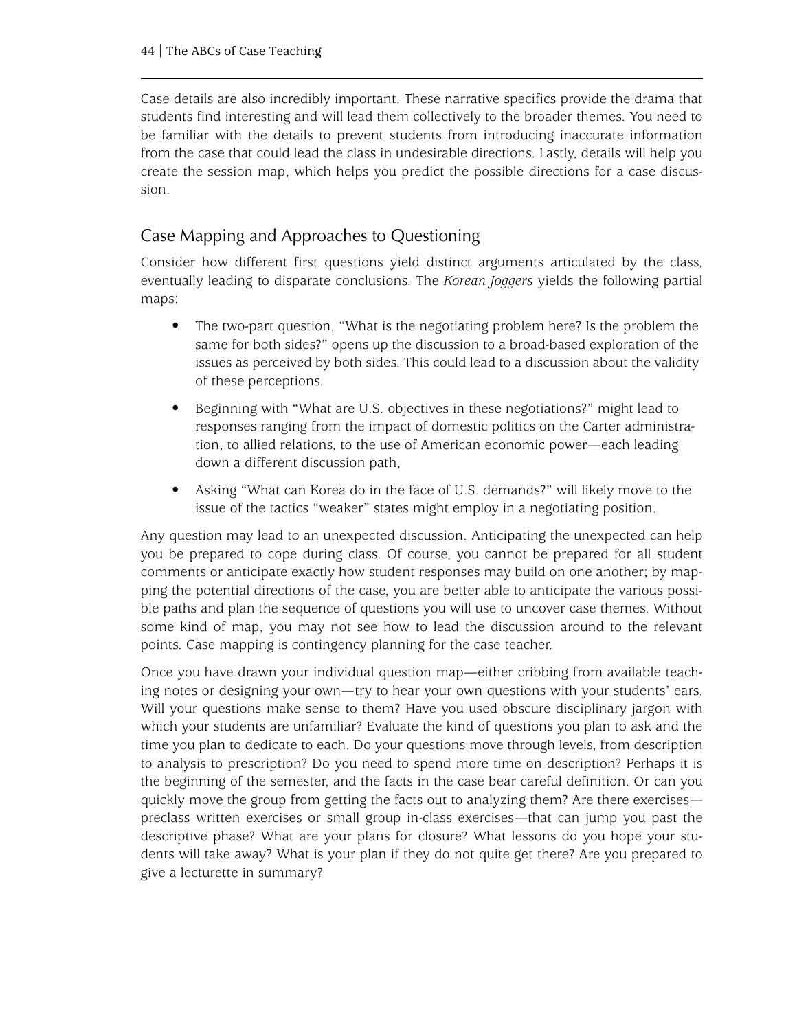Case details are also incredibly important. These narrative specifics provide the drama that students find interesting and will lead them collectively to the broader themes. You need to be familiar with the details to prevent students from introducing inaccurate information from the case that could lead the class in undesirable directions. Lastly, details will help you create the session map, which helps you predict the possible directions for a case discussion.

## Case Mapping and Approaches to Questioning

Consider how different first questions yield distinct arguments articulated by the class, eventually leading to disparate conclusions. The *Korean Joggers* yields the following partial maps:

- The two-part question, "What is the negotiating problem here? Is the problem the same for both sides?" opens up the discussion to a broad-based exploration of the issues as perceived by both sides. This could lead to a discussion about the validity of these perceptions.
- Beginning with "What are U.S. objectives in these negotiations?" might lead to responses ranging from the impact of domestic politics on the Carter administration, to allied relations, to the use of American economic power—each leading down a different discussion path,
- Asking "What can Korea do in the face of U.S. demands?" will likely move to the issue of the tactics "weaker" states might employ in a negotiating position.

Any question may lead to an unexpected discussion. Anticipating the unexpected can help you be prepared to cope during class. Of course, you cannot be prepared for all student comments or anticipate exactly how student responses may build on one another; by mapping the potential directions of the case, you are better able to anticipate the various possible paths and plan the sequence of questions you will use to uncover case themes. Without some kind of map, you may not see how to lead the discussion around to the relevant points. Case mapping is contingency planning for the case teacher.

Once you have drawn your individual question map—either cribbing from available teaching notes or designing your own—try to hear your own questions with your students' ears. Will your questions make sense to them? Have you used obscure disciplinary jargon with which your students are unfamiliar? Evaluate the kind of questions you plan to ask and the time you plan to dedicate to each. Do your questions move through levels, from description to analysis to prescription? Do you need to spend more time on description? Perhaps it is the beginning of the semester, and the facts in the case bear careful definition. Or can you quickly move the group from getting the facts out to analyzing them? Are there exercises—preclass written exercises or small group in-class exercises—that can jump you past the descriptive phase? What are your plans for closure? What lessons do you hope your students will take away? What is your plan if they do not quite get there? Are you prepared to give a lecturette in summary?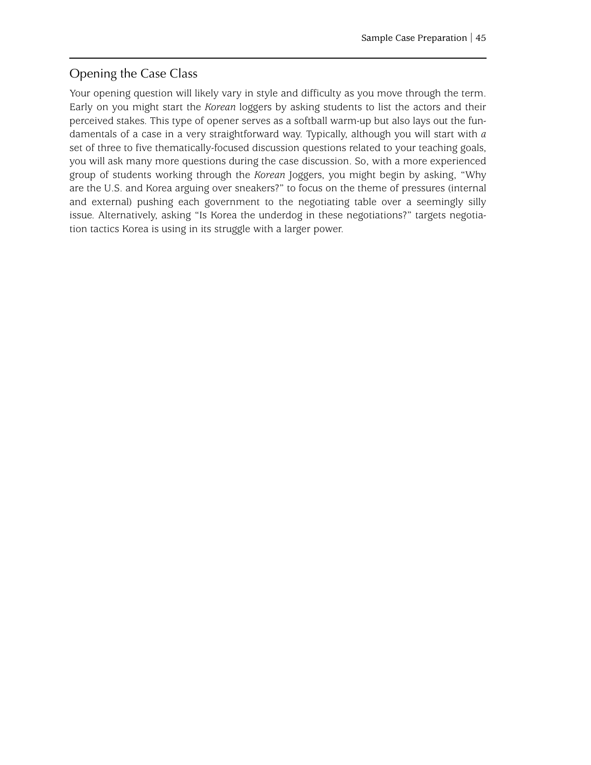## Opening the Case Class

Your opening question will likely vary in style and difficulty as you move through the term. Early on you might start the *Korean* loggers by asking students to list the actors and their perceived stakes. This type of opener serves as a softball warm-up but also lays out the fundamentals of a case in a very straightforward way. Typically, although you will start with *a* set of three to five thematically-focused discussion questions related to your teaching goals, you will ask many more questions during the case discussion. So, with a more experienced group of students working through the *Korean* Joggers, you might begin by asking, "Why are the U.S. and Korea arguing over sneakers?" to focus on the theme of pressures (internal and external) pushing each government to the negotiating table over a seemingly silly issue. Alternatively, asking "Is Korea the underdog in these negotiations?" targets negotiation tactics Korea is using in its struggle with a larger power.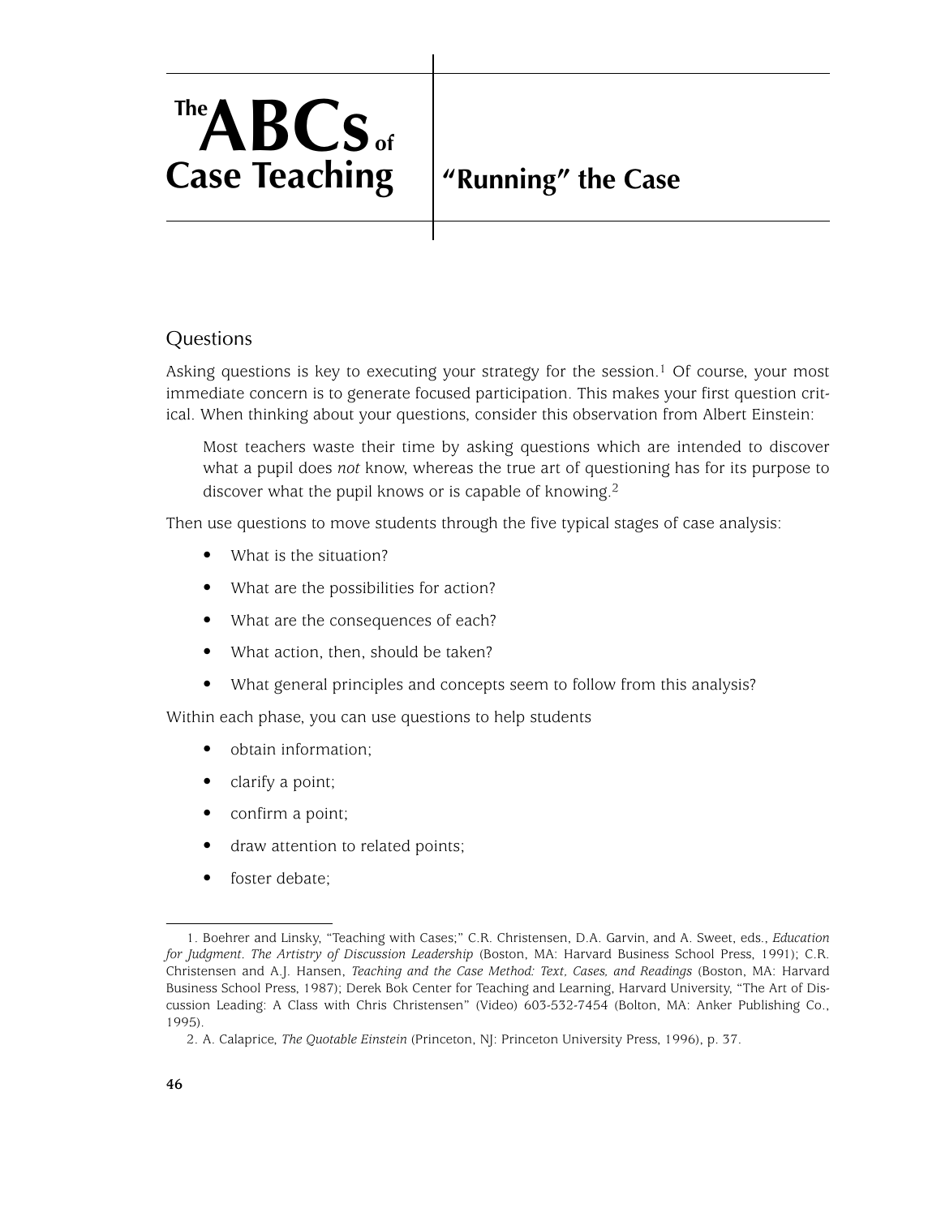# The ABCs of Case Teaching

## "Running" the Case

### Questions

Asking questions is key to executing your strategy for the session.[1] Of course, your most immediate concern is to generate focused participation. This makes your first question critical. When thinking about your questions, consider this observation from Albert Einstein:

> Most teachers waste their time by asking questions which are intended to discover what a pupil does *not* know, whereas the true art of questioning has for its purpose to discover what the pupil knows or is capable of knowing.[2]

Then use questions to move students through the five typical stages of case analysis:

- What is the situation?
- What are the possibilities for action?
- What are the consequences of each?
- What action, then, should be taken?
- What general principles and concepts seem to follow from this analysis?

Within each phase, you can use questions to help students

- obtain information;
- clarify a point;
- confirm a point;
- draw attention to related points;
- foster debate;

---

1. Boehrer and Linsky, "Teaching with Cases;" C.R. Christensen, D.A. Garvin, and A. Sweet, eds., *Education for Judgment. The Artistry of Discussion Leadership* (Boston, MA: Harvard Business School Press, 1991); C.R. Christensen and A.J. Hansen, *Teaching and the Case Method: Text, Cases, and Readings* (Boston, MA: Harvard Business School Press, 1987); Derek Bok Center for Teaching and Learning, Harvard University, "The Art of Discussion Leading: A Class with Chris Christensen" (Video) 603-532-7454 (Bolton, MA: Anker Publishing Co., 1995).

2. A. Calaprice, *The Quotable Einstein* (Princeton, NJ: Princeton University Press, 1996), p. 37.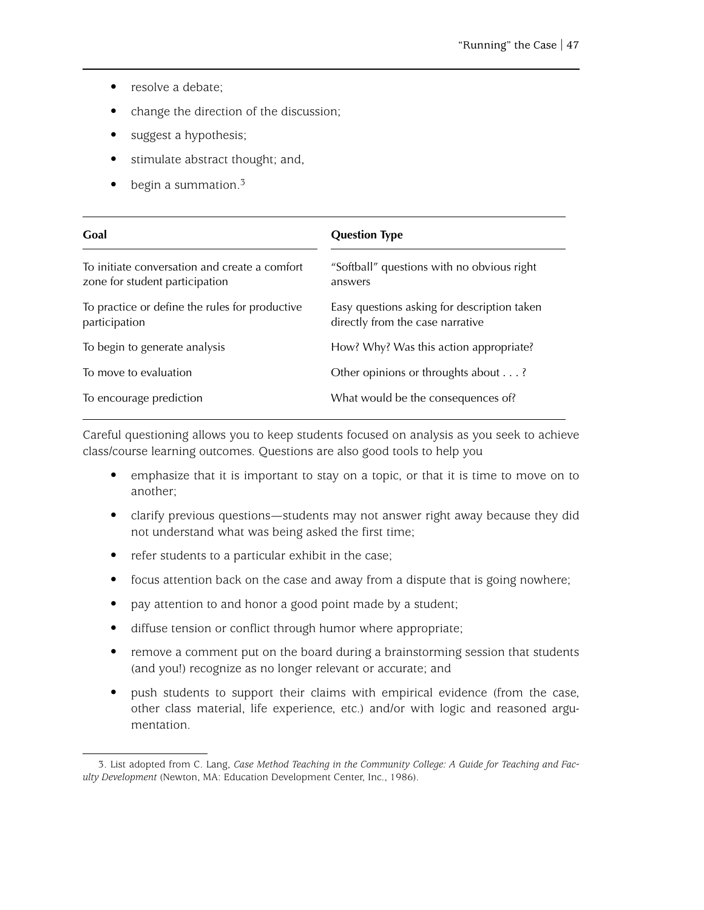- resolve a debate;
- change the direction of the discussion;
- suggest a hypothesis;
- stimulate abstract thought; and,
- begin a summation.[3]

| Goal | Question Type |
|---|---|
| To initiate conversation and create a comfort zone for student participation | "Softball" questions with no obvious right answers |
| To practice or define the rules for productive participation | Easy questions asking for description taken directly from the case narrative |
| To begin to generate analysis | How? Why? Was this action appropriate? |
| To move to evaluation | Other opinions or throughts about . . . ? |
| To encourage prediction | What would be the consequences of? |

Careful questioning allows you to keep students focused on analysis as you seek to achieve class/course learning outcomes. Questions are also good tools to help you

- emphasize that it is important to stay on a topic, or that it is time to move on to another;
- clarify previous questions—students may not answer right away because they did not understand what was being asked the first time;
- refer students to a particular exhibit in the case;
- focus attention back on the case and away from a dispute that is going nowhere;
- pay attention to and honor a good point made by a student;
- diffuse tension or conflict through humor where appropriate;
- remove a comment put on the board during a brainstorming session that students (and you!) recognize as no longer relevant or accurate; and
- push students to support their claims with empirical evidence (from the case, other class material, life experience, etc.) and/or with logic and reasoned argumentation.

3. List adopted from C. Lang, *Case Method Teaching in the Community College: A Guide for Teaching and Faculty Development* (Newton, MA: Education Development Center, Inc., 1986).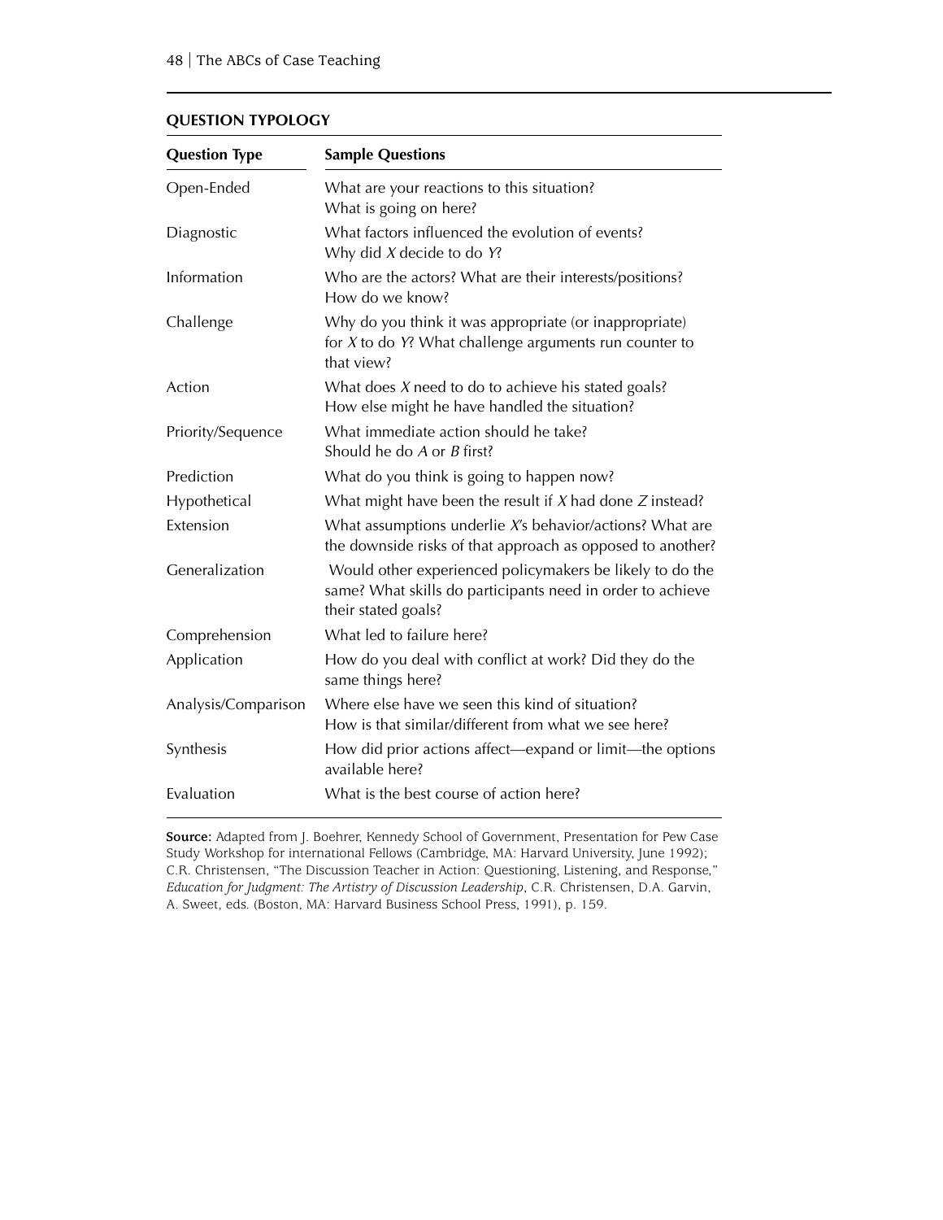**QUESTION TYPOLOGY**

| Question Type | Sample Questions |
|---|---|
| Open-Ended | What are your reactions to this situation? What is going on here? |
| Diagnostic | What factors influenced the evolution of events? Why did *X* decide to do *Y*? |
| Information | Who are the actors? What are their interests/positions? How do we know? |
| Challenge | Why do you think it was appropriate (or inappropriate) for *X* to do *Y*? What challenge arguments run counter to that view? |
| Action | What does *X* need to do to achieve his stated goals? How else might he have handled the situation? |
| Priority/Sequence | What immediate action should he take? Should he do *A* or *B* first? |
| Prediction | What do you think is going to happen now? |
| Hypothetical | What might have been the result if *X* had done *Z* instead? |
| Extension | What assumptions underlie *X*'s behavior/actions? What are the downside risks of that approach as opposed to another? |
| Generalization | Would other experienced policymakers be likely to do the same? What skills do participants need in order to achieve their stated goals? |
| Comprehension | What led to failure here? |
| Application | How do you deal with conflict at work? Did they do the same things here? |
| Analysis/Comparison | Where else have we seen this kind of situation? How is that similar/different from what we see here? |
| Synthesis | How did prior actions affect—expand or limit—the options available here? |
| Evaluation | What is the best course of action here? |

**Source:** Adapted from J. Boehrer, Kennedy School of Government, Presentation for Pew Case Study Workshop for international Fellows (Cambridge, MA: Harvard University, June 1992); C.R. Christensen, "The Discussion Teacher in Action: Questioning, Listening, and Response," *Education for Judgment: The Artistry of Discussion Leadership*, C.R. Christensen, D.A. Garvin, A. Sweet, eds. (Boston, MA: Harvard Business School Press, 1991), p. 159.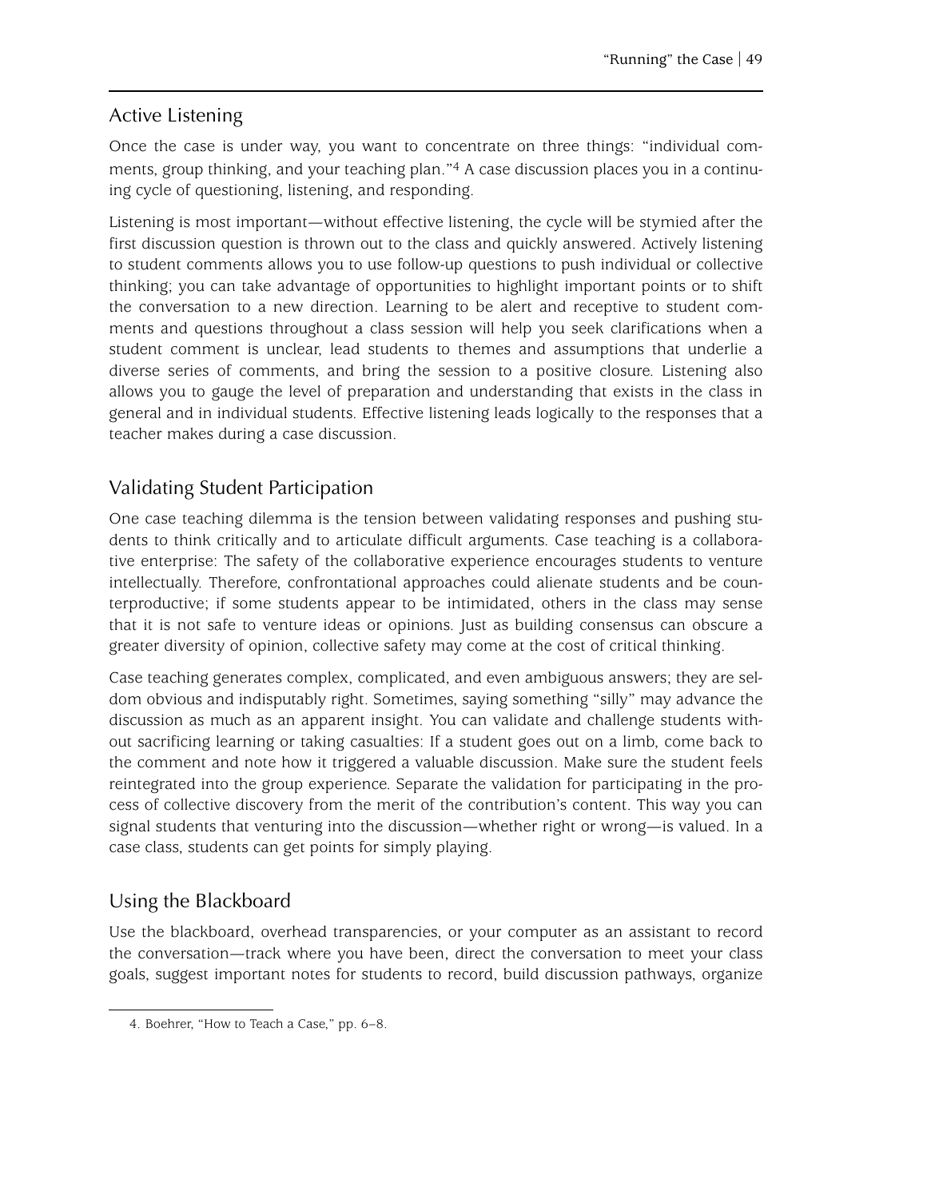## Active Listening

Once the case is under way, you want to concentrate on three things: "individual comments, group thinking, and your teaching plan."[4] A case discussion places you in a continuing cycle of questioning, listening, and responding.

Listening is most important—without effective listening, the cycle will be stymied after the first discussion question is thrown out to the class and quickly answered. Actively listening to student comments allows you to use follow-up questions to push individual or collective thinking; you can take advantage of opportunities to highlight important points or to shift the conversation to a new direction. Learning to be alert and receptive to student comments and questions throughout a class session will help you seek clarifications when a student comment is unclear, lead students to themes and assumptions that underlie a diverse series of comments, and bring the session to a positive closure. Listening also allows you to gauge the level of preparation and understanding that exists in the class in general and in individual students. Effective listening leads logically to the responses that a teacher makes during a case discussion.

## Validating Student Participation

One case teaching dilemma is the tension between validating responses and pushing students to think critically and to articulate difficult arguments. Case teaching is a collaborative enterprise: The safety of the collaborative experience encourages students to venture intellectually. Therefore, confrontational approaches could alienate students and be counterproductive; if some students appear to be intimidated, others in the class may sense that it is not safe to venture ideas or opinions. Just as building consensus can obscure a greater diversity of opinion, collective safety may come at the cost of critical thinking.

Case teaching generates complex, complicated, and even ambiguous answers; they are seldom obvious and indisputably right. Sometimes, saying something "silly" may advance the discussion as much as an apparent insight. You can validate and challenge students without sacrificing learning or taking casualties: If a student goes out on a limb, come back to the comment and note how it triggered a valuable discussion. Make sure the student feels reintegrated into the group experience. Separate the validation for participating in the process of collective discovery from the merit of the contribution's content. This way you can signal students that venturing into the discussion—whether right or wrong—is valued. In a case class, students can get points for simply playing.

## Using the Blackboard

Use the blackboard, overhead transparencies, or your computer as an assistant to record the conversation—track where you have been, direct the conversation to meet your class goals, suggest important notes for students to record, build discussion pathways, organize

4. Boehrer, "How to Teach a Case," pp. 6–8.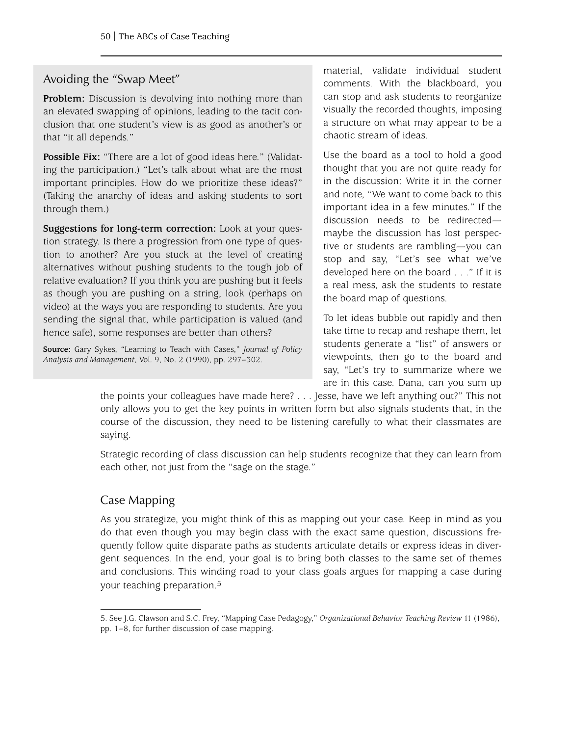## Avoiding the "Swap Meet"

**Problem:** Discussion is devolving into nothing more than an elevated swapping of opinions, leading to the tacit conclusion that one student's view is as good as another's or that "it all depends."

**Possible Fix:** "There are a lot of good ideas here." (Validating the participation.) "Let's talk about what are the most important principles. How do we prioritize these ideas?" (Taking the anarchy of ideas and asking students to sort through them.)

**Suggestions for long-term correction:** Look at your question strategy. Is there a progression from one type of question to another? Are you stuck at the level of creating alternatives without pushing students to the tough job of relative evaluation? If you think you are pushing but it feels as though you are pushing on a string, look (perhaps on video) at the ways you are responding to students. Are you sending the signal that, while participation is valued (and hence safe), some responses are better than others?

**Source:** Gary Sykes, "Learning to Teach with Cases," *Journal of Policy Analysis and Management*, Vol. 9, No. 2 (1990), pp. 297–302.

material, validate individual student comments. With the blackboard, you can stop and ask students to reorganize visually the recorded thoughts, imposing a structure on what may appear to be a chaotic stream of ideas.

Use the board as a tool to hold a good thought that you are not quite ready for in the discussion: Write it in the corner and note, "We want to come back to this important idea in a few minutes." If the discussion needs to be redirected—maybe the discussion has lost perspective or students are rambling—you can stop and say, "Let's see what we've developed here on the board . . ." If it is a real mess, ask the students to restate the board map of questions.

To let ideas bubble out rapidly and then take time to recap and reshape them, let students generate a "list" of answers or viewpoints, then go to the board and say, "Let's try to summarize where we are in this case. Dana, can you sum up the points your colleagues have made here? . . . Jesse, have we left anything out?" This not only allows you to get the key points in written form but also signals students that, in the course of the discussion, they need to be listening carefully to what their classmates are saying.

Strategic recording of class discussion can help students recognize that they can learn from each other, not just from the "sage on the stage."

## Case Mapping

As you strategize, you might think of this as mapping out your case. Keep in mind as you do that even though you may begin class with the exact same question, discussions frequently follow quite disparate paths as students articulate details or express ideas in divergent sequences. In the end, your goal is to bring both classes to the same set of themes and conclusions. This winding road to your class goals argues for mapping a case during your teaching preparation.[5]

---

5. See J.G. Clawson and S.C. Frey, "Mapping Case Pedagogy," *Organizational Behavior Teaching Review* 11 (1986), pp. 1–8, for further discussion of case mapping.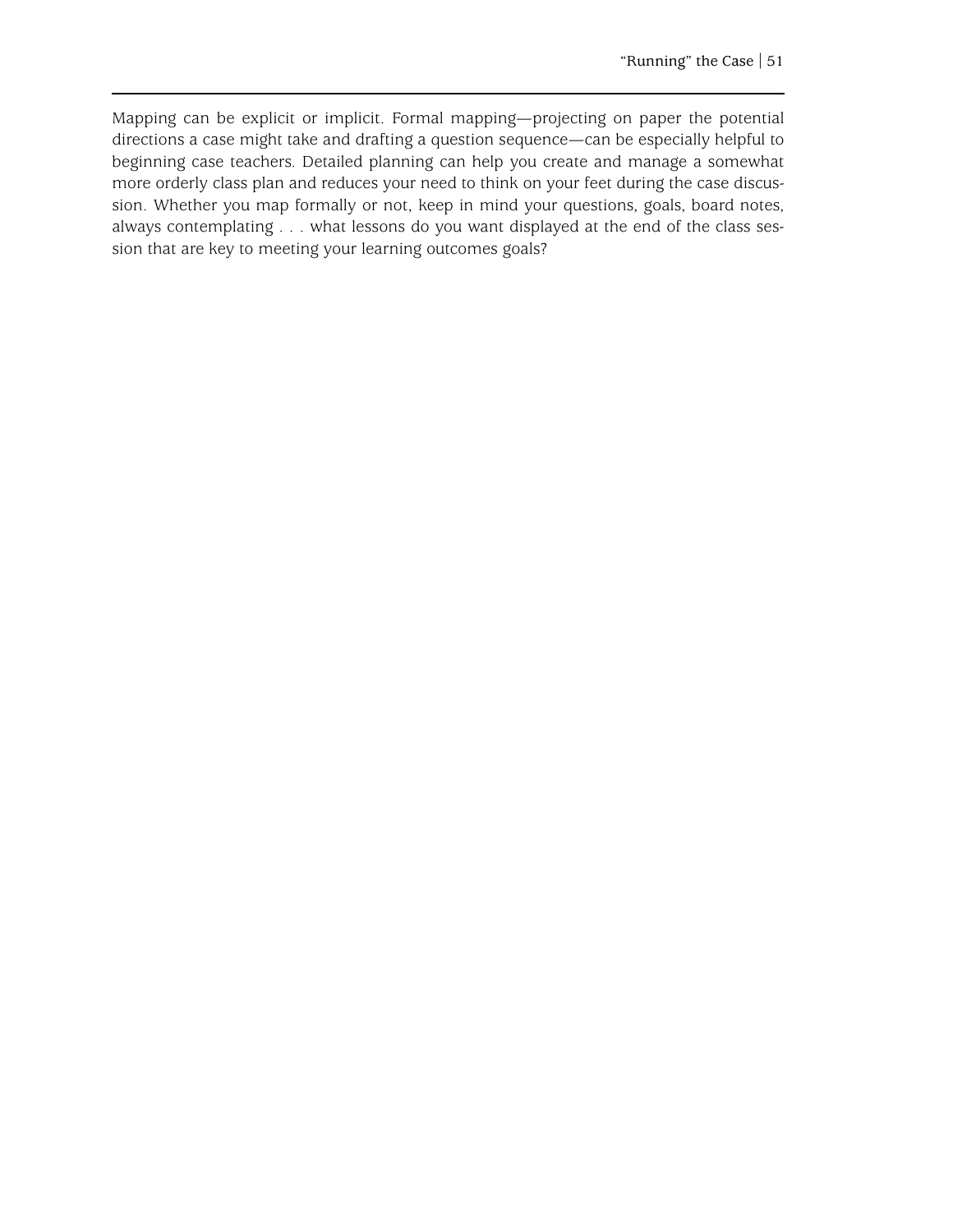Mapping can be explicit or implicit. Formal mapping—projecting on paper the potential directions a case might take and drafting a question sequence—can be especially helpful to beginning case teachers. Detailed planning can help you create and manage a somewhat more orderly class plan and reduces your need to think on your feet during the case discussion. Whether you map formally or not, keep in mind your questions, goals, board notes, always contemplating . . . what lessons do you want displayed at the end of the class session that are key to meeting your learning outcomes goals?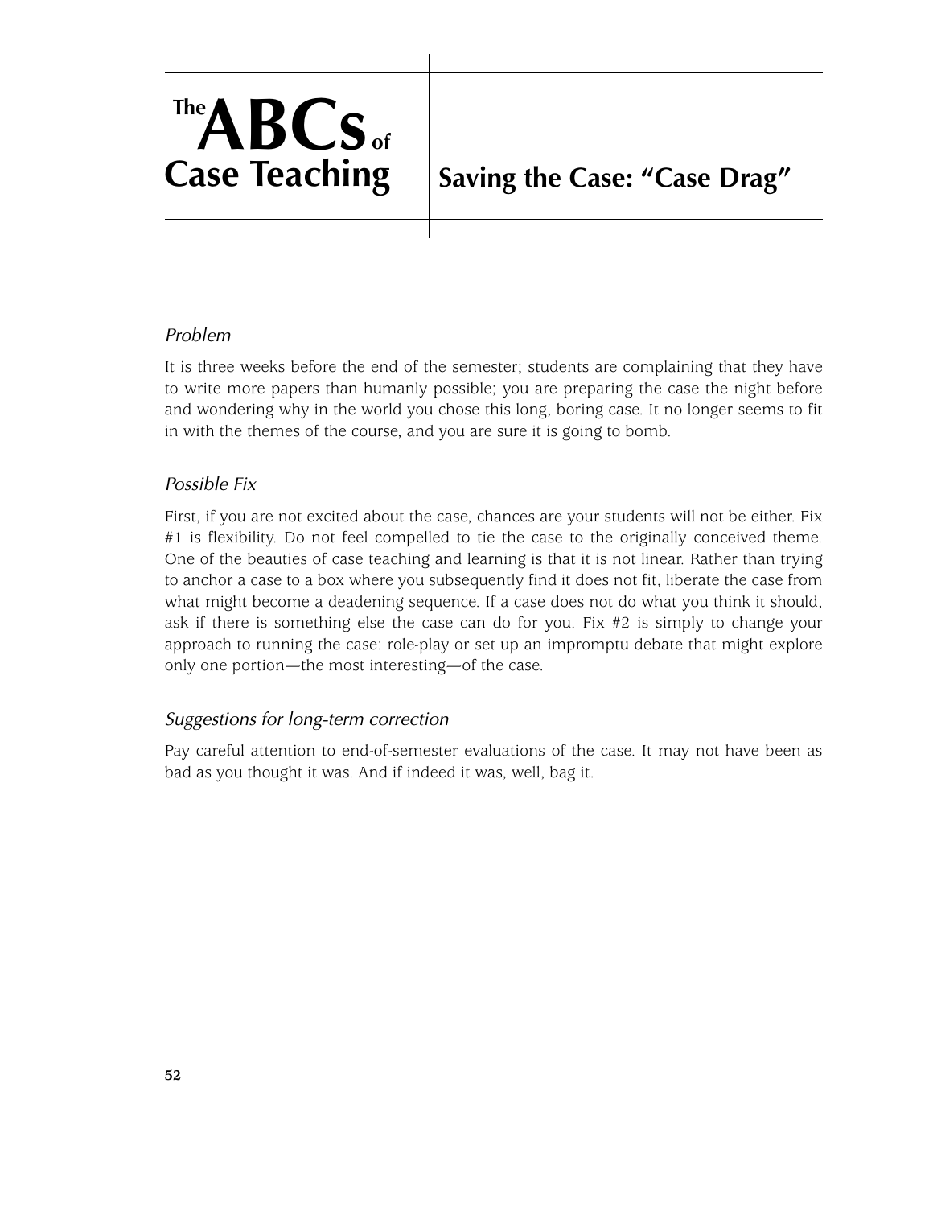# The ABCs of Case Teaching

## Saving the Case: "Case Drag"

### *Problem*

It is three weeks before the end of the semester; students are complaining that they have to write more papers than humanly possible; you are preparing the case the night before and wondering why in the world you chose this long, boring case. It no longer seems to fit in with the themes of the course, and you are sure it is going to bomb.

### *Possible Fix*

First, if you are not excited about the case, chances are your students will not be either. Fix #1 is flexibility. Do not feel compelled to tie the case to the originally conceived theme. One of the beauties of case teaching and learning is that it is not linear. Rather than trying to anchor a case to a box where you subsequently find it does not fit, liberate the case from what might become a deadening sequence. If a case does not do what you think it should, ask if there is something else the case can do for you. Fix #2 is simply to change your approach to running the case: role-play or set up an impromptu debate that might explore only one portion—the most interesting—of the case.

### *Suggestions for long-term correction*

Pay careful attention to end-of-semester evaluations of the case. It may not have been as bad as you thought it was. And if indeed it was, well, bag it.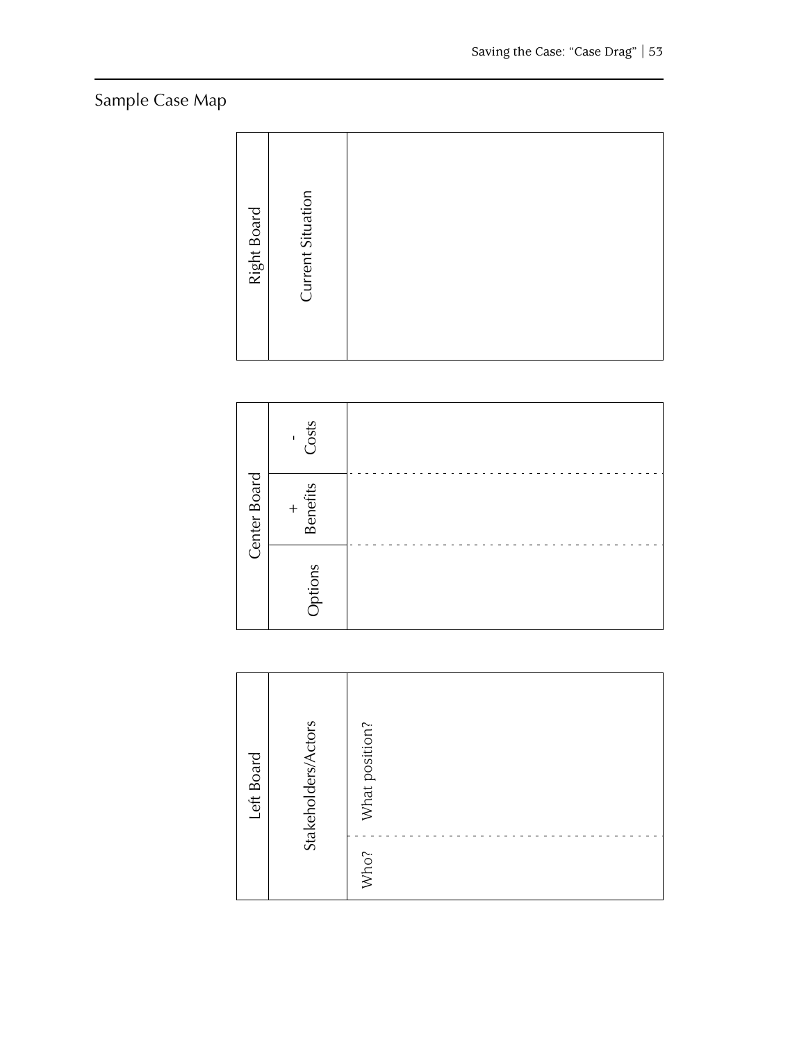## Sample Case Map

| Right Board | Current Situation | |
|---|---|---|
| | | |

| Center Board | | |
|---|---|---|
| Options | | |
| + Benefits | | |
| - Costs | | |

| Left Board | Stakeholders/Actors | |
|---|---|---|
| | Who? | |
| | What position? | |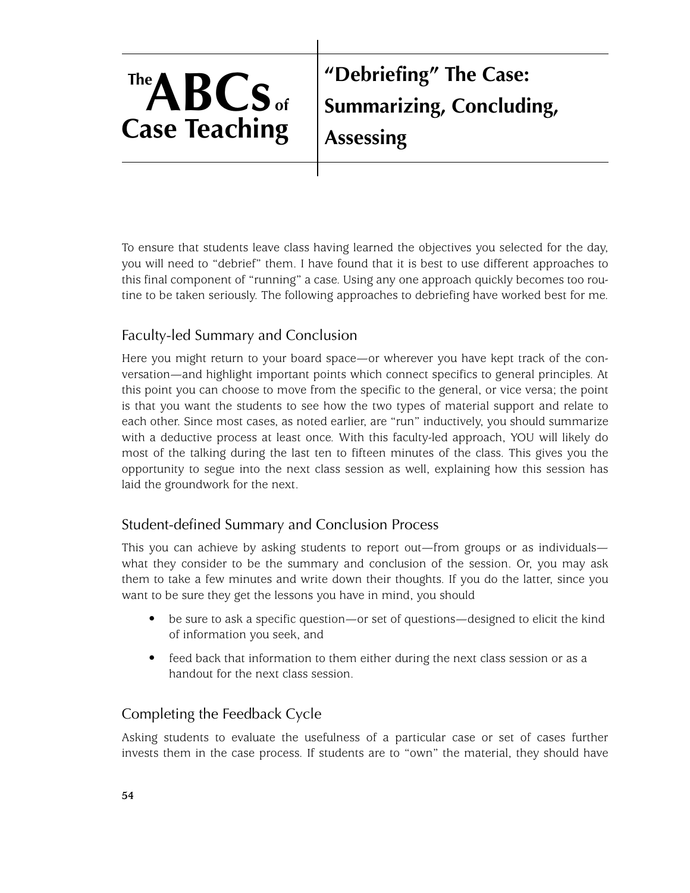# "Debriefing" The Case: Summarizing, Concluding, Assessing

To ensure that students leave class having learned the objectives you selected for the day, you will need to "debrief" them. I have found that it is best to use different approaches to this final component of "running" a case. Using any one approach quickly becomes too routine to be taken seriously. The following approaches to debriefing have worked best for me.

## Faculty-led Summary and Conclusion

Here you might return to your board space—or wherever you have kept track of the conversation—and highlight important points which connect specifics to general principles. At this point you can choose to move from the specific to the general, or vice versa; the point is that you want the students to see how the two types of material support and relate to each other. Since most cases, as noted earlier, are "run" inductively, you should summarize with a deductive process at least once. With this faculty-led approach, YOU will likely do most of the talking during the last ten to fifteen minutes of the class. This gives you the opportunity to segue into the next class session as well, explaining how this session has laid the groundwork for the next.

## Student-defined Summary and Conclusion Process

This you can achieve by asking students to report out—from groups or as individuals—what they consider to be the summary and conclusion of the session. Or, you may ask them to take a few minutes and write down their thoughts. If you do the latter, since you want to be sure they get the lessons you have in mind, you should

- be sure to ask a specific question—or set of questions—designed to elicit the kind of information you seek, and
- feed back that information to them either during the next class session or as a handout for the next class session.

## Completing the Feedback Cycle

Asking students to evaluate the usefulness of a particular case or set of cases further invests them in the case process. If students are to "own" the material, they should have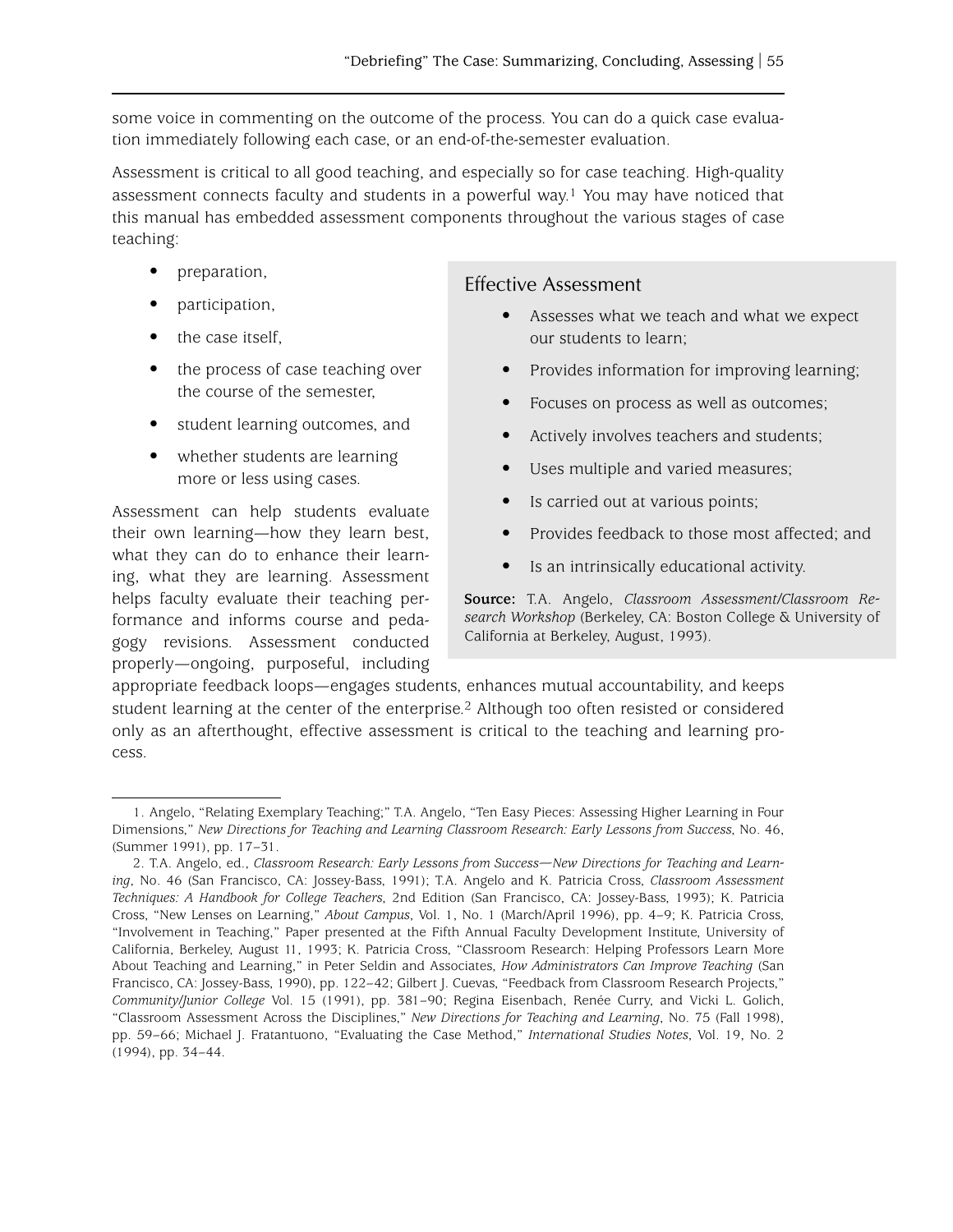some voice in commenting on the outcome of the process. You can do a quick case evaluation immediately following each case, or an end-of-the-semester evaluation.

Assessment is critical to all good teaching, and especially so for case teaching. High-quality assessment connects faculty and students in a powerful way.[1] You may have noticed that this manual has embedded assessment components throughout the various stages of case teaching:

- preparation,
- participation,
- the case itself,
- the process of case teaching over the course of the semester,
- student learning outcomes, and
- whether students are learning more or less using cases.

Assessment can help students evaluate their own learning—how they learn best, what they can do to enhance their learning, what they are learning. Assessment helps faculty evaluate their teaching performance and informs course and pedagogy revisions. Assessment conducted properly—ongoing, purposeful, including appropriate feedback loops—engages students, enhances mutual accountability, and keeps student learning at the center of the enterprise.[2] Although too often resisted or considered only as an afterthought, effective assessment is critical to the teaching and learning process.

### Effective Assessment

- Assesses what we teach and what we expect our students to learn;
- Provides information for improving learning;
- Focuses on process as well as outcomes;
- Actively involves teachers and students;
- Uses multiple and varied measures;
- Is carried out at various points;
- Provides feedback to those most affected; and
- Is an intrinsically educational activity.

**Source:** T.A. Angelo, *Classroom Assessment/Classroom Research Workshop* (Berkeley, CA: Boston College & University of California at Berkeley, August, 1993).

---

1. Angelo, "Relating Exemplary Teaching;" T.A. Angelo, "Ten Easy Pieces: Assessing Higher Learning in Four Dimensions," *New Directions for Teaching and Learning Classroom Research: Early Lessons from Success*, No. 46, (Summer 1991), pp. 17–31.

2. T.A. Angelo, ed., *Classroom Research: Early Lessons from Success—New Directions for Teaching and Learning*, No. 46 (San Francisco, CA: Jossey-Bass, 1991); T.A. Angelo and K. Patricia Cross, *Classroom Assessment Techniques: A Handbook for College Teachers*, 2nd Edition (San Francisco, CA: Jossey-Bass, 1993); K. Patricia Cross, "New Lenses on Learning," *About Campus*, Vol. 1, No. 1 (March/April 1996), pp. 4–9; K. Patricia Cross, "Involvement in Teaching," Paper presented at the Fifth Annual Faculty Development Institute, University of California, Berkeley, August 11, 1993; K. Patricia Cross, "Classroom Research: Helping Professors Learn More About Teaching and Learning," in Peter Seldin and Associates, *How Administrators Can Improve Teaching* (San Francisco, CA: Jossey-Bass, 1990), pp. 122–42; Gilbert J. Cuevas, "Feedback from Classroom Research Projects," *Community/Junior College* Vol. 15 (1991), pp. 381–90; Regina Eisenbach, Renée Curry, and Vicki L. Golich, "Classroom Assessment Across the Disciplines," *New Directions for Teaching and Learning*, No. 75 (Fall 1998), pp. 59–66; Michael J. Fratantuono, "Evaluating the Case Method," *International Studies Notes*, Vol. 19, No. 2 (1994), pp. 34–44.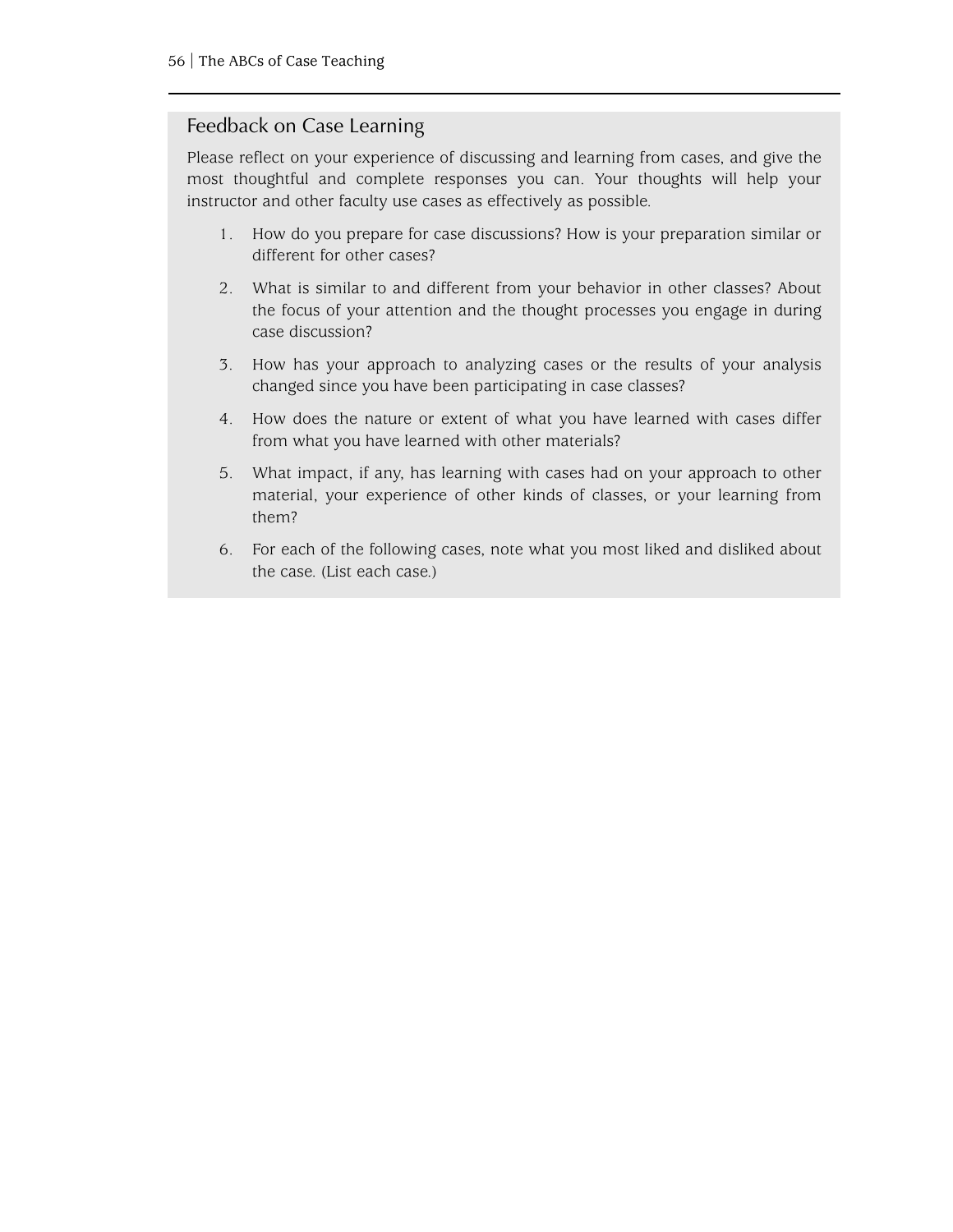## Feedback on Case Learning

Please reflect on your experience of discussing and learning from cases, and give the most thoughtful and complete responses you can. Your thoughts will help your instructor and other faculty use cases as effectively as possible.

1. How do you prepare for case discussions? How is your preparation similar or different for other cases?
2. What is similar to and different from your behavior in other classes? About the focus of your attention and the thought processes you engage in during case discussion?
3. How has your approach to analyzing cases or the results of your analysis changed since you have been participating in case classes?
4. How does the nature or extent of what you have learned with cases differ from what you have learned with other materials?
5. What impact, if any, has learning with cases had on your approach to other material, your experience of other kinds of classes, or your learning from them?
6. For each of the following cases, note what you most liked and disliked about the case. (List each case.)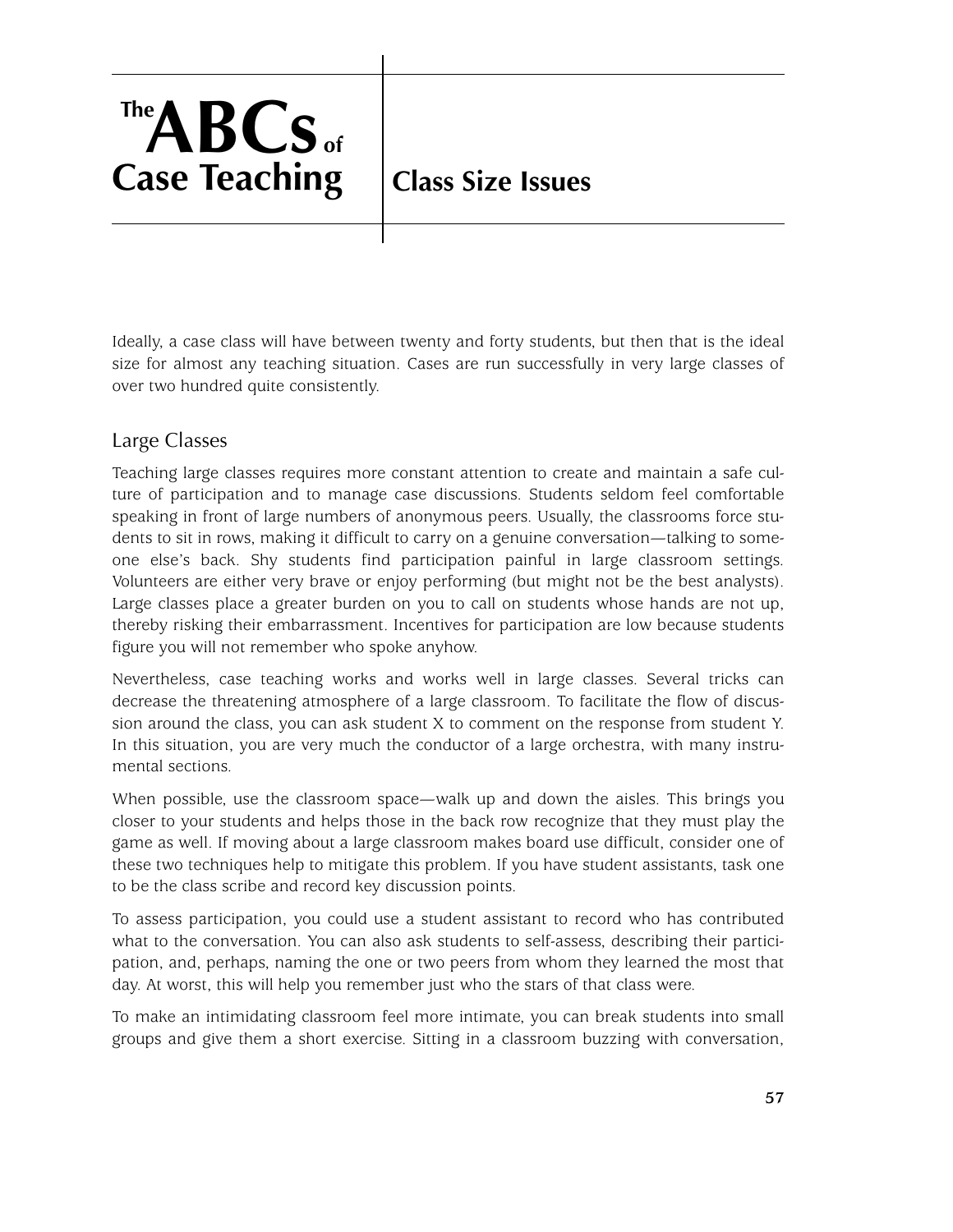# Class Size Issues

Ideally, a case class will have between twenty and forty students, but then that is the ideal size for almost any teaching situation. Cases are run successfully in very large classes of over two hundred quite consistently.

## Large Classes

Teaching large classes requires more constant attention to create and maintain a safe culture of participation and to manage case discussions. Students seldom feel comfortable speaking in front of large numbers of anonymous peers. Usually, the classrooms force students to sit in rows, making it difficult to carry on a genuine conversation—talking to someone else's back. Shy students find participation painful in large classroom settings. Volunteers are either very brave or enjoy performing (but might not be the best analysts). Large classes place a greater burden on you to call on students whose hands are not up, thereby risking their embarrassment. Incentives for participation are low because students figure you will not remember who spoke anyhow.

Nevertheless, case teaching works and works well in large classes. Several tricks can decrease the threatening atmosphere of a large classroom. To facilitate the flow of discussion around the class, you can ask student X to comment on the response from student Y. In this situation, you are very much the conductor of a large orchestra, with many instrumental sections.

When possible, use the classroom space—walk up and down the aisles. This brings you closer to your students and helps those in the back row recognize that they must play the game as well. If moving about a large classroom makes board use difficult, consider one of these two techniques help to mitigate this problem. If you have student assistants, task one to be the class scribe and record key discussion points.

To assess participation, you could use a student assistant to record who has contributed what to the conversation. You can also ask students to self-assess, describing their participation, and, perhaps, naming the one or two peers from whom they learned the most that day. At worst, this will help you remember just who the stars of that class were.

To make an intimidating classroom feel more intimate, you can break students into small groups and give them a short exercise. Sitting in a classroom buzzing with conversation,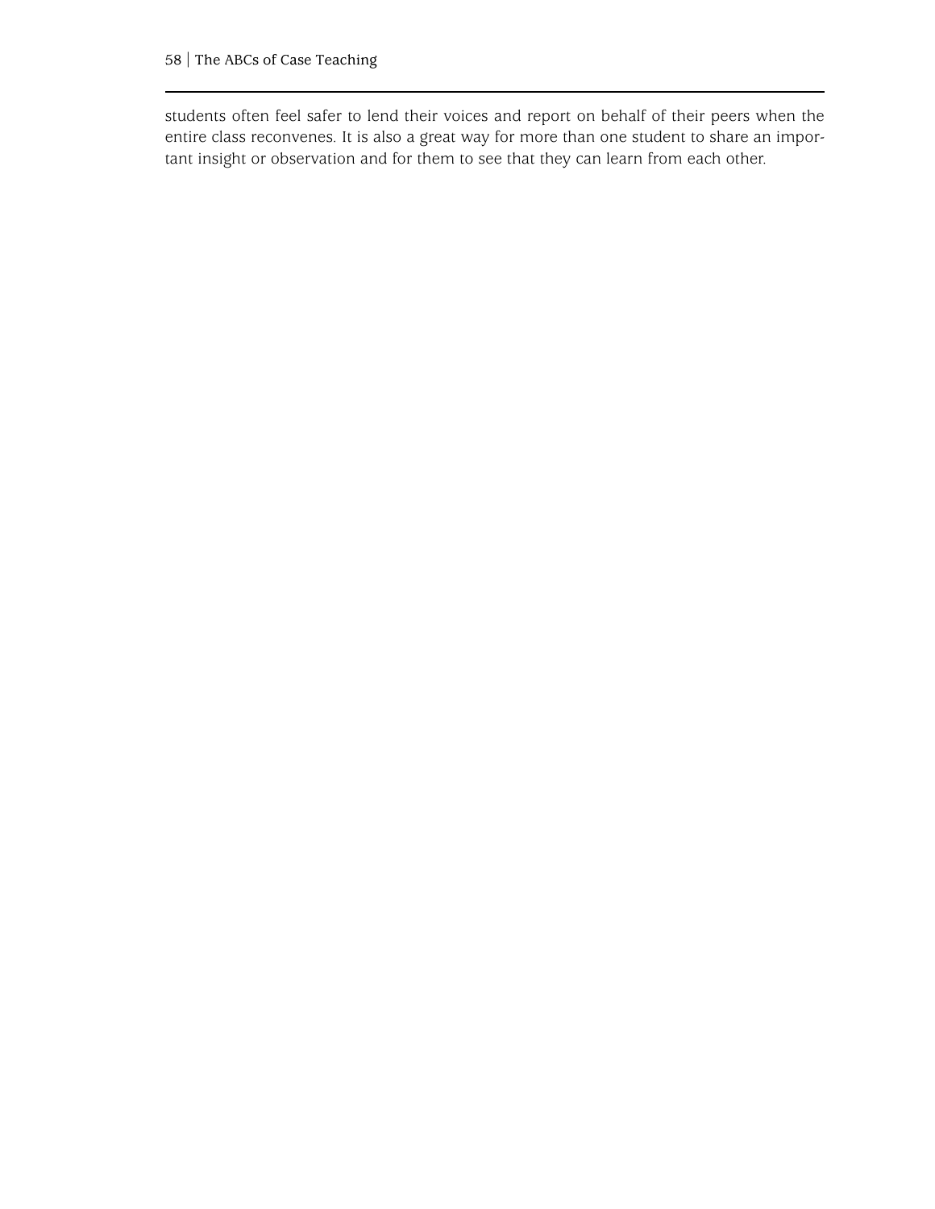students often feel safer to lend their voices and report on behalf of their peers when the entire class reconvenes. It is also a great way for more than one student to share an important insight or observation and for them to see that they can learn from each other.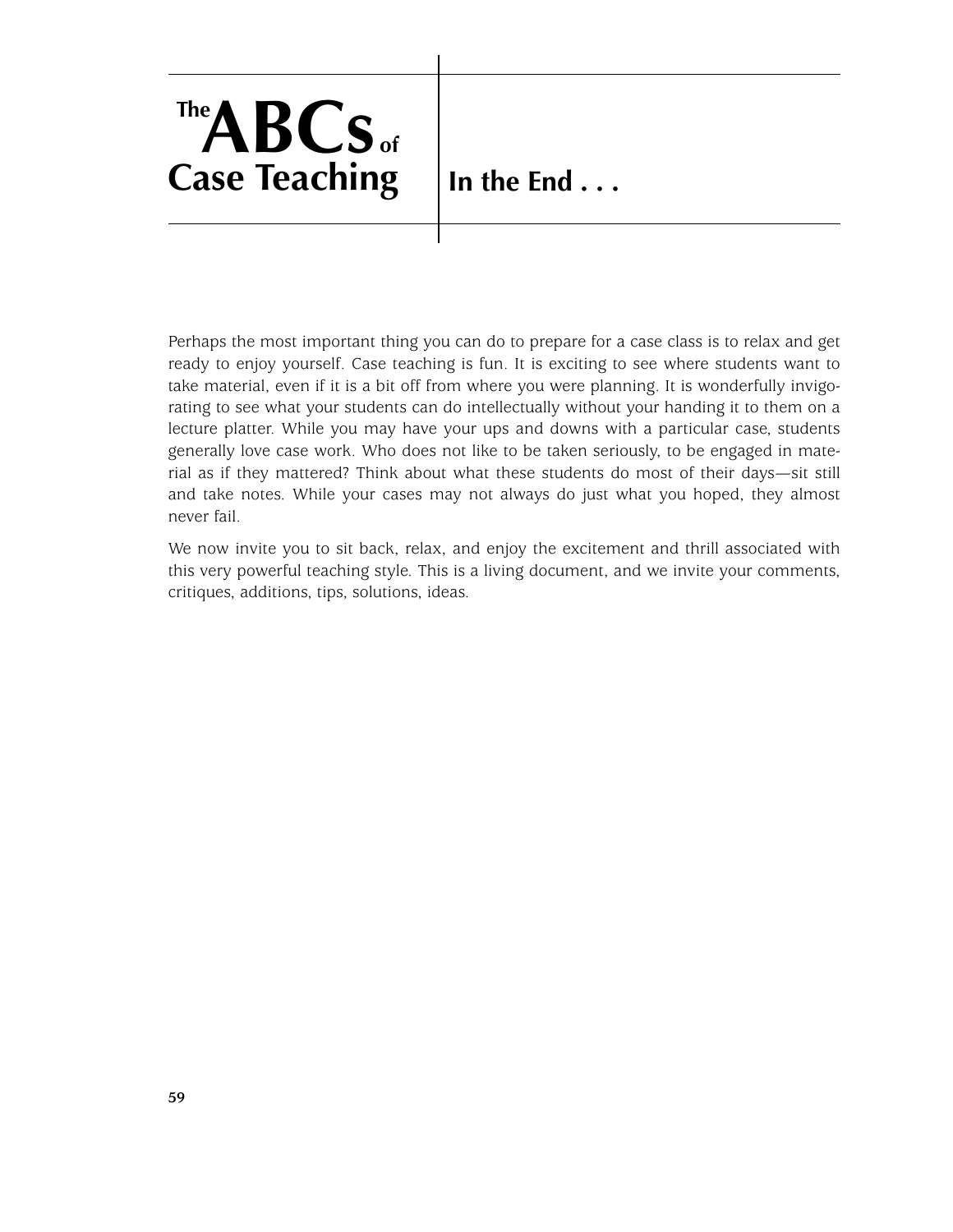# In the End . . .

Perhaps the most important thing you can do to prepare for a case class is to relax and get ready to enjoy yourself. Case teaching is fun. It is exciting to see where students want to take material, even if it is a bit off from where you were planning. It is wonderfully invigorating to see what your students can do intellectually without your handing it to them on a lecture platter. While you may have your ups and downs with a particular case, students generally love case work. Who does not like to be taken seriously, to be engaged in material as if they mattered? Think about what these students do most of their days—sit still and take notes. While your cases may not always do just what you hoped, they almost never fail.

We now invite you to sit back, relax, and enjoy the excitement and thrill associated with this very powerful teaching style. This is a living document, and we invite your comments, critiques, additions, tips, solutions, ideas.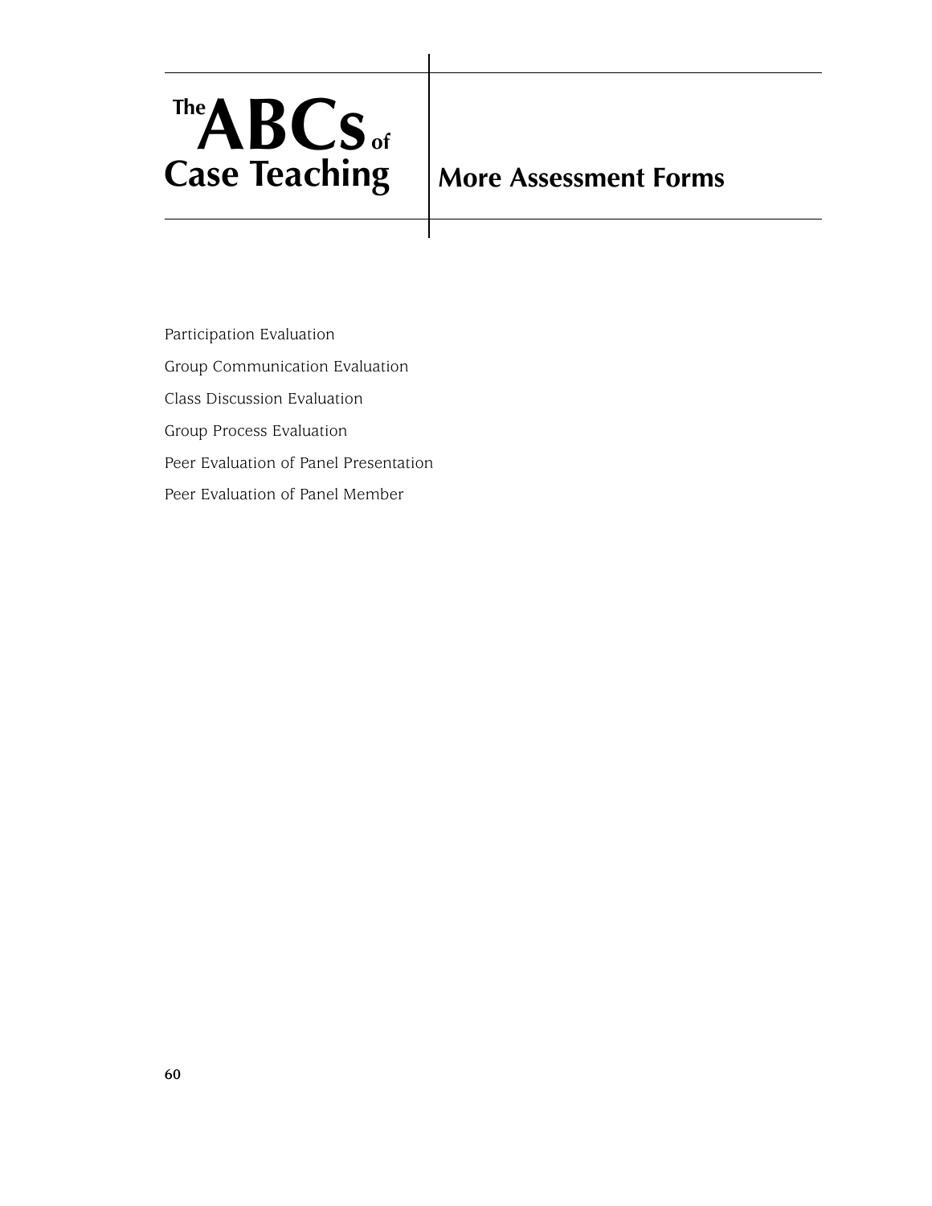# More Assessment Forms

Participation Evaluation

Group Communication Evaluation

Class Discussion Evaluation

Group Process Evaluation

Peer Evaluation of Panel Presentation

Peer Evaluation of Panel Member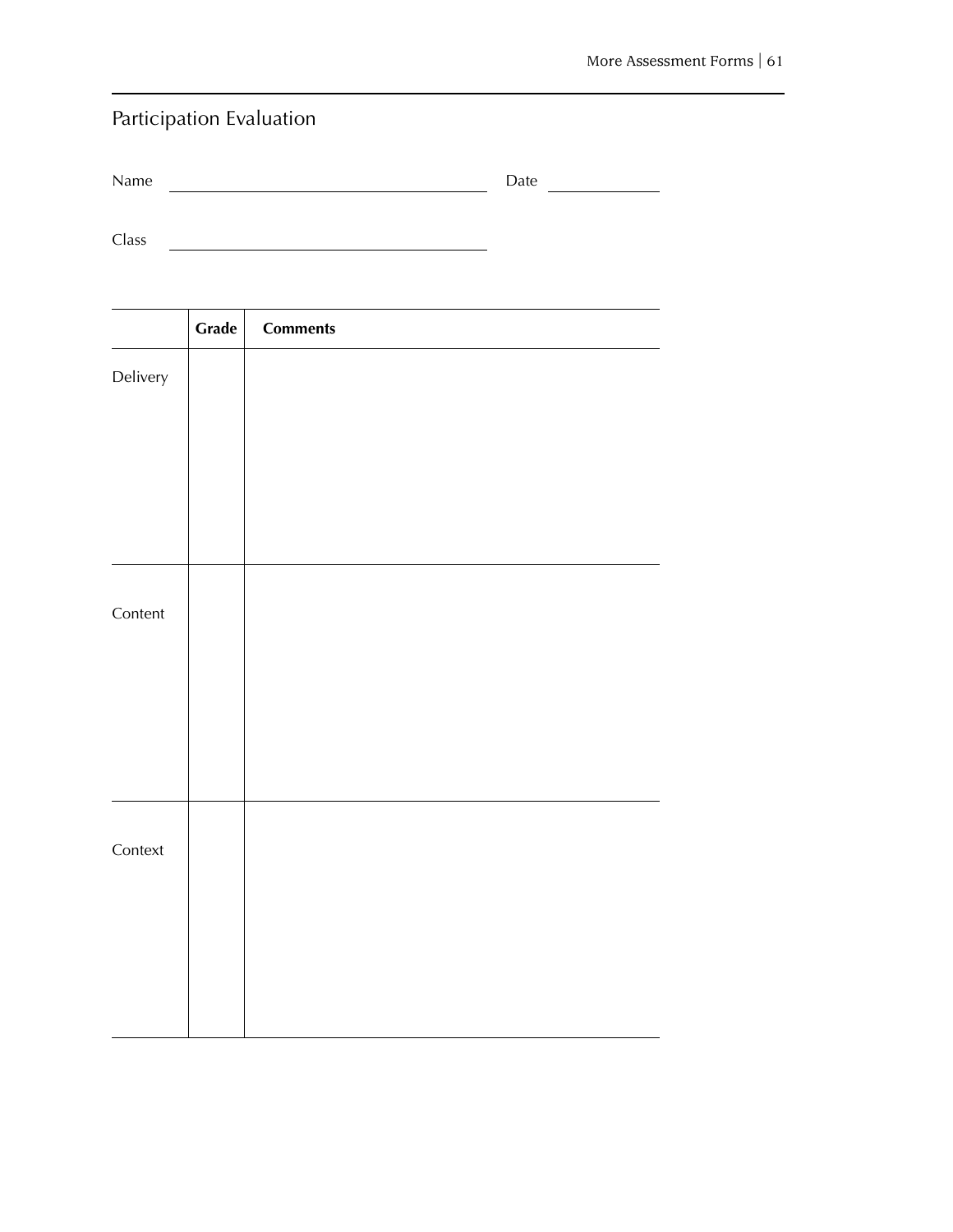## Participation Evaluation

Name ______________________________ Date __________

Class ______________________________

| | Grade | Comments |
|---|---|---|
| Delivery | | |
| Content | | |
| Context | | |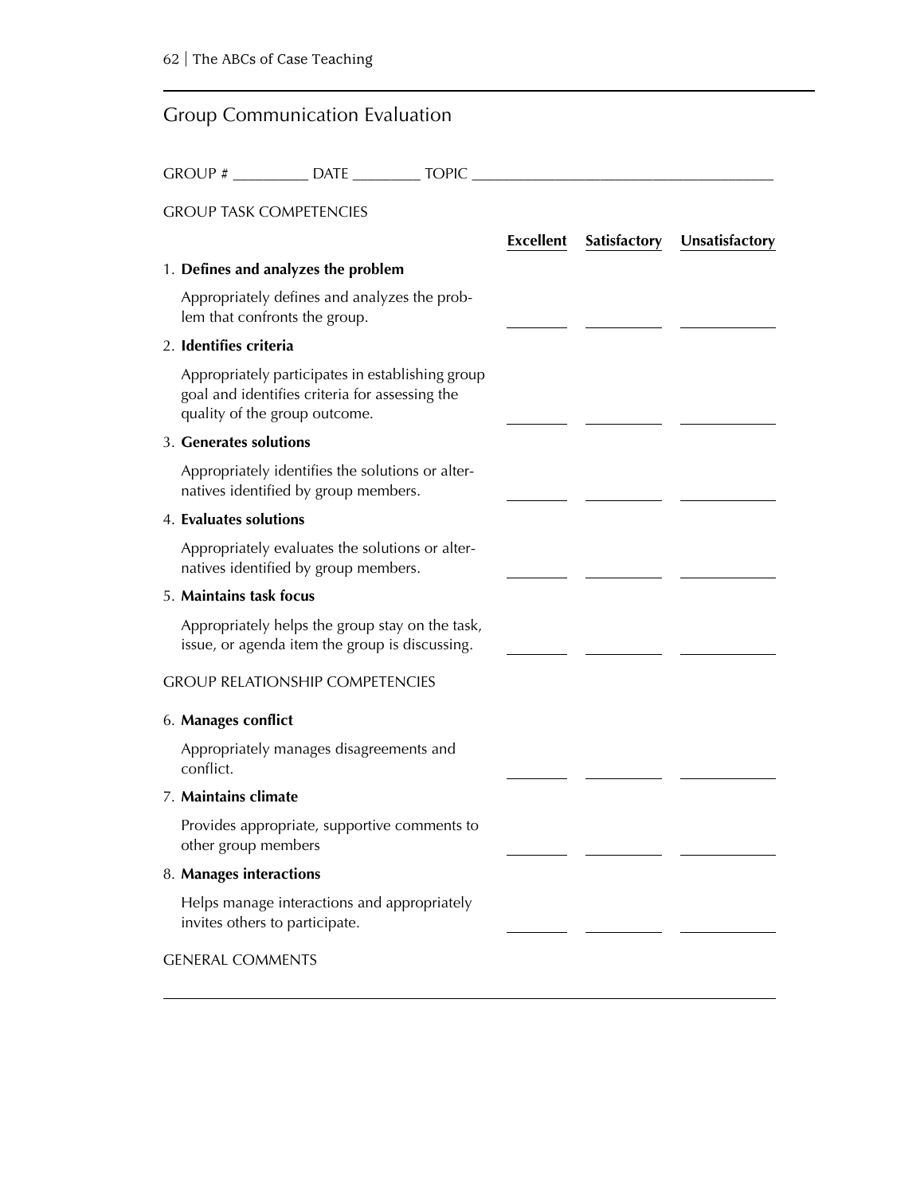## Group Communication Evaluation

GROUP # __________ DATE _________ TOPIC _______________________________________

GROUP TASK COMPETENCIES

| | Excellent | Satisfactory | Unsatisfactory |
|---|---|---|---|
| 1. **Defines and analyzes the problem**<br>Appropriately defines and analyzes the problem that confronts the group. | ________ | __________ | ____________ |
| 2. **Identifies criteria**<br>Appropriately participates in establishing group goal and identifies criteria for assessing the quality of the group outcome. | ________ | __________ | ____________ |
| 3. **Generates solutions**<br>Appropriately identifies the solutions or alternatives identified by group members. | ________ | __________ | ____________ |
| 4. **Evaluates solutions**<br>Appropriately evaluates the solutions or alternatives identified by group members. | ________ | __________ | ____________ |
| 5. **Maintains task focus**<br>Appropriately helps the group stay on the task, issue, or agenda item the group is discussing. | ________ | __________ | ____________ |

GROUP RELATIONSHIP COMPETENCIES

| | Excellent | Satisfactory | Unsatisfactory |
|---|---|---|---|
| 6. **Manages conflict**<br>Appropriately manages disagreements and conflict. | ________ | __________ | ____________ |
| 7. **Maintains climate**<br>Provides appropriate, supportive comments to other group members | ________ | __________ | ____________ |
| 8. **Manages interactions**<br>Helps manage interactions and appropriately invites others to participate. | ________ | __________ | ____________ |

GENERAL COMMENTS

_______________________________________________________________________________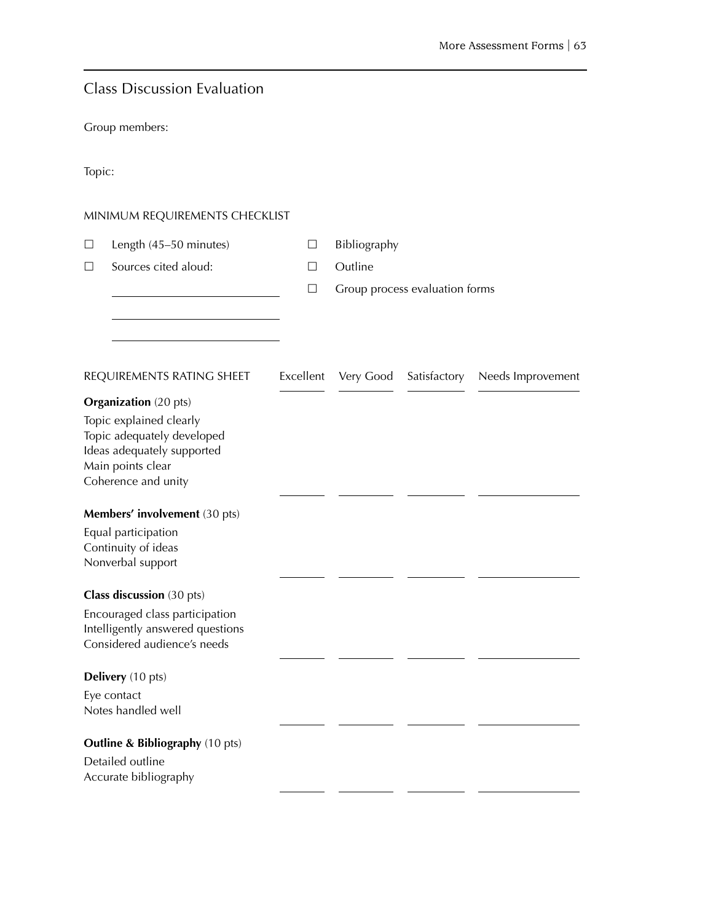## Class Discussion Evaluation

Group members:

Topic:

MINIMUM REQUIREMENTS CHECKLIST

☐ Length (45–50 minutes)

☐ Sources cited aloud:

\_\_\_\_\_\_\_\_\_\_\_\_\_\_\_\_\_\_\_\_\_\_\_\_\_\_\_\_

\_\_\_\_\_\_\_\_\_\_\_\_\_\_\_\_\_\_\_\_\_\_\_\_\_\_\_\_

\_\_\_\_\_\_\_\_\_\_\_\_\_\_\_\_\_\_\_\_\_\_\_\_\_\_\_\_

☐ Bibliography

☐ Outline

☐ Group process evaluation forms

| REQUIREMENTS RATING SHEET | Excellent | Very Good | Satisfactory | Needs Improvement |
|---|---|---|---|---|
| **Organization** (20 pts)<br>Topic explained clearly<br>Topic adequately developed<br>Ideas adequately supported<br>Main points clear<br>Coherence and unity | | | | |
| **Members' involvement** (30 pts)<br>Equal participation<br>Continuity of ideas<br>Nonverbal support | | | | |
| **Class discussion** (30 pts)<br>Encouraged class participation<br>Intelligently answered questions<br>Considered audience's needs | | | | |
| **Delivery** (10 pts)<br>Eye contact<br>Notes handled well | | | | |
| **Outline & Bibliography** (10 pts)<br>Detailed outline<br>Accurate bibliography | | | | |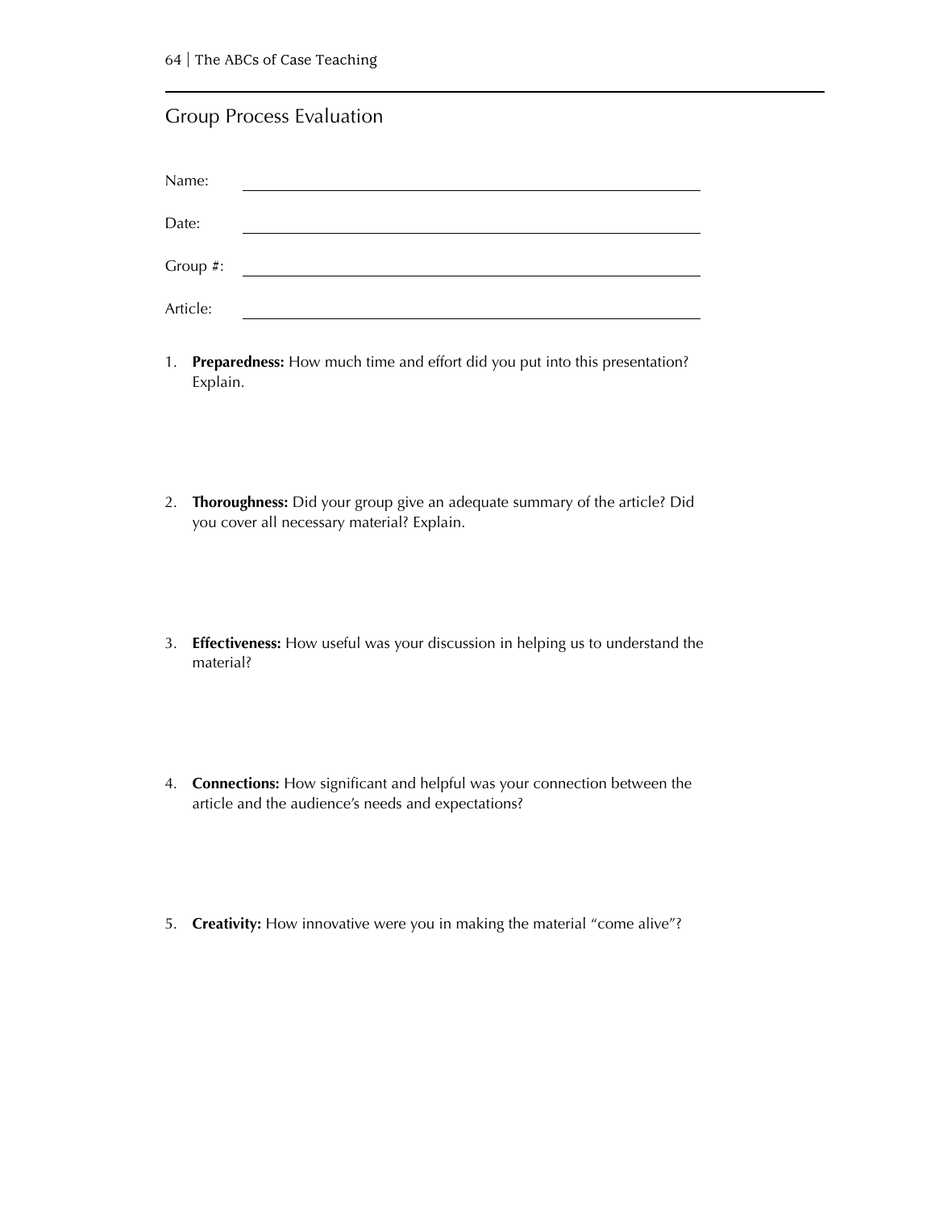## Group Process Evaluation

Name: \_\_\_\_\_\_\_\_\_\_\_\_\_\_\_\_\_\_\_\_\_\_\_\_\_\_\_\_\_\_\_\_\_\_\_\_\_\_\_\_

Date: \_\_\_\_\_\_\_\_\_\_\_\_\_\_\_\_\_\_\_\_\_\_\_\_\_\_\_\_\_\_\_\_\_\_\_\_\_\_\_\_

Group #: \_\_\_\_\_\_\_\_\_\_\_\_\_\_\_\_\_\_\_\_\_\_\_\_\_\_\_\_\_\_\_\_\_\_\_\_\_\_\_\_

Article: \_\_\_\_\_\_\_\_\_\_\_\_\_\_\_\_\_\_\_\_\_\_\_\_\_\_\_\_\_\_\_\_\_\_\_\_\_\_\_\_

1. **Preparedness:** How much time and effort did you put into this presentation? Explain.

2. **Thoroughness:** Did your group give an adequate summary of the article? Did you cover all necessary material? Explain.

3. **Effectiveness:** How useful was your discussion in helping us to understand the material?

4. **Connections:** How significant and helpful was your connection between the article and the audience's needs and expectations?

5. **Creativity:** How innovative were you in making the material "come alive"?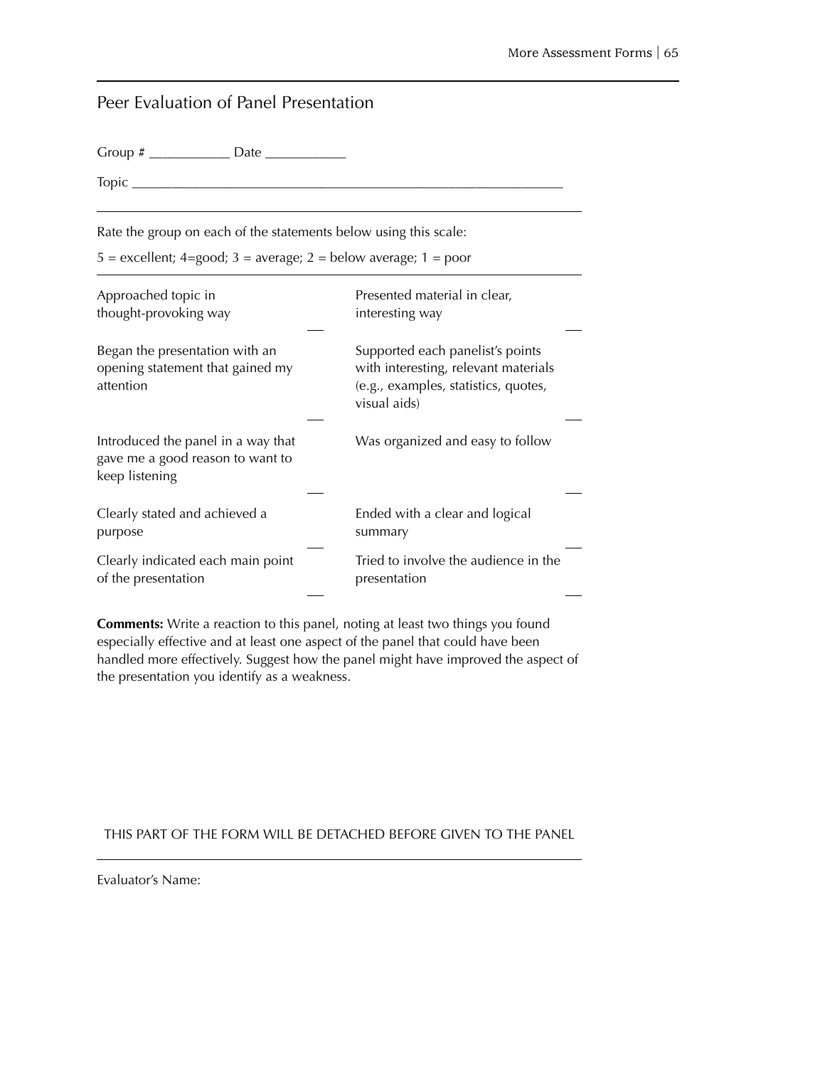## Peer Evaluation of Panel Presentation

Group # ___________ Date ___________

Topic ___________________________________________________________

---

Rate the group on each of the statements below using this scale:

5 = excellent; 4=good; 3 = average; 2 = below average; 1 = poor

---

| | | | |
|---|---|---|---|
| Approached topic in thought-provoking way | ___ | Presented material in clear, interesting way | ___ |
| Began the presentation with an opening statement that gained my attention | ___ | Supported each panelist's points with interesting, relevant materials (e.g., examples, statistics, quotes, visual aids) | ___ |
| Introduced the panel in a way that gave me a good reason to want to keep listening | ___ | Was organized and easy to follow | ___ |
| Clearly stated and achieved a purpose | ___ | Ended with a clear and logical summary | ___ |
| Clearly indicated each main point of the presentation | ___ | Tried to involve the audience in the presentation | ___ |

**Comments:** Write a reaction to this panel, noting at least two things you found especially effective and at least one aspect of the panel that could have been handled more effectively. Suggest how the panel might have improved the aspect of the presentation you identify as a weakness.

THIS PART OF THE FORM WILL BE DETACHED BEFORE GIVEN TO THE PANEL

---

Evaluator's Name: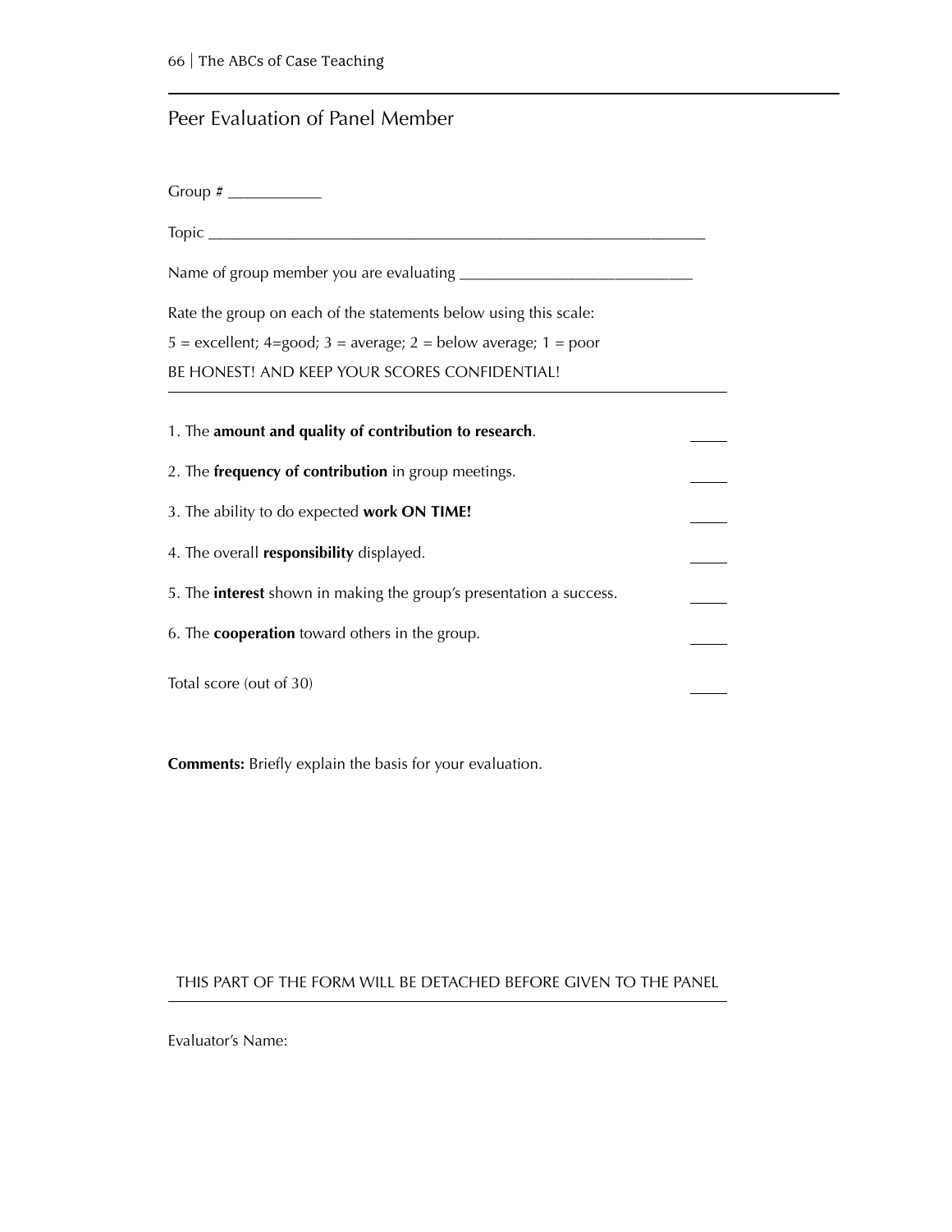## Peer Evaluation of Panel Member

Group # ___________

Topic ______________________________________________________________

Name of group member you are evaluating _____________________________

Rate the group on each of the statements below using this scale:

5 = excellent; 4=good; 3 = average; 2 = below average; 1 = poor

BE HONEST! AND KEEP YOUR SCORES CONFIDENTIAL!

---

1. The **amount and quality of contribution to research**. _____
2. The **frequency of contribution** in group meetings. _____
3. The ability to do expected **work ON TIME!** _____
4. The overall **responsibility** displayed. _____
5. The **interest** shown in making the group's presentation a success. _____
6. The **cooperation** toward others in the group. _____

Total score (out of 30) _____

**Comments:** Briefly explain the basis for your evaluation.

THIS PART OF THE FORM WILL BE DETACHED BEFORE GIVEN TO THE PANEL

---

Evaluator's Name: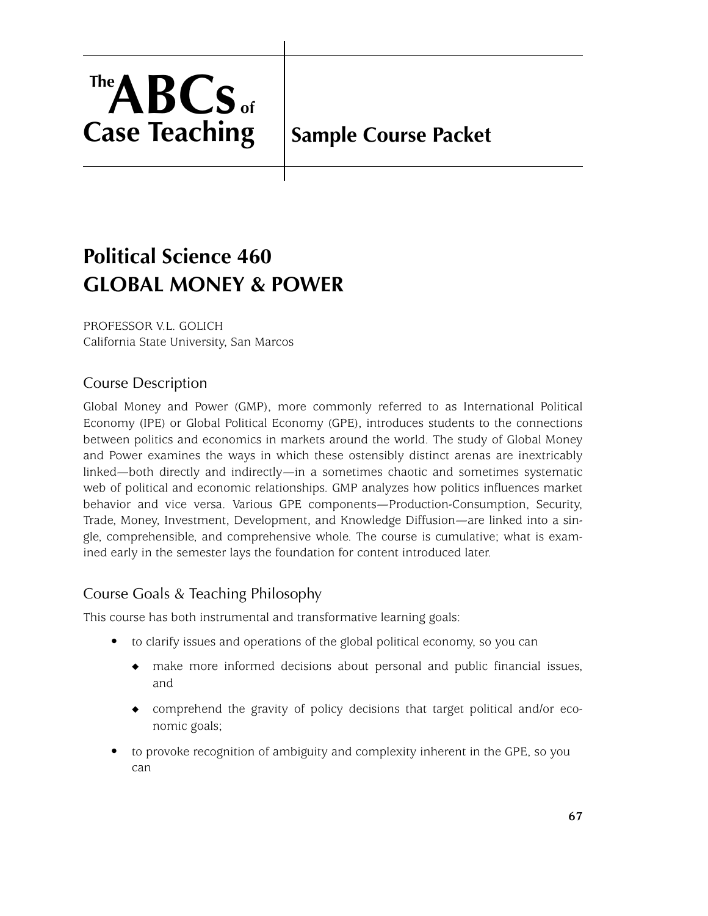# The ABCs of Case Teaching — Sample Course Packet

## Political Science 460
## GLOBAL MONEY & POWER

PROFESSOR V.L. GOLICH
California State University, San Marcos

### Course Description

Global Money and Power (GMP), more commonly referred to as International Political Economy (IPE) or Global Political Economy (GPE), introduces students to the connections between politics and economics in markets around the world. The study of Global Money and Power examines the ways in which these ostensibly distinct arenas are inextricably linked—both directly and indirectly—in a sometimes chaotic and sometimes systematic web of political and economic relationships. GMP analyzes how politics influences market behavior and vice versa. Various GPE components—Production-Consumption, Security, Trade, Money, Investment, Development, and Knowledge Diffusion—are linked into a single, comprehensible, and comprehensive whole. The course is cumulative; what is examined early in the semester lays the foundation for content introduced later.

### Course Goals & Teaching Philosophy

This course has both instrumental and transformative learning goals:

- to clarify issues and operations of the global political economy, so you can
  - make more informed decisions about personal and public financial issues, and
  - comprehend the gravity of policy decisions that target political and/or economic goals;
- to provoke recognition of ambiguity and complexity inherent in the GPE, so you can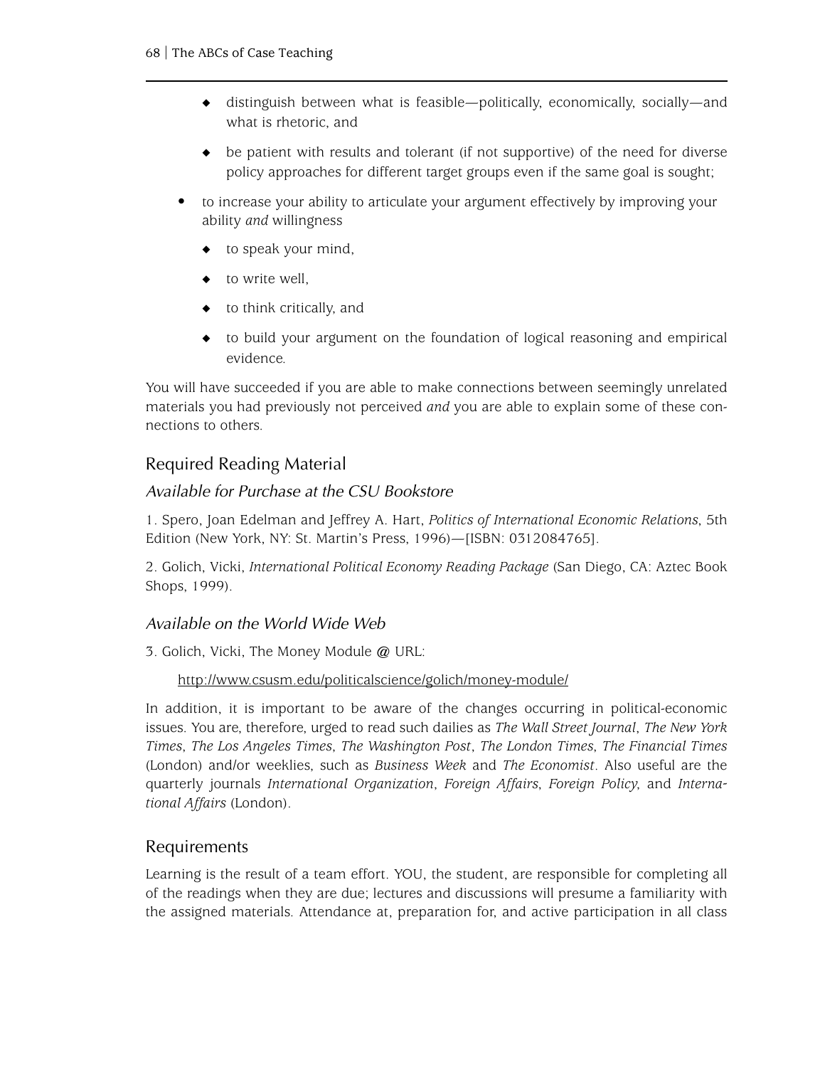- distinguish between what is feasible—politically, economically, socially—and what is rhetoric, and
  - be patient with results and tolerant (if not supportive) of the need for diverse policy approaches for different target groups even if the same goal is sought;
- to increase your ability to articulate your argument effectively by improving your ability *and* willingness
  - to speak your mind,
  - to write well,
  - to think critically, and
  - to build your argument on the foundation of logical reasoning and empirical evidence.

You will have succeeded if you are able to make connections between seemingly unrelated materials you had previously not perceived *and* you are able to explain some of these connections to others.

## Required Reading Material

### *Available for Purchase at the CSU Bookstore*

1. Spero, Joan Edelman and Jeffrey A. Hart, *Politics of International Economic Relations*, 5th Edition (New York, NY: St. Martin's Press, 1996)—[ISBN: 0312084765].

2. Golich, Vicki, *International Political Economy Reading Package* (San Diego, CA: Aztec Book Shops, 1999).

### *Available on the World Wide Web*

3. Golich, Vicki, The Money Module @ URL:

   http://www.csusm.edu/politicalscience/golich/money-module/

In addition, it is important to be aware of the changes occurring in political-economic issues. You are, therefore, urged to read such dailies as *The Wall Street Journal*, *The New York Times*, *The Los Angeles Times*, *The Washington Post*, *The London Times*, *The Financial Times* (London) and/or weeklies, such as *Business Week* and *The Economist*. Also useful are the quarterly journals *International Organization*, *Foreign Affairs*, *Foreign Policy*, and *International Affairs* (London).

## Requirements

Learning is the result of a team effort. YOU, the student, are responsible for completing all of the readings when they are due; lectures and discussions will presume a familiarity with the assigned materials. Attendance at, preparation for, and active participation in all class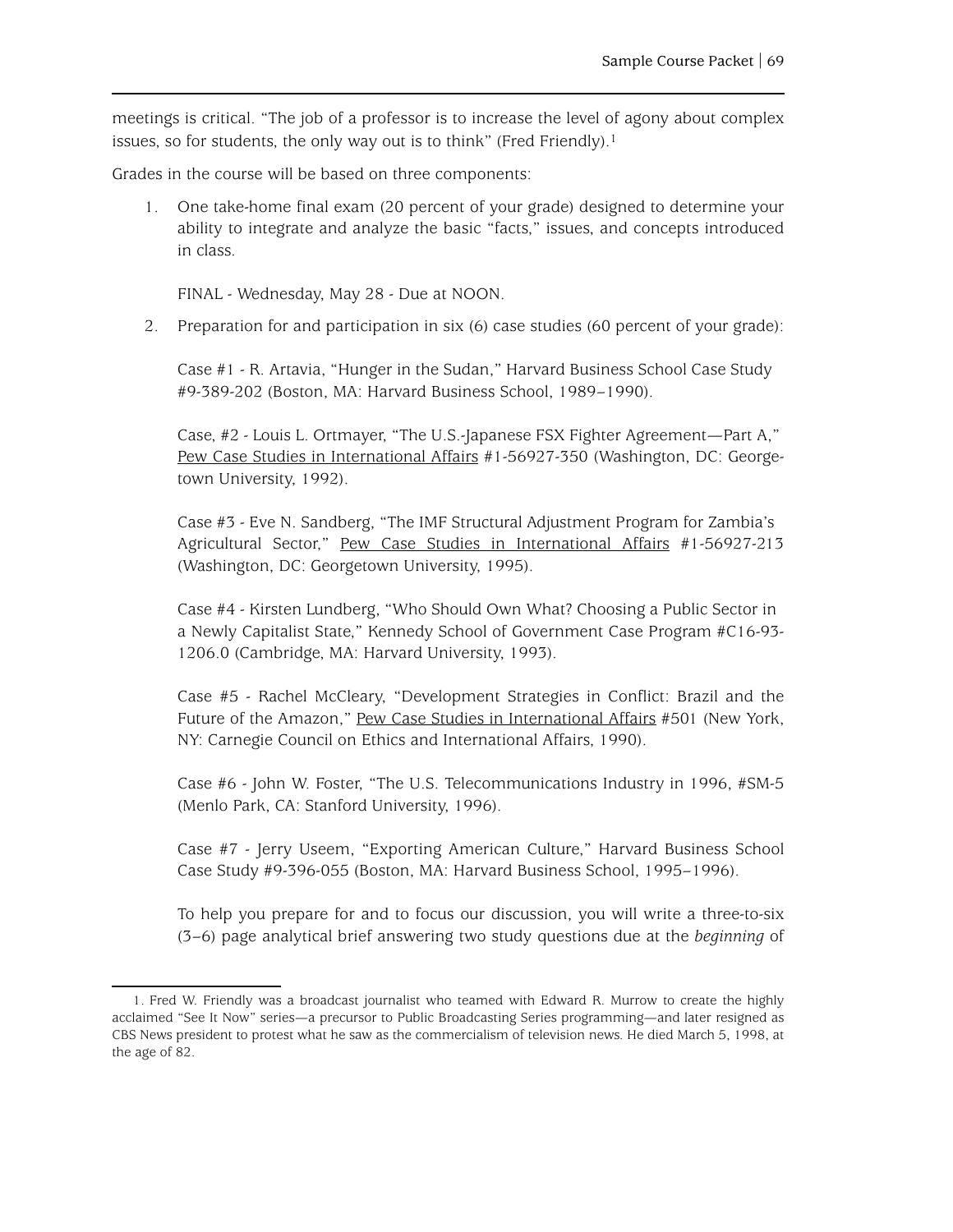meetings is critical. "The job of a professor is to increase the level of agony about complex issues, so for students, the only way out is to think" (Fred Friendly).[1]

Grades in the course will be based on three components:

1. One take-home final exam (20 percent of your grade) designed to determine your ability to integrate and analyze the basic "facts," issues, and concepts introduced in class.

   FINAL - Wednesday, May 28 - Due at NOON.

2. Preparation for and participation in six (6) case studies (60 percent of your grade):

   Case #1 - R. Artavia, "Hunger in the Sudan," Harvard Business School Case Study #9-389-202 (Boston, MA: Harvard Business School, 1989–1990).

   Case, #2 - Louis L. Ortmayer, "The U.S.-Japanese FSX Fighter Agreement—Part A," <u>Pew Case Studies in International Affairs</u> #1-56927-350 (Washington, DC: Georgetown University, 1992).

   Case #3 - Eve N. Sandberg, "The IMF Structural Adjustment Program for Zambia's Agricultural Sector," <u>Pew Case Studies in International Affairs</u> #1-56927-213 (Washington, DC: Georgetown University, 1995).

   Case #4 - Kirsten Lundberg, "Who Should Own What? Choosing a Public Sector in a Newly Capitalist State," Kennedy School of Government Case Program #C16-93-1206.0 (Cambridge, MA: Harvard University, 1993).

   Case #5 - Rachel McCleary, "Development Strategies in Conflict: Brazil and the Future of the Amazon," <u>Pew Case Studies in International Affairs</u> #501 (New York, NY: Carnegie Council on Ethics and International Affairs, 1990).

   Case #6 - John W. Foster, "The U.S. Telecommunications Industry in 1996, #SM-5 (Menlo Park, CA: Stanford University, 1996).

   Case #7 - Jerry Useem, "Exporting American Culture," Harvard Business School Case Study #9-396-055 (Boston, MA: Harvard Business School, 1995–1996).

   To help you prepare for and to focus our discussion, you will write a three-to-six (3–6) page analytical brief answering two study questions due at the *beginning* of

---

1. Fred W. Friendly was a broadcast journalist who teamed with Edward R. Murrow to create the highly acclaimed "See It Now" series—a precursor to Public Broadcasting Series programming—and later resigned as CBS News president to protest what he saw as the commercialism of television news. He died March 5, 1998, at the age of 82.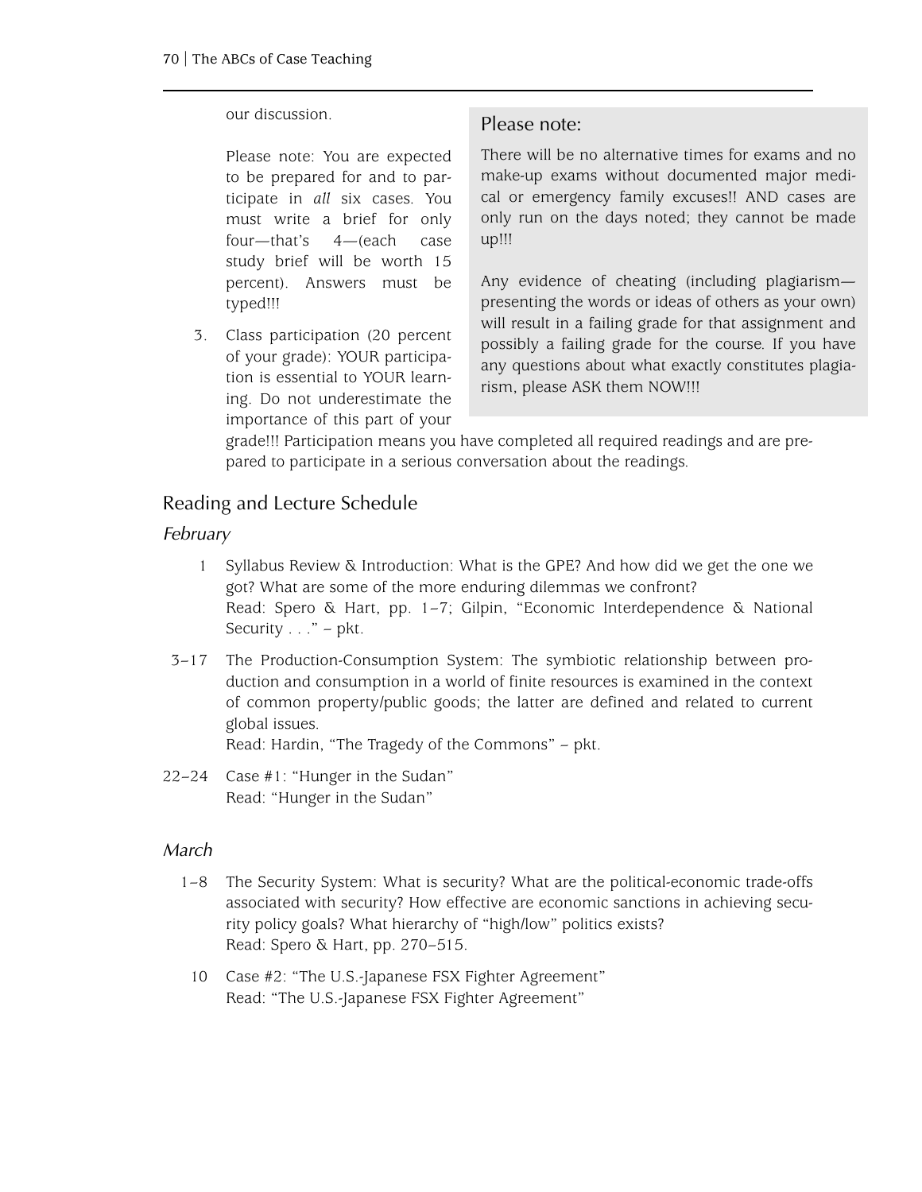our discussion.

Please note: You are expected to be prepared for and to participate in *all* six cases. You must write a brief for only four—that's 4—(each case study brief will be worth 15 percent). Answers must be typed!!!

3. Class participation (20 percent of your grade): YOUR participation is essential to YOUR learning. Do not underestimate the importance of this part of your grade!!! Participation means you have completed all required readings and are prepared to participate in a serious conversation about the readings.

> **Please note:**
>
> There will be no alternative times for exams and no make-up exams without documented major medical or emergency family excuses!! AND cases are only run on the days noted; they cannot be made up!!!
>
> Any evidence of cheating (including plagiarism—presenting the words or ideas of others as your own) will result in a failing grade for that assignment and possibly a failing grade for the course. If you have any questions about what exactly constitutes plagiarism, please ASK them NOW!!!

## Reading and Lecture Schedule

### *February*

1 Syllabus Review & Introduction: What is the GPE? And how did we get the one we got? What are some of the more enduring dilemmas we confront?
Read: Spero & Hart, pp. 1–7; Gilpin, "Economic Interdependence & National Security . . ." – pkt.

3–17 The Production-Consumption System: The symbiotic relationship between production and consumption in a world of finite resources is examined in the context of common property/public goods; the latter are defined and related to current global issues.
Read: Hardin, "The Tragedy of the Commons" – pkt.

22–24 Case #1: "Hunger in the Sudan"
Read: "Hunger in the Sudan"

### *March*

1–8 The Security System: What is security? What are the political-economic trade-offs associated with security? How effective are economic sanctions in achieving security policy goals? What hierarchy of "high/low" politics exists?
Read: Spero & Hart, pp. 270–515.

10 Case #2: "The U.S.-Japanese FSX Fighter Agreement"
Read: "The U.S.-Japanese FSX Fighter Agreement"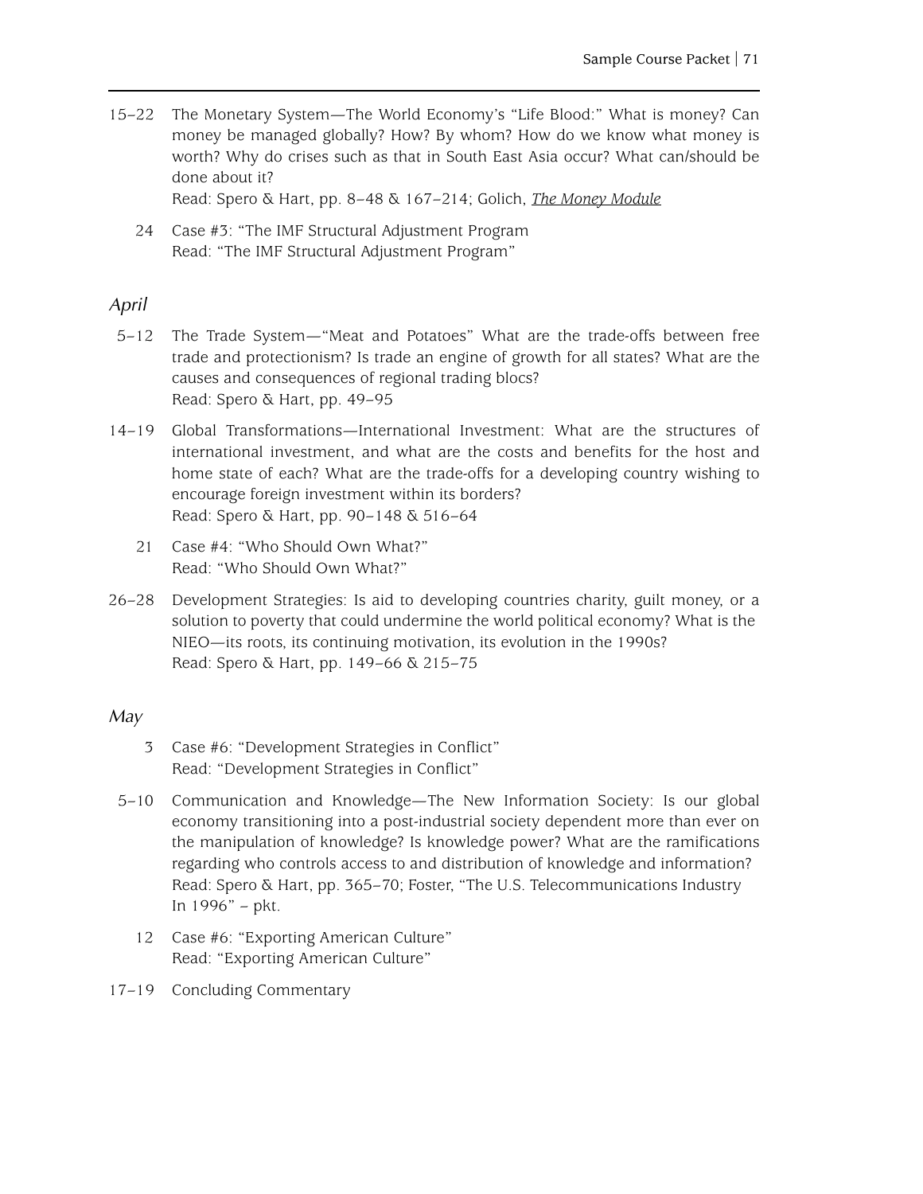15–22 The Monetary System—The World Economy's "Life Blood:" What is money? Can money be managed globally? How? By whom? How do we know what money is worth? Why do crises such as that in South East Asia occur? What can/should be done about it?
Read: Spero & Hart, pp. 8–48 & 167–214; Golich, *The Money Module*

24 Case #3: "The IMF Structural Adjustment Program"
Read: "The IMF Structural Adjustment Program"

*April*

5–12 The Trade System—"Meat and Potatoes" What are the trade-offs between free trade and protectionism? Is trade an engine of growth for all states? What are the causes and consequences of regional trading blocs?
Read: Spero & Hart, pp. 49–95

14–19 Global Transformations—International Investment: What are the structures of international investment, and what are the costs and benefits for the host and home state of each? What are the trade-offs for a developing country wishing to encourage foreign investment within its borders?
Read: Spero & Hart, pp. 90–148 & 516–64

21 Case #4: "Who Should Own What?"
Read: "Who Should Own What?"

26–28 Development Strategies: Is aid to developing countries charity, guilt money, or a solution to poverty that could undermine the world political economy? What is the NIEO—its roots, its continuing motivation, its evolution in the 1990s?
Read: Spero & Hart, pp. 149–66 & 215–75

*May*

3 Case #6: "Development Strategies in Conflict"
Read: "Development Strategies in Conflict"

5–10 Communication and Knowledge—The New Information Society: Is our global economy transitioning into a post-industrial society dependent more than ever on the manipulation of knowledge? Is knowledge power? What are the ramifications regarding who controls access to and distribution of knowledge and information?
Read: Spero & Hart, pp. 365–70; Foster, "The U.S. Telecommunications Industry In 1996" – pkt.

12 Case #6: "Exporting American Culture"
Read: "Exporting American Culture"

17–19 Concluding Commentary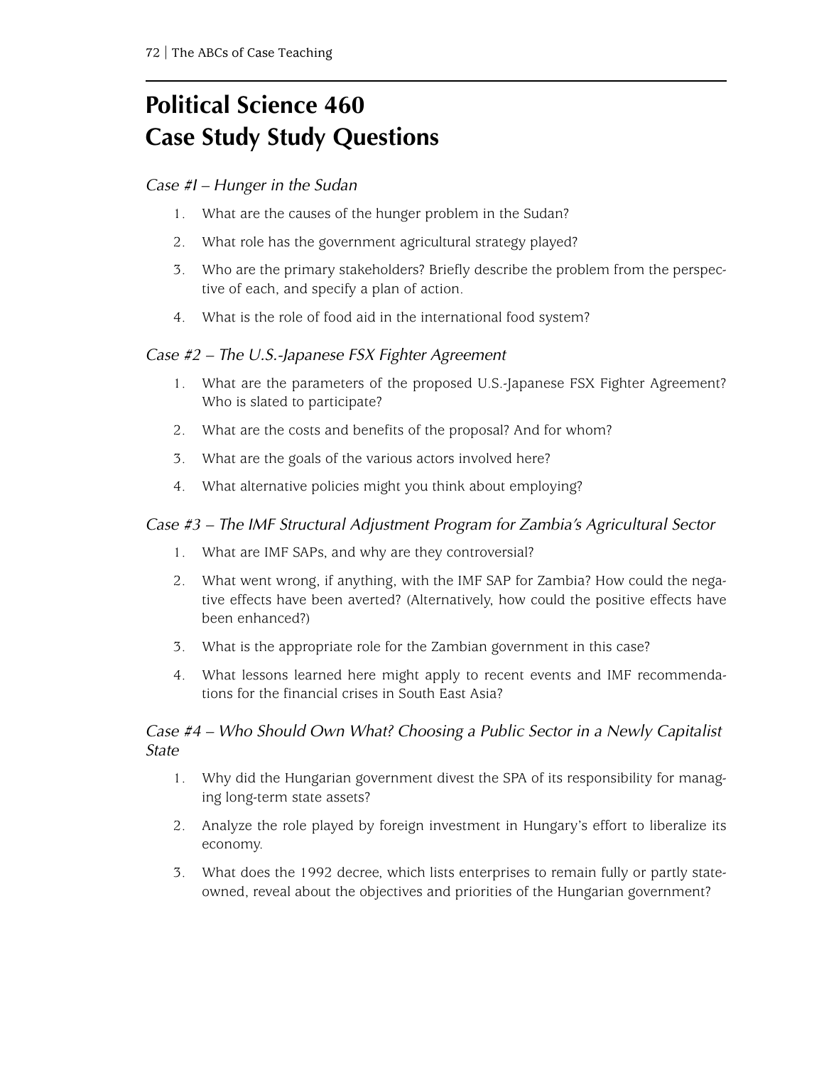# Political Science 460
# Case Study Study Questions

### *Case #1 – Hunger in the Sudan*

1. What are the causes of the hunger problem in the Sudan?
2. What role has the government agricultural strategy played?
3. Who are the primary stakeholders? Briefly describe the problem from the perspective of each, and specify a plan of action.
4. What is the role of food aid in the international food system?

### *Case #2 – The U.S.-Japanese FSX Fighter Agreement*

1. What are the parameters of the proposed U.S.-Japanese FSX Fighter Agreement? Who is slated to participate?
2. What are the costs and benefits of the proposal? And for whom?
3. What are the goals of the various actors involved here?
4. What alternative policies might you think about employing?

### *Case #3 – The IMF Structural Adjustment Program for Zambia's Agricultural Sector*

1. What are IMF SAPs, and why are they controversial?
2. What went wrong, if anything, with the IMF SAP for Zambia? How could the negative effects have been averted? (Alternatively, how could the positive effects have been enhanced?)
3. What is the appropriate role for the Zambian government in this case?
4. What lessons learned here might apply to recent events and IMF recommendations for the financial crises in South East Asia?

### *Case #4 – Who Should Own What? Choosing a Public Sector in a Newly Capitalist State*

1. Why did the Hungarian government divest the SPA of its responsibility for managing long-term state assets?
2. Analyze the role played by foreign investment in Hungary's effort to liberalize its economy.
3. What does the 1992 decree, which lists enterprises to remain fully or partly state-owned, reveal about the objectives and priorities of the Hungarian government?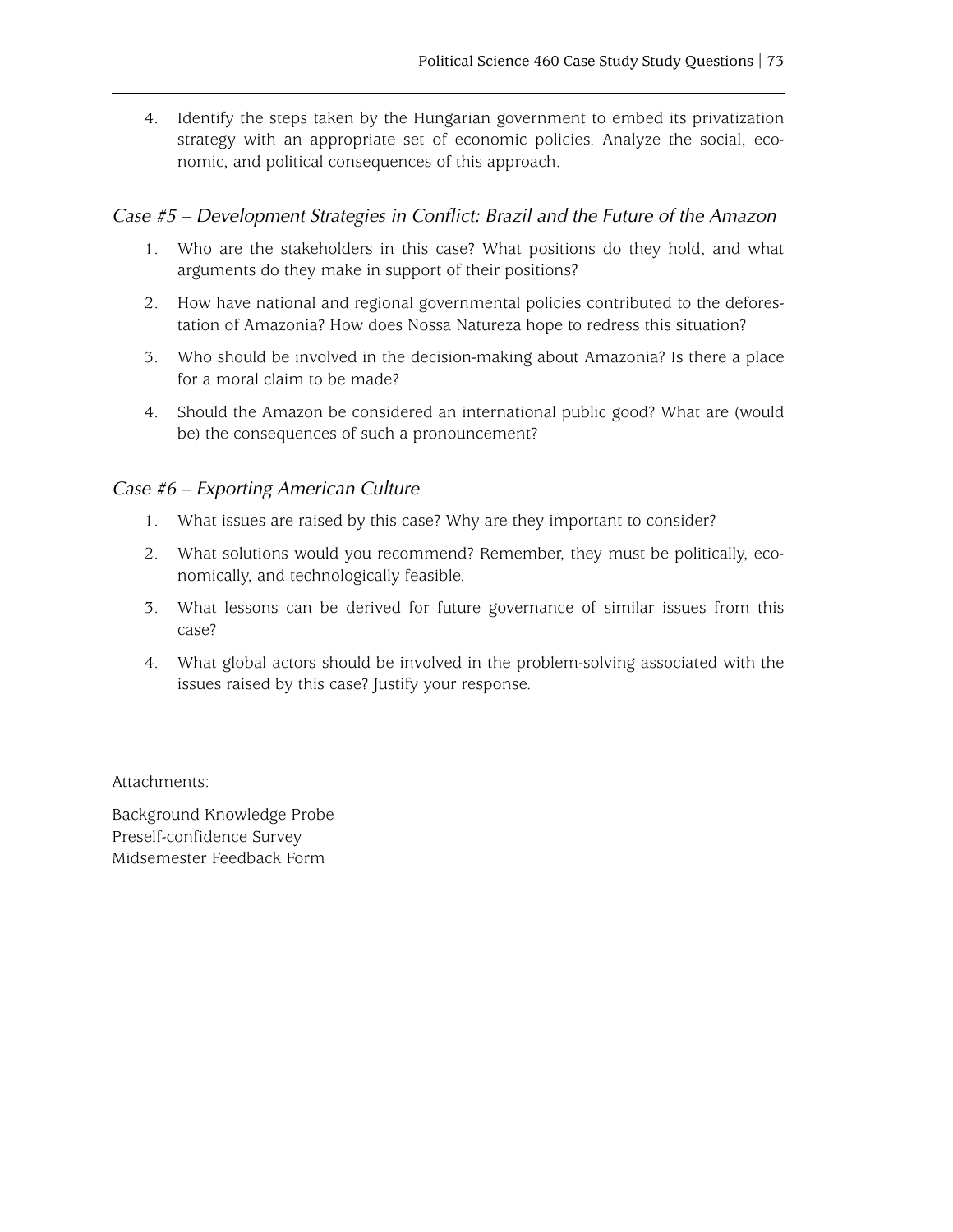4. Identify the steps taken by the Hungarian government to embed its privatization strategy with an appropriate set of economic policies. Analyze the social, economic, and political consequences of this approach.

### *Case #5 – Development Strategies in Conflict: Brazil and the Future of the Amazon*

1. Who are the stakeholders in this case? What positions do they hold, and what arguments do they make in support of their positions?
2. How have national and regional governmental policies contributed to the deforestation of Amazonia? How does Nossa Natureza hope to redress this situation?
3. Who should be involved in the decision-making about Amazonia? Is there a place for a moral claim to be made?
4. Should the Amazon be considered an international public good? What are (would be) the consequences of such a pronouncement?

### *Case #6 – Exporting American Culture*

1. What issues are raised by this case? Why are they important to consider?
2. What solutions would you recommend? Remember, they must be politically, economically, and technologically feasible.
3. What lessons can be derived for future governance of similar issues from this case?
4. What global actors should be involved in the problem-solving associated with the issues raised by this case? Justify your response.

Attachments:

Background Knowledge Probe
Preself-confidence Survey
Midsemester Feedback Form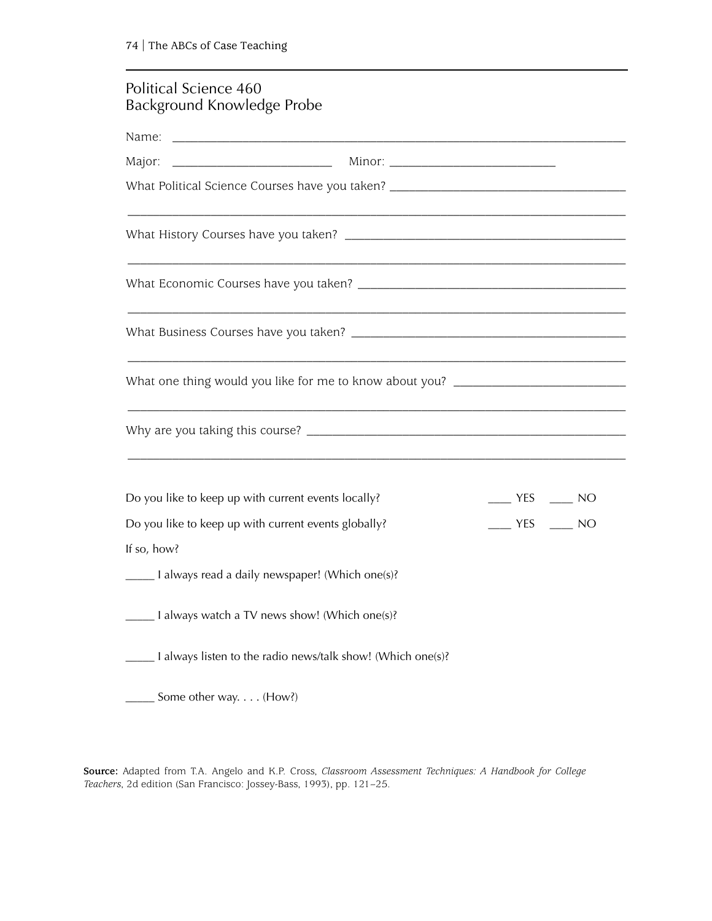## Political Science 460
## Background Knowledge Probe

Name: ____________________________________________________________________________

Major: __________________________ Minor: ___________________________

What Political Science Courses have you taken? _______________________________________

_____________________________________________________________________________

What History Courses have you taken? _____________________________________________

_____________________________________________________________________________

What Economic Courses have you taken? ___________________________________________

_____________________________________________________________________________

What Business Courses have you taken? ____________________________________________

_____________________________________________________________________________

What one thing would you like for me to know about you? ____________________________

_____________________________________________________________________________

Why are you taking this course? _________________________________________________

_____________________________________________________________________________

Do you like to keep up with current events locally? ____ YES ____ NO

Do you like to keep up with current events globally? ____ YES ____ NO

If so, how?

_____ I always read a daily newspaper! (Which one(s)?

_____ I always watch a TV news show! (Which one(s)?

_____ I always listen to the radio news/talk show! (Which one(s)?

_____ Some other way. . . . (How?)

**Source:** Adapted from T.A. Angelo and K.P. Cross, *Classroom Assessment Techniques: A Handbook for College Teachers*, 2d edition (San Francisco: Jossey-Bass, 1993), pp. 121–25.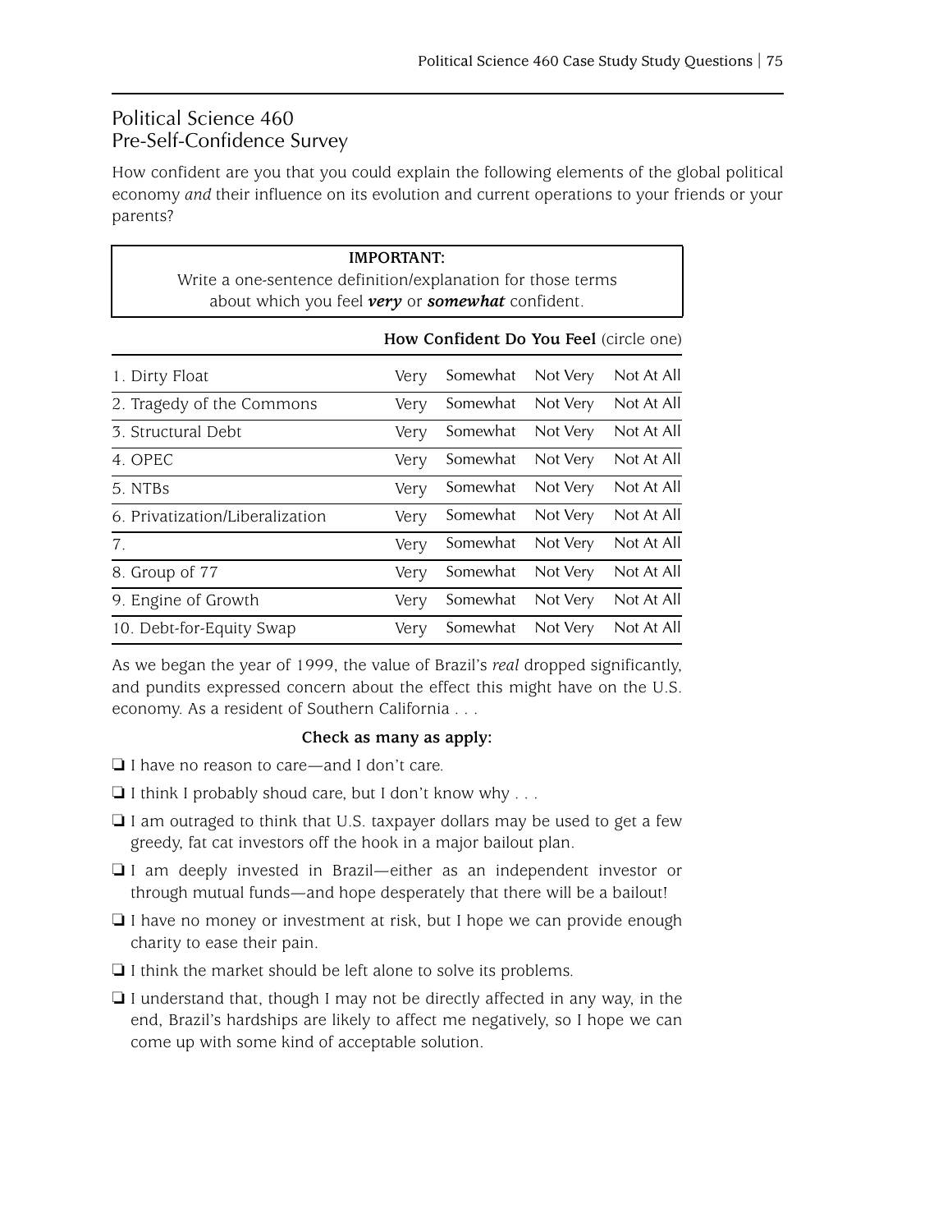# Political Science 460
## Pre-Self-Confidence Survey

How confident are you that you could explain the following elements of the global political economy *and* their influence on its evolution and current operations to your friends or your parents?

> **IMPORTANT:**
> Write a one-sentence definition/explanation for those terms about which you feel ***very*** or ***somewhat*** confident.

| | **How Confident Do You Feel** (circle one) | | | |
|---|---|---|---|---|
| 1. Dirty Float | Very | Somewhat | Not Very | Not At All |
| 2. Tragedy of the Commons | Very | Somewhat | Not Very | Not At All |
| 3. Structural Debt | Very | Somewhat | Not Very | Not At All |
| 4. OPEC | Very | Somewhat | Not Very | Not At All |
| 5. NTBs | Very | Somewhat | Not Very | Not At All |
| 6. Privatization/Liberalization | Very | Somewhat | Not Very | Not At All |
| 7. | Very | Somewhat | Not Very | Not At All |
| 8. Group of 77 | Very | Somewhat | Not Very | Not At All |
| 9. Engine of Growth | Very | Somewhat | Not Very | Not At All |
| 10. Debt-for-Equity Swap | Very | Somewhat | Not Very | Not At All |

As we began the year of 1999, the value of Brazil's *real* dropped significantly, and pundits expressed concern about the effect this might have on the U.S. economy. As a resident of Southern California . . .

**Check as many as apply:**

- ❑ I have no reason to care—and I don't care.
- ❑ I think I probably shoud care, but I don't know why . . .
- ❑ I am outraged to think that U.S. taxpayer dollars may be used to get a few greedy, fat cat investors off the hook in a major bailout plan.
- ❑ I am deeply invested in Brazil—either as an independent investor or through mutual funds—and hope desperately that there will be a bailout!
- ❑ I have no money or investment at risk, but I hope we can provide enough charity to ease their pain.
- ❑ I think the market should be left alone to solve its problems.
- ❑ I understand that, though I may not be directly affected in any way, in the end, Brazil's hardships are likely to affect me negatively, so I hope we can come up with some kind of acceptable solution.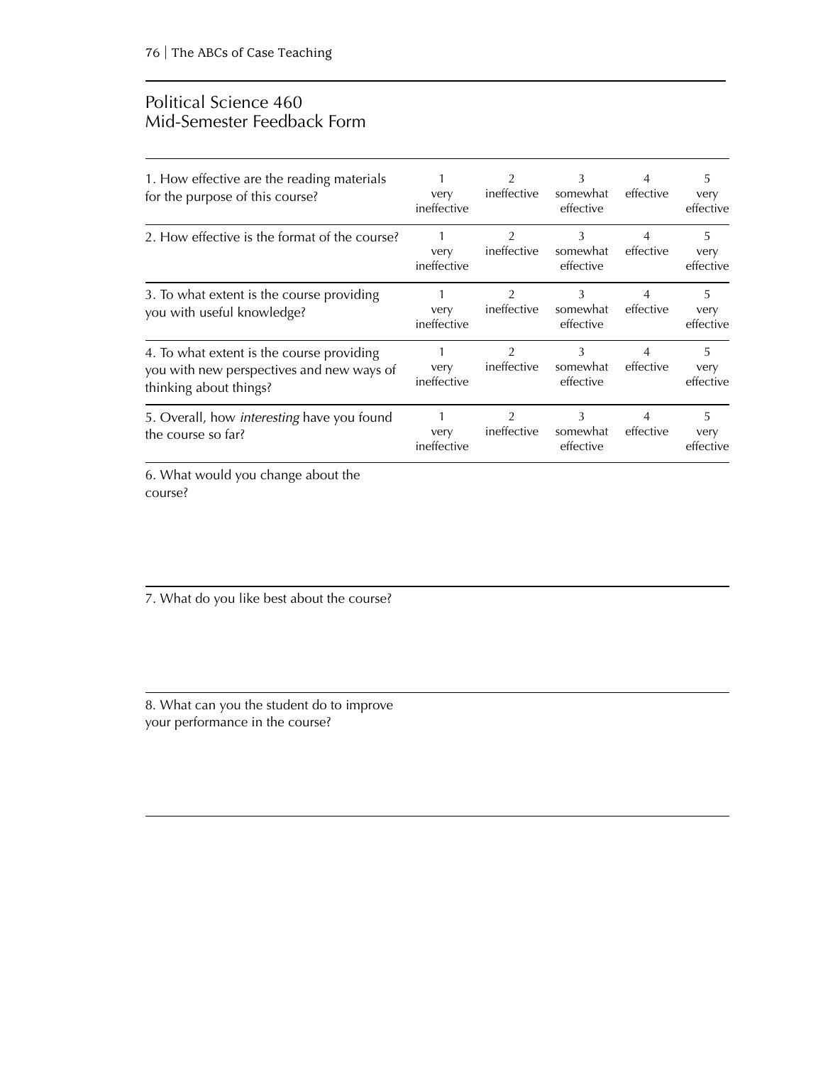# Political Science 460
# Mid-Semester Feedback Form

| | | | | | |
|---|---|---|---|---|---|
| 1. How effective are the reading materials for the purpose of this course? | 1 very ineffective | 2 ineffective | 3 somewhat effective | 4 effective | 5 very effective |
| 2. How effective is the format of the course? | 1 very ineffective | 2 ineffective | 3 somewhat effective | 4 effective | 5 very effective |
| 3. To what extent is the course providing you with useful knowledge? | 1 very ineffective | 2 ineffective | 3 somewhat effective | 4 effective | 5 very effective |
| 4. To what extent is the course providing you with new perspectives and new ways of thinking about things? | 1 very ineffective | 2 ineffective | 3 somewhat effective | 4 effective | 5 very effective |
| 5. Overall, how *interesting* have you found the course so far? | 1 very ineffective | 2 ineffective | 3 somewhat effective | 4 effective | 5 very effective |

6. What would you change about the course?

7. What do you like best about the course?

8. What can you the student do to improve your performance in the course?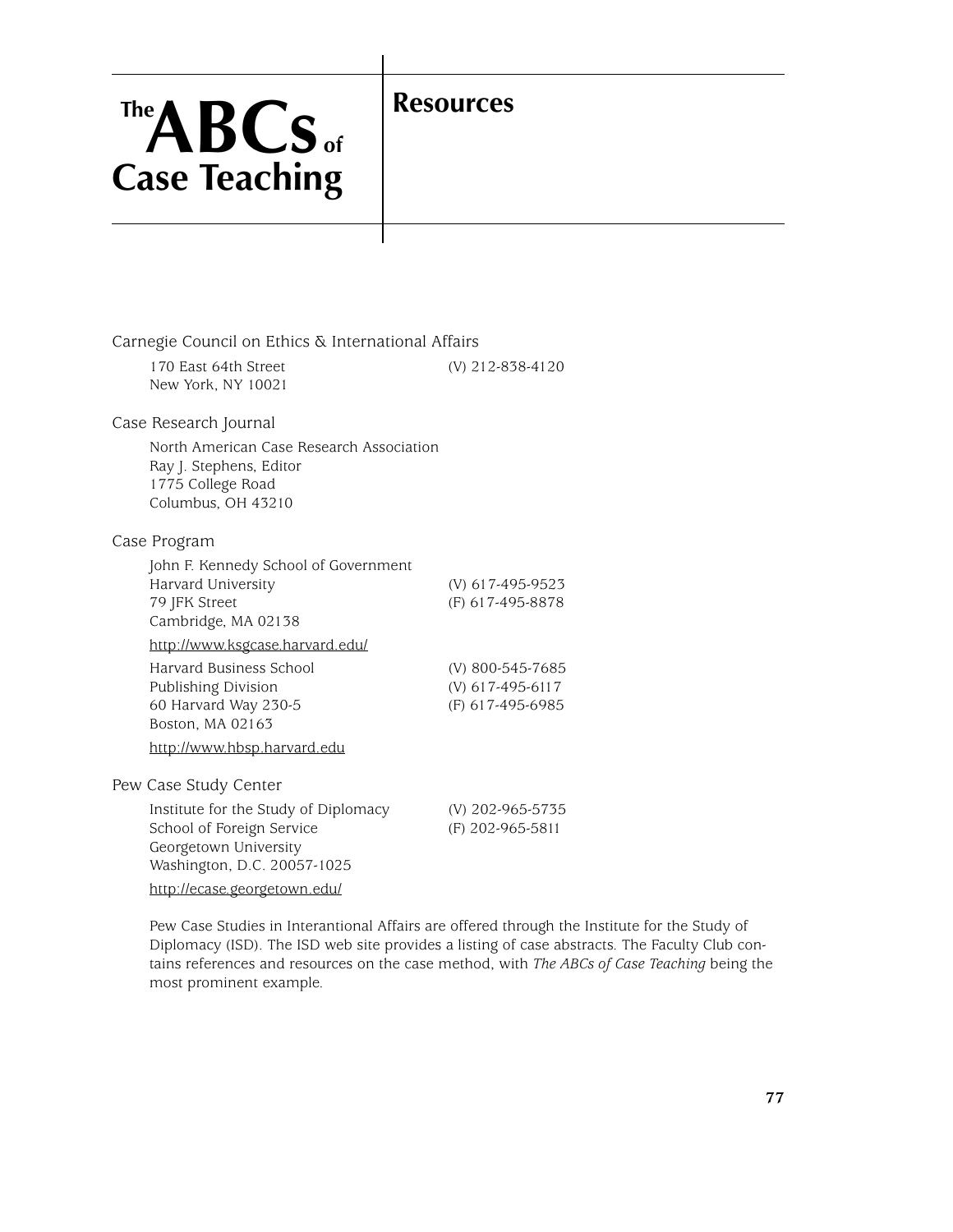# Resources

Carnegie Council on Ethics & International Affairs

170 East 64th Street (V) 212-838-4120
New York, NY 10021

Case Research Journal

North American Case Research Association
Ray J. Stephens, Editor
1775 College Road
Columbus, OH 43210

Case Program

John F. Kennedy School of Government
Harvard University (V) 617-495-9523
79 JFK Street (F) 617-495-8878
Cambridge, MA 02138

http://www.ksgcase.harvard.edu/

Harvard Business School (V) 800-545-7685
Publishing Division (V) 617-495-6117
60 Harvard Way 230-5 (F) 617-495-6985
Boston, MA 02163

http://www.hbsp.harvard.edu

Pew Case Study Center

Institute for the Study of Diplomacy (V) 202-965-5735
School of Foreign Service (F) 202-965-5811
Georgetown University
Washington, D.C. 20057-1025

http://ecase.georgetown.edu/

Pew Case Studies in Interantional Affairs are offered through the Institute for the Study of Diplomacy (ISD). The ISD web site provides a listing of case abstracts. The Faculty Club contains references and resources on the case method, with *The ABCs of Case Teaching* being the most prominent example.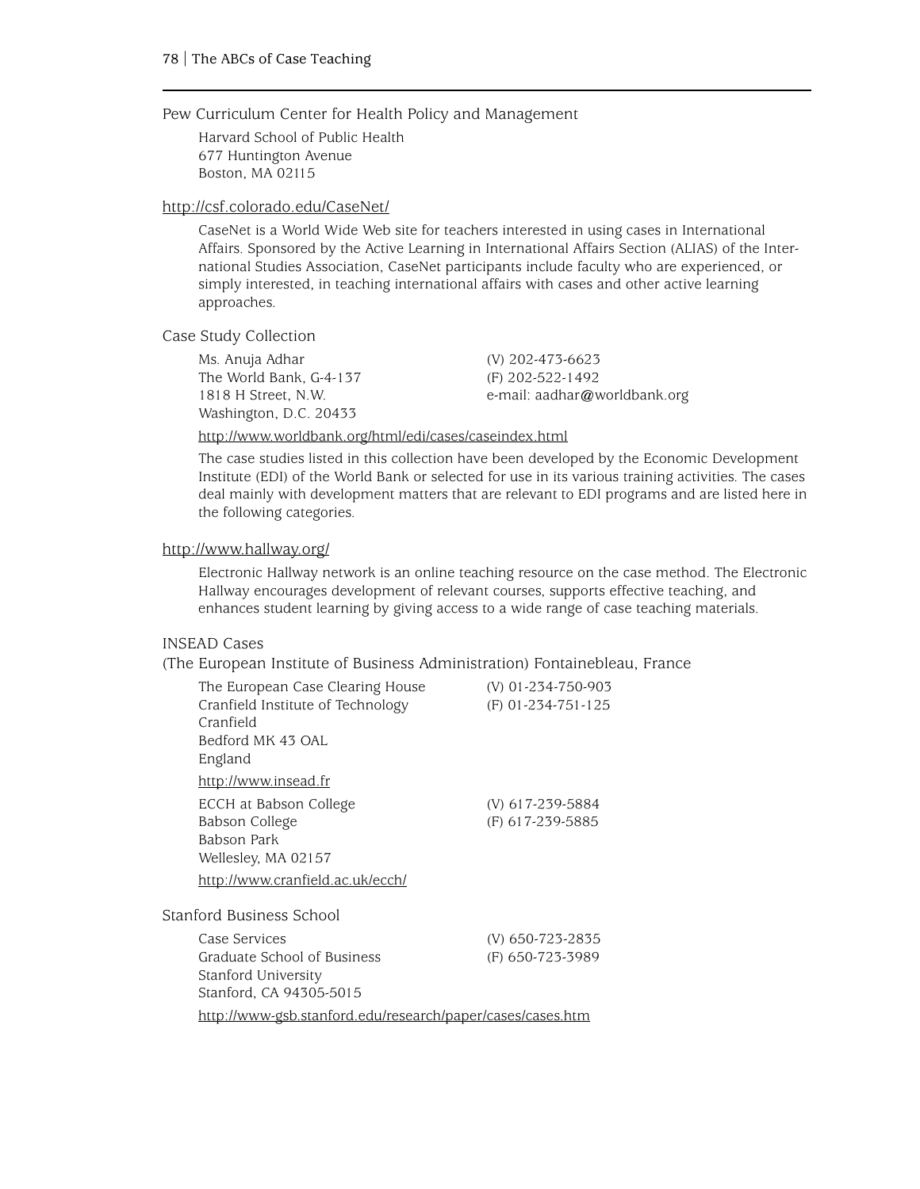Pew Curriculum Center for Health Policy and Management

Harvard School of Public Health
677 Huntington Avenue
Boston, MA 02115

http://csf.colorado.edu/CaseNet/

CaseNet is a World Wide Web site for teachers interested in using cases in International Affairs. Sponsored by the Active Learning in International Affairs Section (ALIAS) of the International Studies Association, CaseNet participants include faculty who are experienced, or simply interested, in teaching international affairs with cases and other active learning approaches.

Case Study Collection

Ms. Anuja Adhar
The World Bank, G-4-137
1818 H Street, N.W.
Washington, D.C. 20433

(V) 202-473-6623
(F) 202-522-1492
e-mail: aadhar@worldbank.org

http://www.worldbank.org/html/edi/cases/caseindex.html

The case studies listed in this collection have been developed by the Economic Development Institute (EDI) of the World Bank or selected for use in its various training activities. The cases deal mainly with development matters that are relevant to EDI programs and are listed here in the following categories.

http://www.hallway.org/

Electronic Hallway network is an online teaching resource on the case method. The Electronic Hallway encourages development of relevant courses, supports effective teaching, and enhances student learning by giving access to a wide range of case teaching materials.

INSEAD Cases
(The European Institute of Business Administration) Fontainebleau, France

The European Case Clearing House
Cranfield Institute of Technology
Cranfield
Bedford MK 43 OAL
England

(V) 01-234-750-903
(F) 01-234-751-125

http://www.insead.fr

ECCH at Babson College
Babson College
Babson Park
Wellesley, MA 02157

(V) 617-239-5884
(F) 617-239-5885

http://www.cranfield.ac.uk/ecch/

Stanford Business School

Case Services
Graduate School of Business
Stanford University
Stanford, CA 94305-5015

(V) 650-723-2835
(F) 650-723-3989

http://www-gsb.stanford.edu/research/paper/cases/cases.htm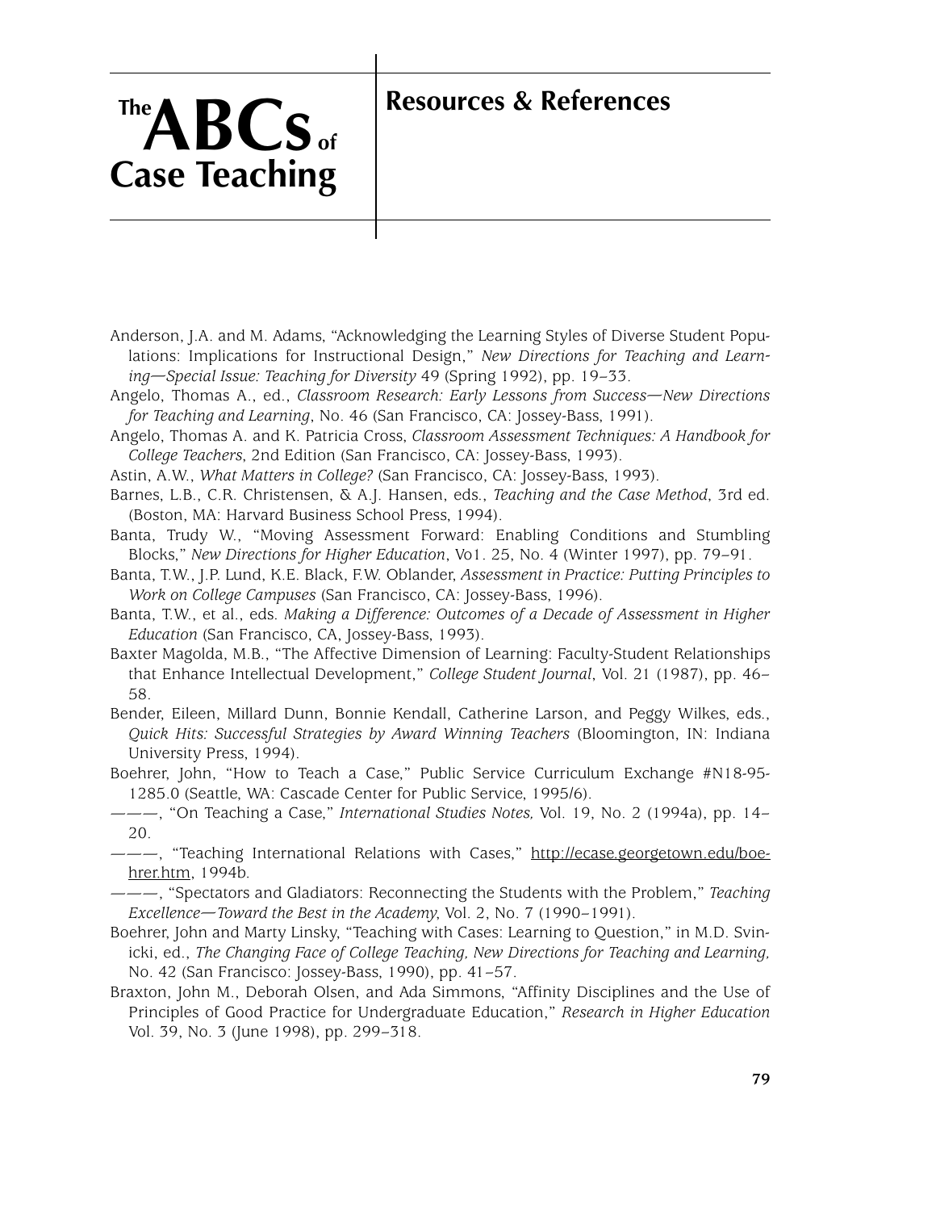# Resources & References

Anderson, J.A. and M. Adams, "Acknowledging the Learning Styles of Diverse Student Populations: Implications for Instructional Design," *New Directions for Teaching and Learning—Special Issue: Teaching for Diversity* 49 (Spring 1992), pp. 19–33.

Angelo, Thomas A., ed., *Classroom Research: Early Lessons from Success—New Directions for Teaching and Learning*, No. 46 (San Francisco, CA: Jossey-Bass, 1991).

Angelo, Thomas A. and K. Patricia Cross, *Classroom Assessment Techniques: A Handbook for College Teachers*, 2nd Edition (San Francisco, CA: Jossey-Bass, 1993).

Astin, A.W., *What Matters in College?* (San Francisco, CA: Jossey-Bass, 1993).

Barnes, L.B., C.R. Christensen, & A.J. Hansen, eds., *Teaching and the Case Method*, 3rd ed. (Boston, MA: Harvard Business School Press, 1994).

Banta, Trudy W., "Moving Assessment Forward: Enabling Conditions and Stumbling Blocks," *New Directions for Higher Education*, Vo1. 25, No. 4 (Winter 1997), pp. 79–91.

Banta, T.W., J.P. Lund, K.E. Black, F.W. Oblander, *Assessment in Practice: Putting Principles to Work on College Campuses* (San Francisco, CA: Jossey-Bass, 1996).

Banta, T.W., et al., eds. *Making a Difference: Outcomes of a Decade of Assessment in Higher Education* (San Francisco, CA, Jossey-Bass, 1993).

Baxter Magolda, M.B., "The Affective Dimension of Learning: Faculty-Student Relationships that Enhance Intellectual Development," *College Student Journal*, Vol. 21 (1987), pp. 46–58.

Bender, Eileen, Millard Dunn, Bonnie Kendall, Catherine Larson, and Peggy Wilkes, eds., *Quick Hits: Successful Strategies by Award Winning Teachers* (Bloomington, IN: Indiana University Press, 1994).

Boehrer, John, "How to Teach a Case," Public Service Curriculum Exchange #N18-95-1285.0 (Seattle, WA: Cascade Center for Public Service, 1995/6).

———, "On Teaching a Case," *International Studies Notes,* Vol. 19, No. 2 (1994a), pp. 14–20.

———, "Teaching International Relations with Cases," http://ecase.georgetown.edu/boehrer.htm, 1994b.

———, "Spectators and Gladiators: Reconnecting the Students with the Problem," *Teaching Excellence—Toward the Best in the Academy*, Vol. 2, No. 7 (1990–1991).

Boehrer, John and Marty Linsky, "Teaching with Cases: Learning to Question," in M.D. Svinicki, ed., *The Changing Face of College Teaching, New Directions for Teaching and Learning,* No. 42 (San Francisco: Jossey-Bass, 1990), pp. 41–57.

Braxton, John M., Deborah Olsen, and Ada Simmons, "Affinity Disciplines and the Use of Principles of Good Practice for Undergraduate Education," *Research in Higher Education* Vol. 39, No. 3 (June 1998), pp. 299–318.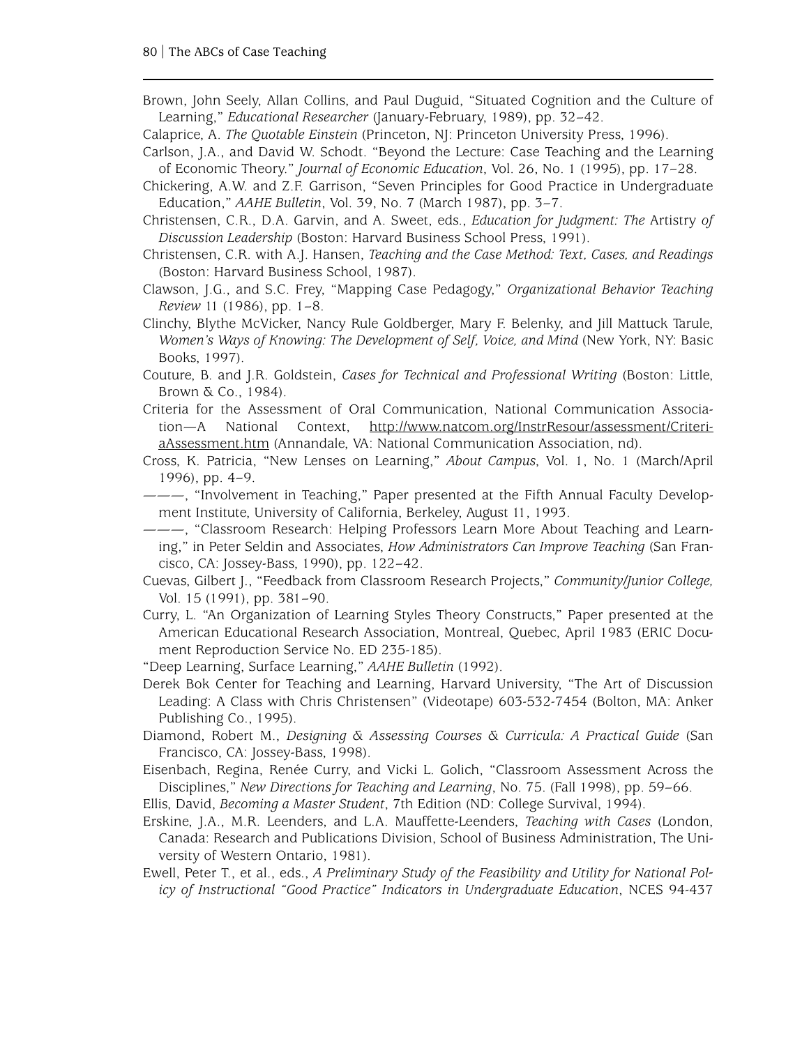Brown, John Seely, Allan Collins, and Paul Duguid, "Situated Cognition and the Culture of Learning," *Educational Researcher* (January-February, 1989), pp. 32–42.

Calaprice, A. *The Quotable Einstein* (Princeton, NJ: Princeton University Press, 1996).

Carlson, J.A., and David W. Schodt. "Beyond the Lecture: Case Teaching and the Learning of Economic Theory." *Journal of Economic Education*, Vol. 26, No. 1 (1995), pp. 17–28.

Chickering, A.W. and Z.F. Garrison, "Seven Principles for Good Practice in Undergraduate Education," *AAHE Bulletin*, Vol. 39, No. 7 (March 1987), pp. 3–7.

Christensen, C.R., D.A. Garvin, and A. Sweet, eds., *Education for Judgment: The* Artistry *of Discussion Leadership* (Boston: Harvard Business School Press, 1991).

Christensen, C.R. with A.J. Hansen, *Teaching and the Case Method: Text, Cases, and Readings* (Boston: Harvard Business School, 1987).

Clawson, J.G., and S.C. Frey, "Mapping Case Pedagogy," *Organizational Behavior Teaching Review* 11 (1986), pp. 1–8.

Clinchy, Blythe McVicker, Nancy Rule Goldberger, Mary F. Belenky, and Jill Mattuck Tarule, *Women's Ways of Knowing: The Development of Self, Voice, and Mind* (New York, NY: Basic Books, 1997).

Couture, B. and J.R. Goldstein, *Cases for Technical and Professional Writing* (Boston: Little, Brown & Co., 1984).

Criteria for the Assessment of Oral Communication, National Communication Association—A National Context, http://www.natcom.org/InstrResour/assessment/CriteriaAssessment.htm (Annandale, VA: National Communication Association, nd).

Cross, K. Patricia, "New Lenses on Learning," *About Campus*, Vol. 1, No. 1 (March/April 1996), pp. 4–9.

———, "Involvement in Teaching," Paper presented at the Fifth Annual Faculty Development Institute, University of California, Berkeley, August 11, 1993.

———, "Classroom Research: Helping Professors Learn More About Teaching and Learning," in Peter Seldin and Associates, *How Administrators Can Improve Teaching* (San Francisco, CA: Jossey-Bass, 1990), pp. 122–42.

Cuevas, Gilbert J., "Feedback from Classroom Research Projects," *Community/Junior College,* Vol. 15 (1991), pp. 381–90.

Curry, L. "An Organization of Learning Styles Theory Constructs," Paper presented at the American Educational Research Association, Montreal, Quebec, April 1983 (ERIC Document Reproduction Service No. ED 235-185).

"Deep Learning, Surface Learning," *AAHE Bulletin* (1992).

Derek Bok Center for Teaching and Learning, Harvard University, "The Art of Discussion Leading: A Class with Chris Christensen" (Videotape) 603-532-7454 (Bolton, MA: Anker Publishing Co., 1995).

Diamond, Robert M., *Designing & Assessing Courses & Curricula: A Practical Guide* (San Francisco, CA: Jossey-Bass, 1998).

Eisenbach, Regina, Renée Curry, and Vicki L. Golich, "Classroom Assessment Across the Disciplines," *New Directions for Teaching and Learning*, No. 75. (Fall 1998), pp. 59–66.

Ellis, David, *Becoming a Master Student*, 7th Edition (ND: College Survival, 1994).

Erskine, J.A., M.R. Leenders, and L.A. Mauffette-Leenders, *Teaching with Cases* (London, Canada: Research and Publications Division, School of Business Administration, The University of Western Ontario, 1981).

Ewell, Peter T., et al., eds., *A Preliminary Study of the Feasibility and Utility for National Policy of Instructional "Good Practice" Indicators in Undergraduate Education*, NCES 94-437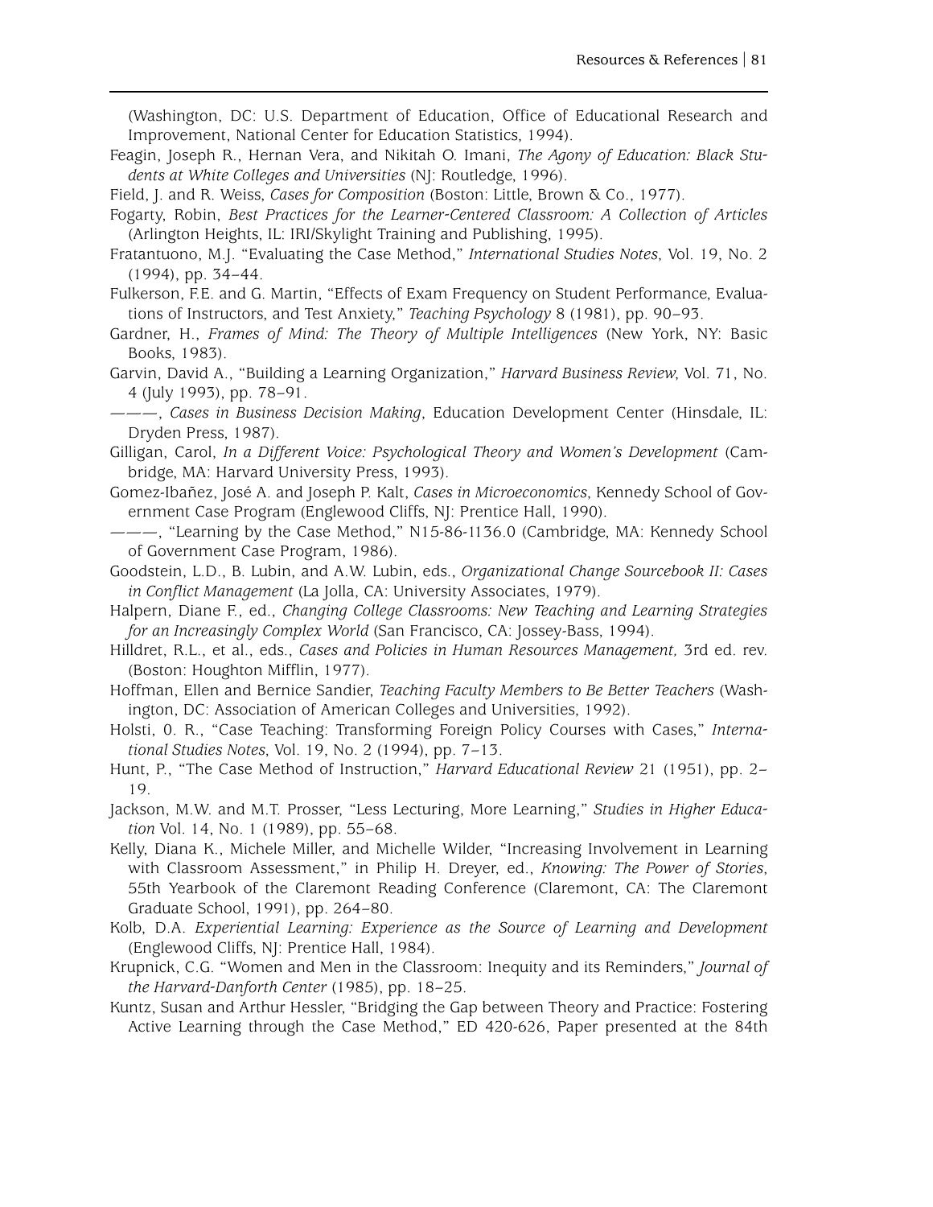(Washington, DC: U.S. Department of Education, Office of Educational Research and Improvement, National Center for Education Statistics, 1994).

Feagin, Joseph R., Hernan Vera, and Nikitah O. Imani, *The Agony of Education: Black Students at White Colleges and Universities* (NJ: Routledge, 1996).

Field, J. and R. Weiss, *Cases for Composition* (Boston: Little, Brown & Co., 1977).

Fogarty, Robin, *Best Practices for the Learner-Centered Classroom: A Collection of Articles* (Arlington Heights, IL: IRI/Skylight Training and Publishing, 1995).

Fratantuono, M.J. "Evaluating the Case Method," *International Studies Notes*, Vol. 19, No. 2 (1994), pp. 34–44.

Fulkerson, F.E. and G. Martin, "Effects of Exam Frequency on Student Performance, Evaluations of Instructors, and Test Anxiety," *Teaching Psychology* 8 (1981), pp. 90–93.

Gardner, H., *Frames of Mind: The Theory of Multiple Intelligences* (New York, NY: Basic Books, 1983).

Garvin, David A., "Building a Learning Organization," *Harvard Business Review*, Vol. 71, No. 4 (July 1993), pp. 78–91.

———, *Cases in Business Decision Making*, Education Development Center (Hinsdale, IL: Dryden Press, 1987).

Gilligan, Carol, *In a Different Voice: Psychological Theory and Women's Development* (Cambridge, MA: Harvard University Press, 1993).

Gomez-Ibañez, José A. and Joseph P. Kalt, *Cases in Microeconomics*, Kennedy School of Government Case Program (Englewood Cliffs, NJ: Prentice Hall, 1990).

———, "Learning by the Case Method," N15-86-1136.0 (Cambridge, MA: Kennedy School of Government Case Program, 1986).

Goodstein, L.D., B. Lubin, and A.W. Lubin, eds., *Organizational Change Sourcebook II: Cases in Conflict Management* (La Jolla, CA: University Associates, 1979).

Halpern, Diane F., ed., *Changing College Classrooms: New Teaching and Learning Strategies for an Increasingly Complex World* (San Francisco, CA: Jossey-Bass, 1994).

Hilldret, R.L., et al., eds., *Cases and Policies in Human Resources Management,* 3rd ed. rev. (Boston: Houghton Mifflin, 1977).

Hoffman, Ellen and Bernice Sandier, *Teaching Faculty Members to Be Better Teachers* (Washington, DC: Association of American Colleges and Universities, 1992).

Holsti, 0. R., "Case Teaching: Transforming Foreign Policy Courses with Cases," *International Studies Notes*, Vol. 19, No. 2 (1994), pp. 7–13.

Hunt, P., "The Case Method of Instruction," *Harvard Educational Review* 21 (1951), pp. 2–19.

Jackson, M.W. and M.T. Prosser, "Less Lecturing, More Learning," *Studies in Higher Education* Vol. 14, No. 1 (1989), pp. 55–68.

Kelly, Diana K., Michele Miller, and Michelle Wilder, "Increasing Involvement in Learning with Classroom Assessment," in Philip H. Dreyer, ed., *Knowing: The Power of Stories*, 55th Yearbook of the Claremont Reading Conference (Claremont, CA: The Claremont Graduate School, 1991), pp. 264–80.

Kolb, D.A. *Experiential Learning: Experience as the Source of Learning and Development* (Englewood Cliffs, NJ: Prentice Hall, 1984).

Krupnick, C.G. "Women and Men in the Classroom: Inequity and its Reminders," *Journal of the Harvard-Danforth Center* (1985), pp. 18–25.

Kuntz, Susan and Arthur Hessler, "Bridging the Gap between Theory and Practice: Fostering Active Learning through the Case Method," ED 420-626, Paper presented at the 84th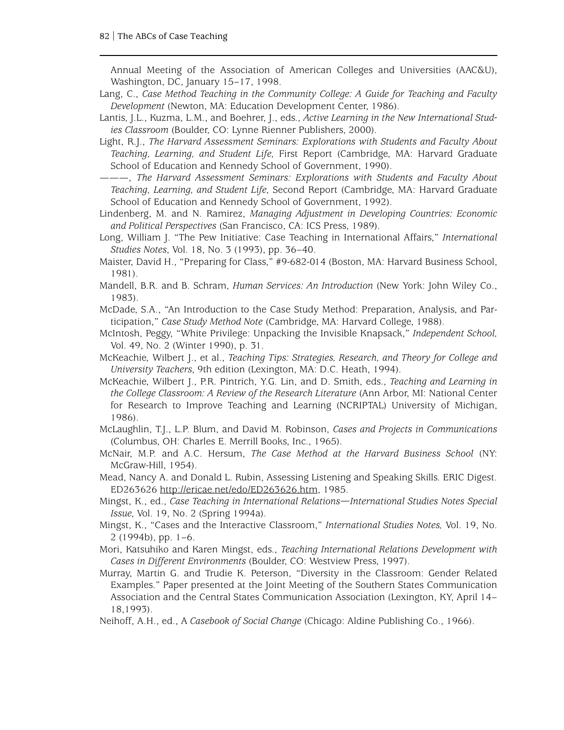Annual Meeting of the Association of American Colleges and Universities (AAC&U), Washington, DC, January 15–17, 1998.

Lang, C., *Case Method Teaching in the Community College: A Guide for Teaching and Faculty Development* (Newton, MA: Education Development Center, 1986).

Lantis, J.L., Kuzma, L.M., and Boehrer, J., eds., *Active Learning in the New International Studies Classroom* (Boulder, CO: Lynne Rienner Publishers, 2000).

Light, R.J., *The Harvard Assessment Seminars: Explorations with Students and Faculty About Teaching, Learning, and Student Life*, First Report (Cambridge, MA: Harvard Graduate School of Education and Kennedy School of Government, 1990).

———, *The Harvard Assessment Seminars: Explorations with Students and Faculty About Teaching, Learning, and Student Life*, Second Report (Cambridge, MA: Harvard Graduate School of Education and Kennedy School of Government, 1992).

Lindenberg, M. and N. Ramirez, *Managing Adjustment in Developing Countries: Economic and Political Perspectives* (San Francisco, CA: ICS Press, 1989).

Long, William J. "The Pew Initiative: Case Teaching in International Affairs," *International Studies Notes*, Vol. 18, No. 3 (1993), pp. 36–40.

Maister, David H., "Preparing for Class," #9-682-014 (Boston, MA: Harvard Business School, 1981).

Mandell, B.R. and B. Schram, *Human Services: An Introduction* (New York: John Wiley Co., 1983).

McDade, S.A., "An Introduction to the Case Study Method: Preparation, Analysis, and Participation," *Case Study Method Note* (Cambridge, MA: Harvard College, 1988).

McIntosh, Peggy, "White Privilege: Unpacking the Invisible Knapsack," *Independent School,* Vol. 49, No. 2 (Winter 1990), p. 31.

McKeachie, Wilbert J., et al., *Teaching Tips: Strategies, Research, and Theory for College and University Teachers*, 9th edition (Lexington, MA: D.C. Heath, 1994).

McKeachie, Wilbert J., P.R. Pintrich, Y.G. Lin, and D. Smith, eds., *Teaching and Learning in the College Classroom: A Review of the Research Literature* (Ann Arbor, MI: National Center for Research to Improve Teaching and Learning (NCRIPTAL) University of Michigan, 1986).

McLaughlin, T.J., L.P. Blum, and David M. Robinson, *Cases and Projects in Communications* (Columbus, OH: Charles E. Merrill Books, Inc., 1965).

McNair, M.P. and A.C. Hersum, *The Case Method at the Harvard Business School* (NY: McGraw-Hill, 1954).

Mead, Nancy A. and Donald L. Rubin, Assessing Listening and Speaking Skills. ERIC Digest. ED263626 http://ericae.net/edo/ED263626.htm, 1985.

Mingst, K., ed., *Case Teaching in International Relations—International Studies Notes Special Issue*, Vol. 19, No. 2 (Spring 1994a).

Mingst, K., "Cases and the Interactive Classroom," *International Studies Notes,* Vol. 19, No. 2 (1994b), pp. 1–6.

Mori, Katsuhiko and Karen Mingst, eds., *Teaching International Relations Development with Cases in Different Environments* (Boulder, CO: Westview Press, 1997).

Murray, Martin G. and Trudie K. Peterson, "Diversity in the Classroom: Gender Related Examples." Paper presented at the Joint Meeting of the Southern States Communication Association and the Central States Communication Association (Lexington, KY, April 14–18,1993).

Neihoff, A.H., ed., A *Casebook of Social Change* (Chicago: Aldine Publishing Co., 1966).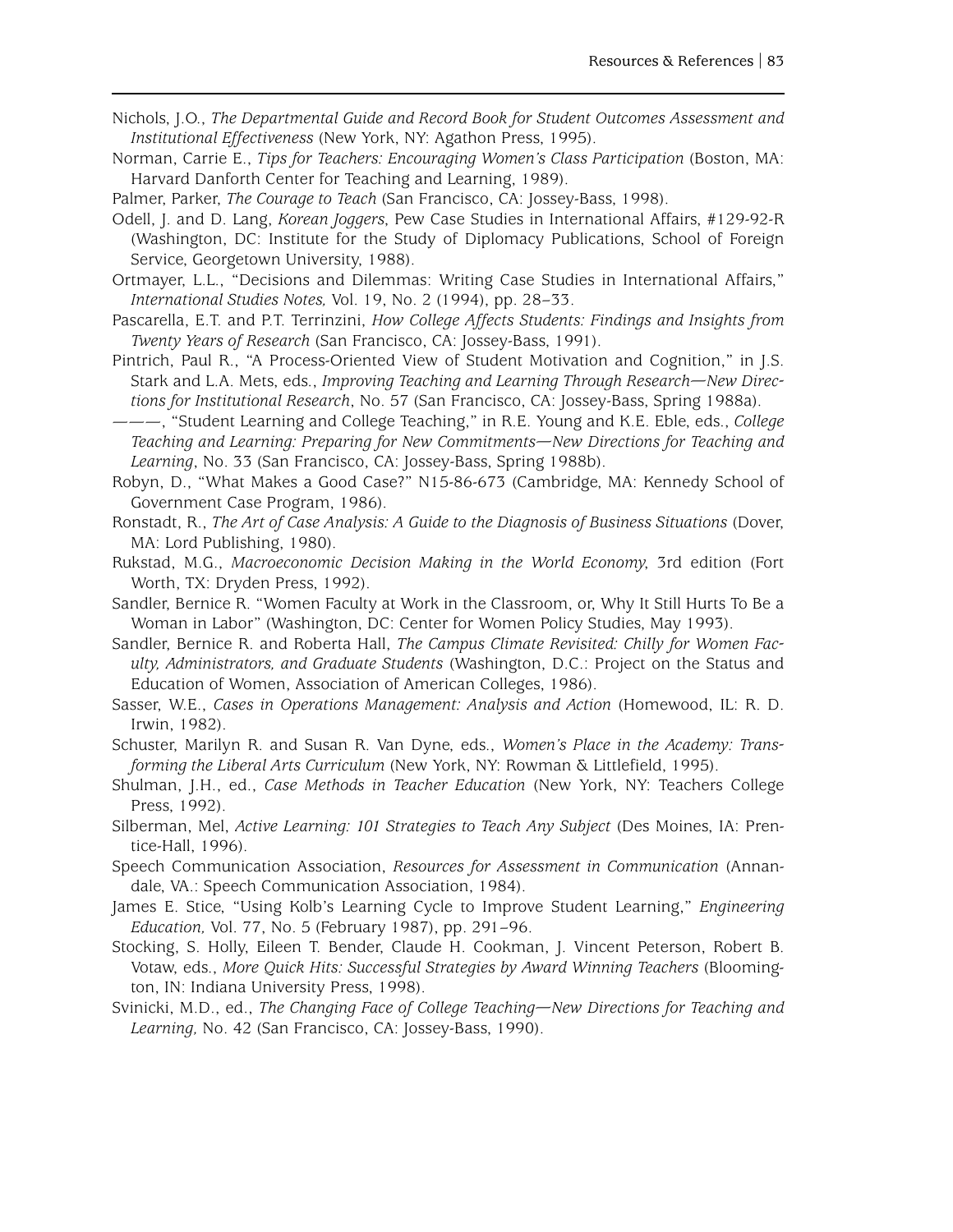Nichols, J.O., *The Departmental Guide and Record Book for Student Outcomes Assessment and Institutional Effectiveness* (New York, NY: Agathon Press, 1995).

Norman, Carrie E., *Tips for Teachers: Encouraging Women's Class Participation* (Boston, MA: Harvard Danforth Center for Teaching and Learning, 1989).

Palmer, Parker, *The Courage to Teach* (San Francisco, CA: Jossey-Bass, 1998).

Odell, J. and D. Lang, *Korean Joggers*, Pew Case Studies in International Affairs, #129-92-R (Washington, DC: Institute for the Study of Diplomacy Publications, School of Foreign Service, Georgetown University, 1988).

Ortmayer, L.L., "Decisions and Dilemmas: Writing Case Studies in International Affairs," *International Studies Notes,* Vol. 19, No. 2 (1994), pp. 28–33.

Pascarella, E.T. and P.T. Terrinzini, *How College Affects Students: Findings and Insights from Twenty Years of Research* (San Francisco, CA: Jossey-Bass, 1991).

Pintrich, Paul R., "A Process-Oriented View of Student Motivation and Cognition," in J.S. Stark and L.A. Mets, eds., *Improving Teaching and Learning Through Research—New Directions for Institutional Research*, No. 57 (San Francisco, CA: Jossey-Bass, Spring 1988a).

———, "Student Learning and College Teaching," in R.E. Young and K.E. Eble, eds., *College Teaching and Learning: Preparing for New Commitments—New Directions for Teaching and Learning*, No. 33 (San Francisco, CA: Jossey-Bass, Spring 1988b).

Robyn, D., "What Makes a Good Case?" N15-86-673 (Cambridge, MA: Kennedy School of Government Case Program, 1986).

Ronstadt, R., *The Art of Case Analysis: A Guide to the Diagnosis of Business Situations* (Dover, MA: Lord Publishing, 1980).

Rukstad, M.G., *Macroeconomic Decision Making in the World Economy*, 3rd edition (Fort Worth, TX: Dryden Press, 1992).

Sandler, Bernice R. "Women Faculty at Work in the Classroom, or, Why It Still Hurts To Be a Woman in Labor" (Washington, DC: Center for Women Policy Studies, May 1993).

Sandler, Bernice R. and Roberta Hall, *The Campus Climate Revisited: Chilly for Women Faculty, Administrators, and Graduate Students* (Washington, D.C.: Project on the Status and Education of Women, Association of American Colleges, 1986).

Sasser, W.E., *Cases in Operations Management: Analysis and Action* (Homewood, IL: R. D. Irwin, 1982).

Schuster, Marilyn R. and Susan R. Van Dyne, eds., *Women's Place in the Academy: Transforming the Liberal Arts Curriculum* (New York, NY: Rowman & Littlefield, 1995).

Shulman, J.H., ed., *Case Methods in Teacher Education* (New York, NY: Teachers College Press, 1992).

Silberman, Mel, *Active Learning: 101 Strategies to Teach Any Subject* (Des Moines, IA: Prentice-Hall, 1996).

Speech Communication Association, *Resources for Assessment in Communication* (Annandale, VA.: Speech Communication Association, 1984).

James E. Stice, "Using Kolb's Learning Cycle to Improve Student Learning," *Engineering Education,* Vol. 77, No. 5 (February 1987), pp. 291–96.

Stocking, S. Holly, Eileen T. Bender, Claude H. Cookman, J. Vincent Peterson, Robert B. Votaw, eds., *More Quick Hits: Successful Strategies by Award Winning Teachers* (Bloomington, IN: Indiana University Press, 1998).

Svinicki, M.D., ed., *The Changing Face of College Teaching—New Directions for Teaching and Learning,* No. 42 (San Francisco, CA: Jossey-Bass, 1990).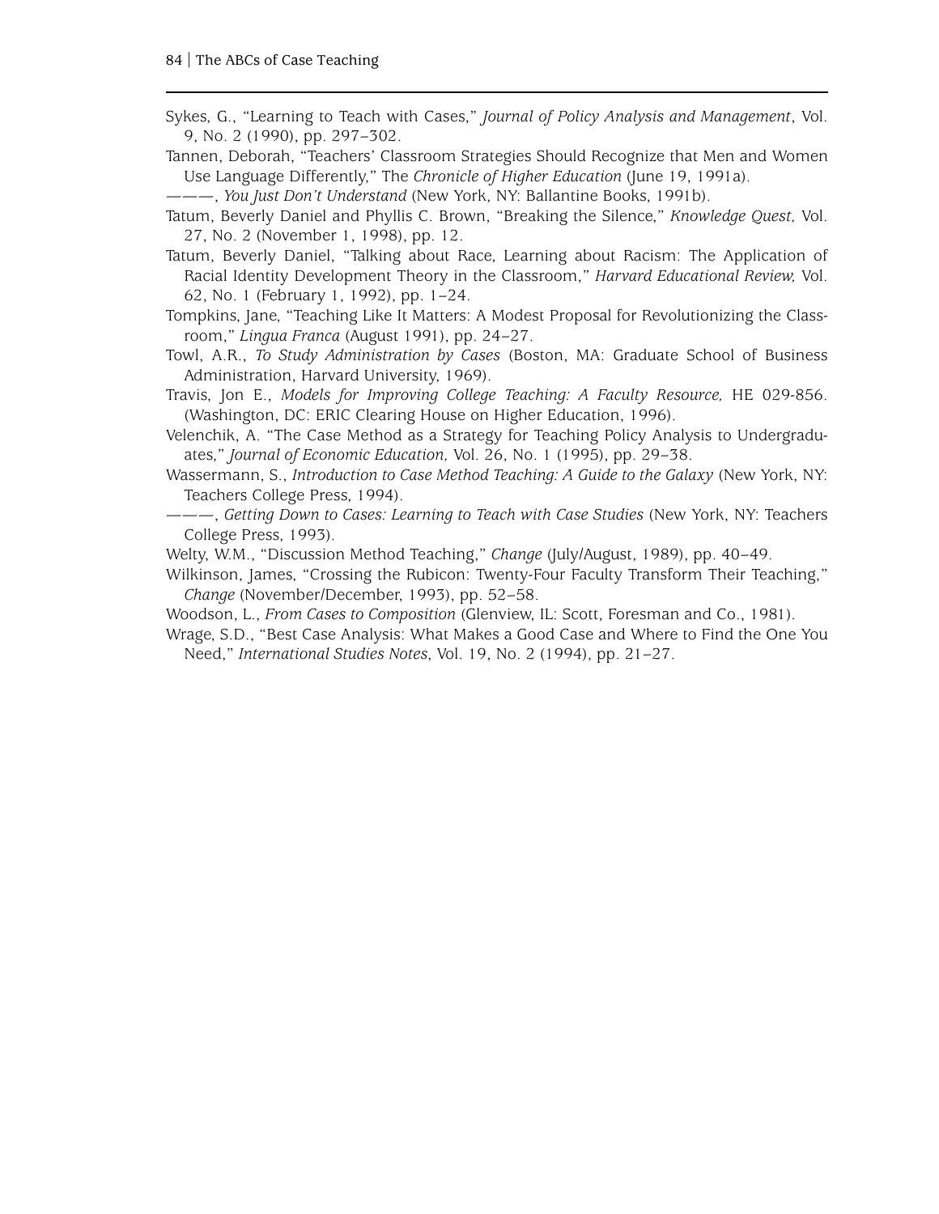Sykes, G., "Learning to Teach with Cases," *Journal of Policy Analysis and Management*, Vol. 9, No. 2 (1990), pp. 297–302.

Tannen, Deborah, "Teachers' Classroom Strategies Should Recognize that Men and Women Use Language Differently," The *Chronicle of Higher Education* (June 19, 1991a).

———, *You Just Don't Understand* (New York, NY: Ballantine Books, 1991b).

Tatum, Beverly Daniel and Phyllis C. Brown, "Breaking the Silence," *Knowledge Quest,* Vol. 27, No. 2 (November 1, 1998), pp. 12.

Tatum, Beverly Daniel, "Talking about Race, Learning about Racism: The Application of Racial Identity Development Theory in the Classroom," *Harvard Educational Review,* Vol. 62, No. 1 (February 1, 1992), pp. 1–24.

Tompkins, Jane, "Teaching Like It Matters: A Modest Proposal for Revolutionizing the Classroom," *Lingua Franca* (August 1991), pp. 24–27.

Towl, A.R., *To Study Administration by Cases* (Boston, MA: Graduate School of Business Administration, Harvard University, 1969).

Travis, Jon E., *Models for Improving College Teaching: A Faculty Resource,* HE 029-856. (Washington, DC: ERIC Clearing House on Higher Education, 1996).

Velenchik, A. "The Case Method as a Strategy for Teaching Policy Analysis to Undergraduates," *Journal of Economic Education,* Vol. 26, No. 1 (1995), pp. 29–38.

Wassermann, S., *Introduction to Case Method Teaching: A Guide to the Galaxy* (New York, NY: Teachers College Press, 1994).

———, *Getting Down to Cases: Learning to Teach with Case Studies* (New York, NY: Teachers College Press, 1993).

Welty, W.M., "Discussion Method Teaching," *Change* (July/August, 1989), pp. 40–49.

Wilkinson, James, "Crossing the Rubicon: Twenty-Four Faculty Transform Their Teaching," *Change* (November/December, 1993), pp. 52–58.

Woodson, L., *From Cases to Composition* (Glenview, IL: Scott, Foresman and Co., 1981).

Wrage, S.D., "Best Case Analysis: What Makes a Good Case and Where to Find the One You Need," *International Studies Notes*, Vol. 19, No. 2 (1994), pp. 21–27.